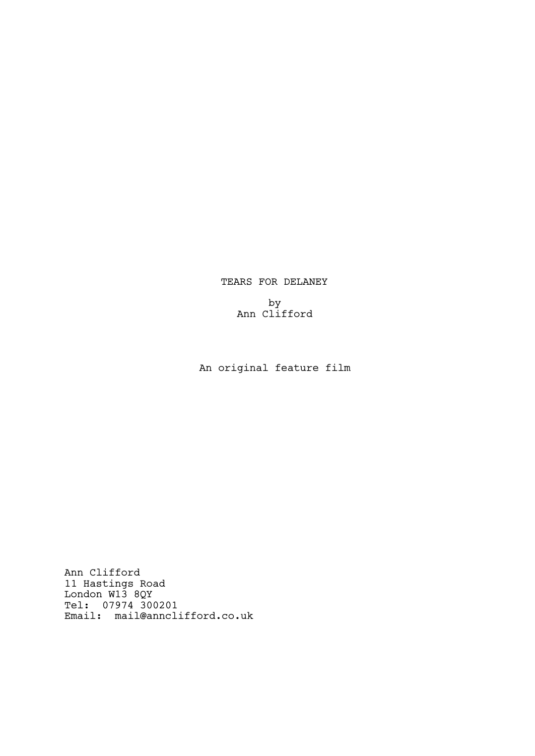# TEARS FOR DELANEY

by
Ann Clifford

An original feature film

Ann Clifford
11 Hastings Road
London W13 8QY
Tel: 07974 300201
Email: mail@annclifford.co.uk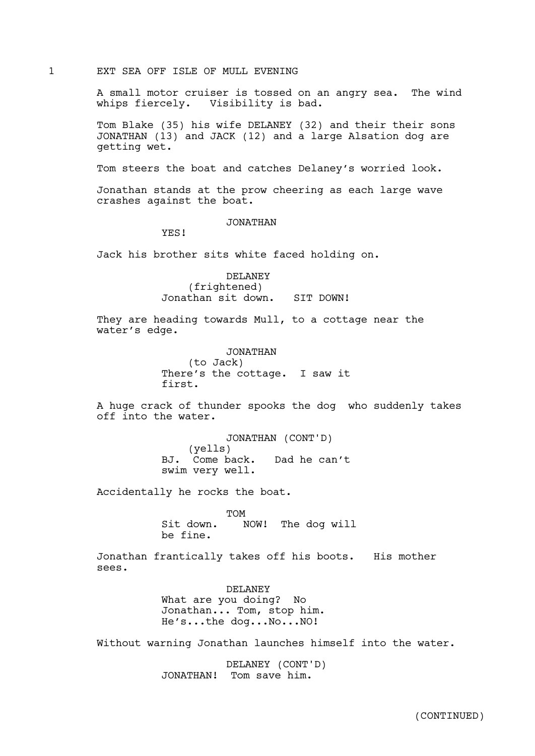1 EXT SEA OFF ISLE OF MULL EVENING

A small motor cruiser is tossed on an angry sea. The wind whips fiercely. Visibility is bad.

Tom Blake (35) his wife DELANEY (32) and their their sons JONATHAN (13) and JACK (12) and a large Alsation dog are getting wet.

Tom steers the boat and catches Delaney's worried look.

Jonathan stands at the prow cheering as each large wave crashes against the boat.

JONATHAN
YES!

Jack his brother sits white faced holding on.

DELANEY
(frightened)
Jonathan sit down. SIT DOWN!

They are heading towards Mull, to a cottage near the water's edge.

JONATHAN
(to Jack)
There's the cottage. I saw it first.

A huge crack of thunder spooks the dog who suddenly takes off into the water.

JONATHAN (CONT'D)
(yells)
BJ. Come back. Dad he can't swim very well.

Accidentally he rocks the boat.

TOM
Sit down. NOW! The dog will be fine.

Jonathan frantically takes off his boots. His mother sees.

DELANEY
What are you doing? No Jonathan... Tom, stop him. He's...the dog...No...NO!

Without warning Jonathan launches himself into the water.

DELANEY (CONT'D)
JONATHAN! Tom save him.

(CONTINUED)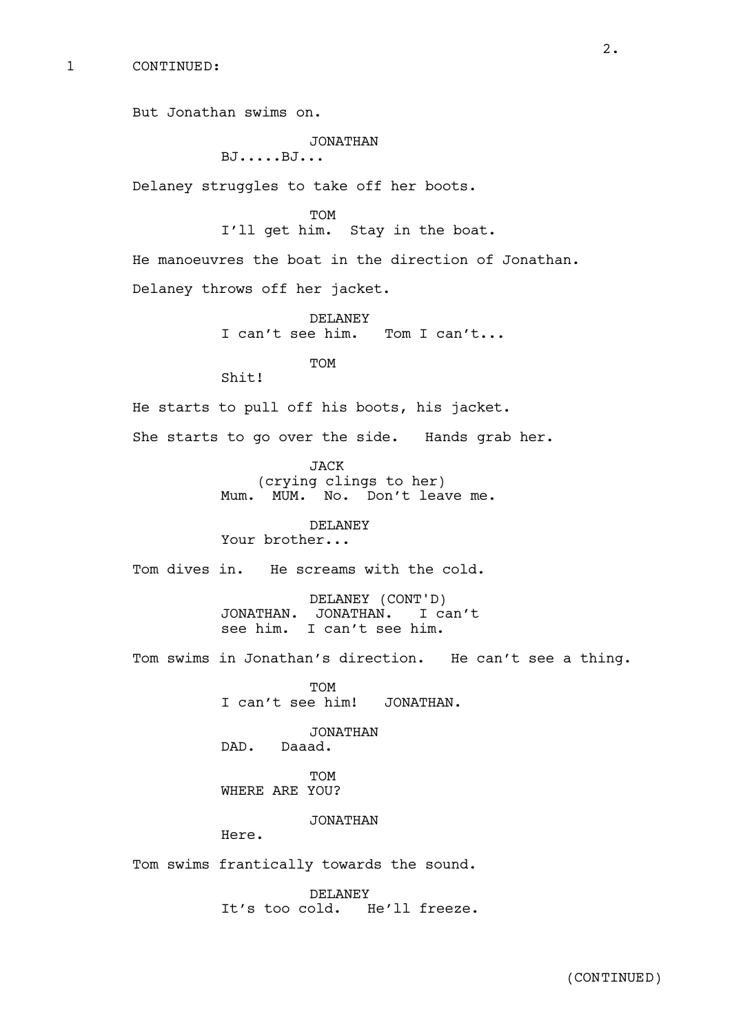1 CONTINUED:

But Jonathan swims on.

JONATHAN
BJ.....BJ...

Delaney struggles to take off her boots.

TOM
I'll get him. Stay in the boat.

He manoeuvres the boat in the direction of Jonathan.

Delaney throws off her jacket.

DELANEY
I can't see him. Tom I can't...

TOM
Shit!

He starts to pull off his boots, his jacket.

She starts to go over the side. Hands grab her.

JACK
(crying clings to her)
Mum. MUM. No. Don't leave me.

DELANEY
Your brother...

Tom dives in. He screams with the cold.

DELANEY (CONT'D)
JONATHAN. JONATHAN. I can't see him. I can't see him.

Tom swims in Jonathan's direction. He can't see a thing.

TOM
I can't see him! JONATHAN.

JONATHAN
DAD. Daaad.

TOM
WHERE ARE YOU?

JONATHAN
Here.

Tom swims frantically towards the sound.

DELANEY
It's too cold. He'll freeze.

(CONTINUED)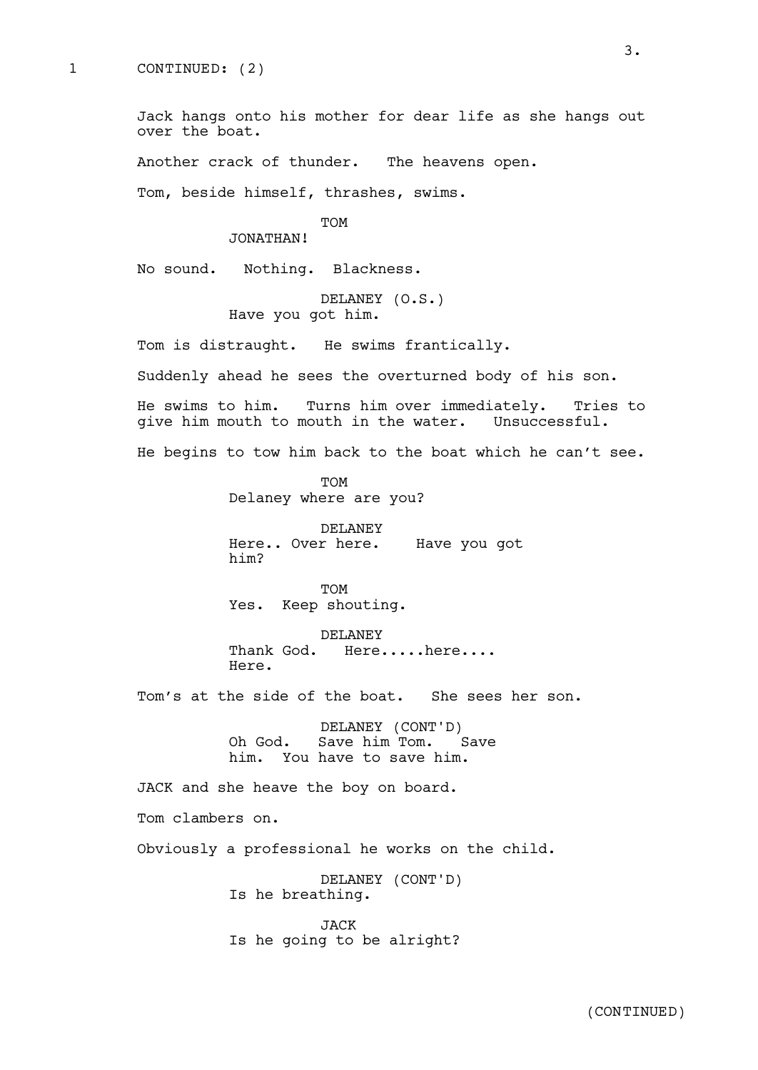1 CONTINUED: (2)

Jack hangs onto his mother for dear life as she hangs out over the boat.

Another crack of thunder. The heavens open.

Tom, beside himself, thrashes, swims.

TOM
JONATHAN!

No sound. Nothing. Blackness.

DELANEY (O.S.)
Have you got him.

Tom is distraught. He swims frantically.

Suddenly ahead he sees the overturned body of his son.

He swims to him. Turns him over immediately. Tries to give him mouth to mouth in the water. Unsuccessful.

He begins to tow him back to the boat which he can't see.

TOM
Delaney where are you?

DELANEY
Here.. Over here. Have you got him?

TOM
Yes. Keep shouting.

DELANEY
Thank God. Here.....here.... Here.

Tom's at the side of the boat. She sees her son.

DELANEY (CONT'D)
Oh God. Save him Tom. Save him. You have to save him.

JACK and she heave the boy on board.

Tom clambers on.

Obviously a professional he works on the child.

DELANEY (CONT'D)
Is he breathing.

JACK
Is he going to be alright?

(CONTINUED)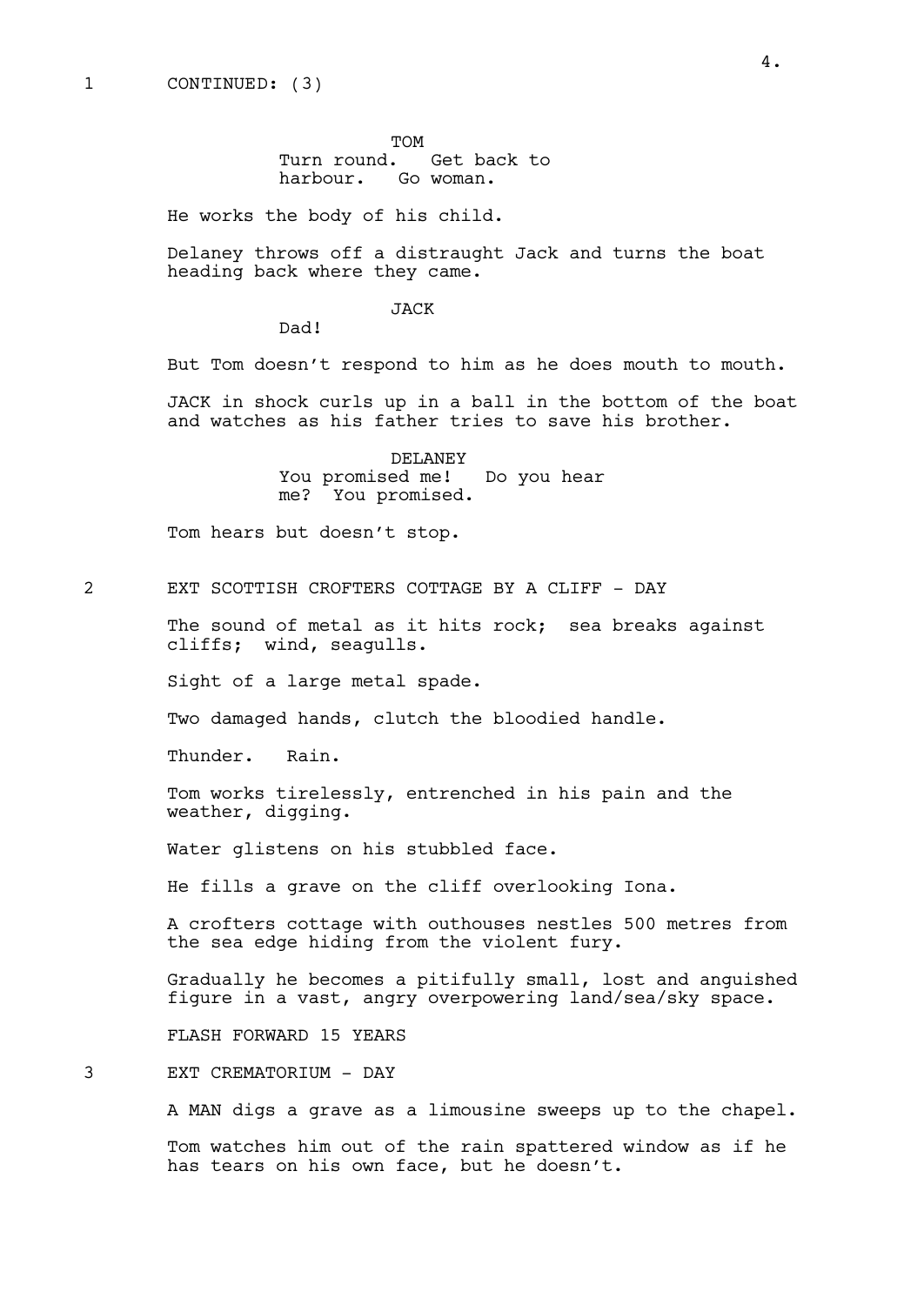1 CONTINUED: (3)

TOM
Turn round.  Get back to harbour.  Go woman.

He works the body of his child.

Delaney throws off a distraught Jack and turns the boat heading back where they came.

JACK
Dad!

But Tom doesn't respond to him as he does mouth to mouth.

JACK in shock curls up in a ball in the bottom of the boat and watches as his father tries to save his brother.

DELANEY
You promised me!  Do you hear me?  You promised.

Tom hears but doesn't stop.

2 EXT SCOTTISH CROFTERS COTTAGE BY A CLIFF - DAY

The sound of metal as it hits rock;  sea breaks against cliffs;  wind, seagulls.

Sight of a large metal spade.

Two damaged hands, clutch the bloodied handle.

Thunder.  Rain.

Tom works tirelessly, entrenched in his pain and the weather, digging.

Water glistens on his stubbled face.

He fills a grave on the cliff overlooking Iona.

A crofters cottage with outhouses nestles 500 metres from the sea edge hiding from the violent fury.

Gradually he becomes a pitifully small, lost and anguished figure in a vast, angry overpowering land/sea/sky space.

FLASH FORWARD 15 YEARS

3 EXT CREMATORIUM - DAY

A MAN digs a grave as a limousine sweeps up to the chapel.

Tom watches him out of the rain spattered window as if he has tears on his own face, but he doesn't.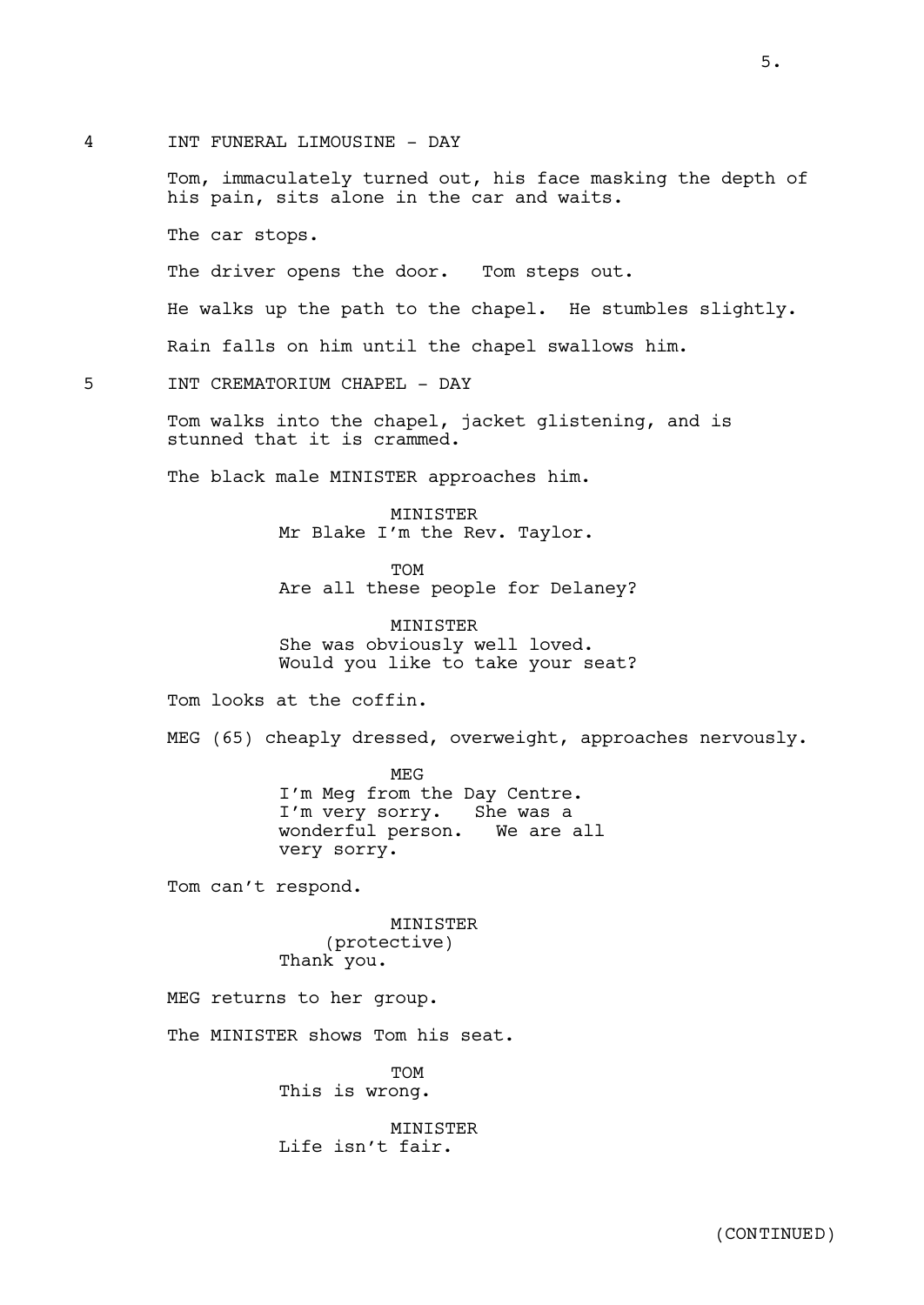4 INT FUNERAL LIMOUSINE - DAY

Tom, immaculately turned out, his face masking the depth of his pain, sits alone in the car and waits.

The car stops.

The driver opens the door. Tom steps out.

He walks up the path to the chapel. He stumbles slightly.

Rain falls on him until the chapel swallows him.

5 INT CREMATORIUM CHAPEL - DAY

Tom walks into the chapel, jacket glistening, and is stunned that it is crammed.

The black male MINISTER approaches him.

MINISTER
Mr Blake I'm the Rev. Taylor.

TOM
Are all these people for Delaney?

MINISTER
She was obviously well loved.
Would you like to take your seat?

Tom looks at the coffin.

MEG (65) cheaply dressed, overweight, approaches nervously.

MEG
I'm Meg from the Day Centre.
I'm very sorry. She was a
wonderful person. We are all
very sorry.

Tom can't respond.

MINISTER
(protective)
Thank you.

MEG returns to her group.

The MINISTER shows Tom his seat.

TOM
This is wrong.

MINISTER
Life isn't fair.

(CONTINUED)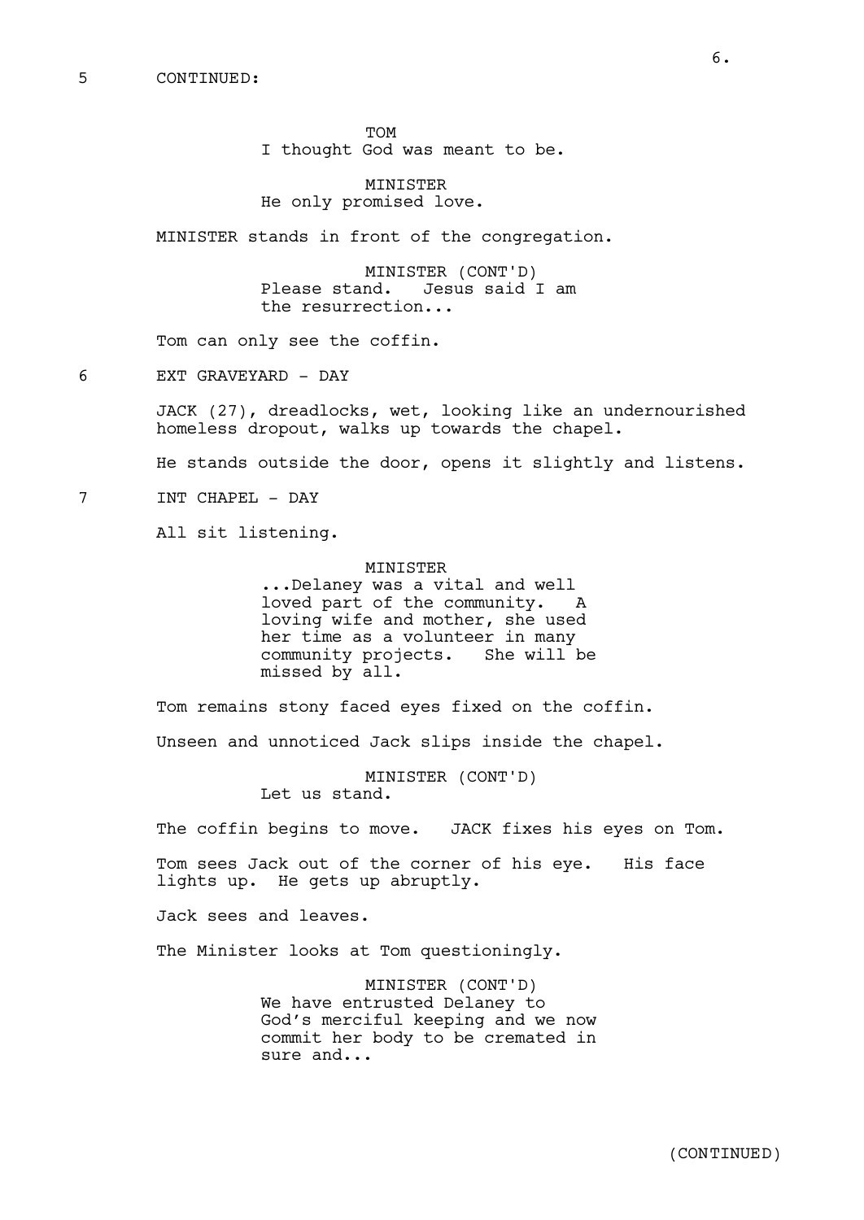5 CONTINUED:

TOM
I thought God was meant to be.

MINISTER
He only promised love.

MINISTER stands in front of the congregation.

MINISTER (CONT'D)
Please stand. Jesus said I am the resurrection...

Tom can only see the coffin.

6 EXT GRAVEYARD - DAY

JACK (27), dreadlocks, wet, looking like an undernourished homeless dropout, walks up towards the chapel.

He stands outside the door, opens it slightly and listens.

7 INT CHAPEL - DAY

All sit listening.

MINISTER
...Delaney was a vital and well loved part of the community. A loving wife and mother, she used her time as a volunteer in many community projects. She will be missed by all.

Tom remains stony faced eyes fixed on the coffin.

Unseen and unnoticed Jack slips inside the chapel.

MINISTER (CONT'D)
Let us stand.

The coffin begins to move. JACK fixes his eyes on Tom.

Tom sees Jack out of the corner of his eye. His face lights up. He gets up abruptly.

Jack sees and leaves.

The Minister looks at Tom questioningly.

MINISTER (CONT'D)
We have entrusted Delaney to God's merciful keeping and we now commit her body to be cremated in sure and...

(CONTINUED)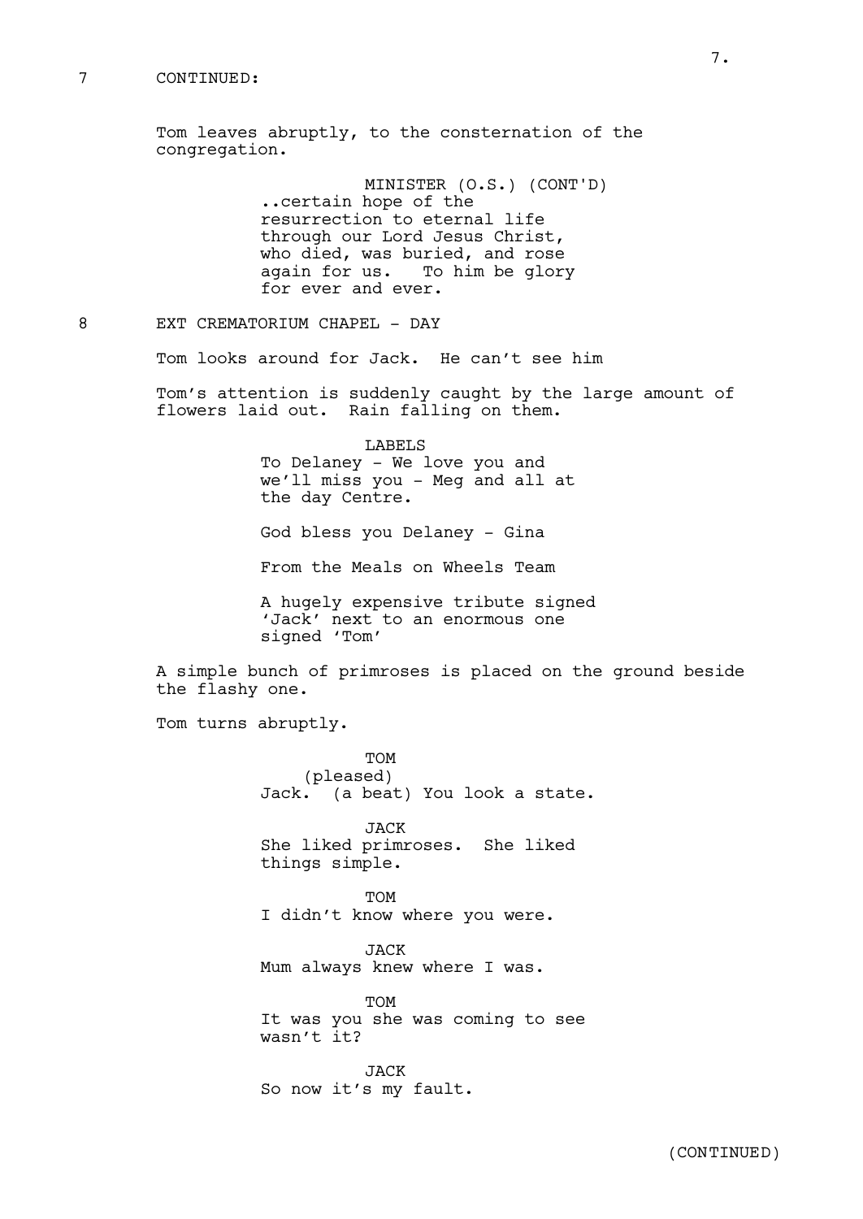7 CONTINUED:

Tom leaves abruptly, to the consternation of the congregation.

MINISTER (O.S.) (CONT'D)
..certain hope of the resurrection to eternal life through our Lord Jesus Christ, who died, was buried, and rose again for us. To him be glory for ever and ever.

8 EXT CREMATORIUM CHAPEL - DAY

Tom looks around for Jack. He can't see him

Tom's attention is suddenly caught by the large amount of flowers laid out. Rain falling on them.

LABELS
To Delaney - We love you and we'll miss you - Meg and all at the day Centre.

God bless you Delaney - Gina

From the Meals on Wheels Team

A hugely expensive tribute signed 'Jack' next to an enormous one signed 'Tom'

A simple bunch of primroses is placed on the ground beside the flashy one.

Tom turns abruptly.

TOM
(pleased)
Jack. (a beat) You look a state.

JACK
She liked primroses. She liked things simple.

TOM
I didn't know where you were.

JACK
Mum always knew where I was.

TOM
It was you she was coming to see wasn't it?

JACK
So now it's my fault.

(CONTINUED)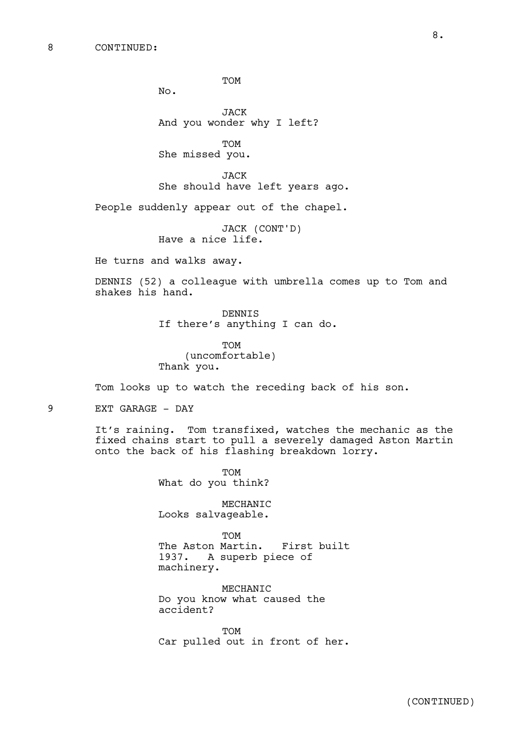8 CONTINUED:

TOM
No.

JACK
And you wonder why I left?

TOM
She missed you.

JACK
She should have left years ago.

People suddenly appear out of the chapel.

JACK (CONT'D)
Have a nice life.

He turns and walks away.

DENNIS (52) a colleague with umbrella comes up to Tom and shakes his hand.

DENNIS
If there's anything I can do.

TOM
(uncomfortable)
Thank you.

Tom looks up to watch the receding back of his son.

9 EXT GARAGE - DAY

It's raining. Tom transfixed, watches the mechanic as the fixed chains start to pull a severely damaged Aston Martin onto the back of his flashing breakdown lorry.

TOM
What do you think?

MECHANIC
Looks salvageable.

TOM
The Aston Martin. First built 1937. A superb piece of machinery.

MECHANIC
Do you know what caused the accident?

TOM
Car pulled out in front of her.

(CONTINUED)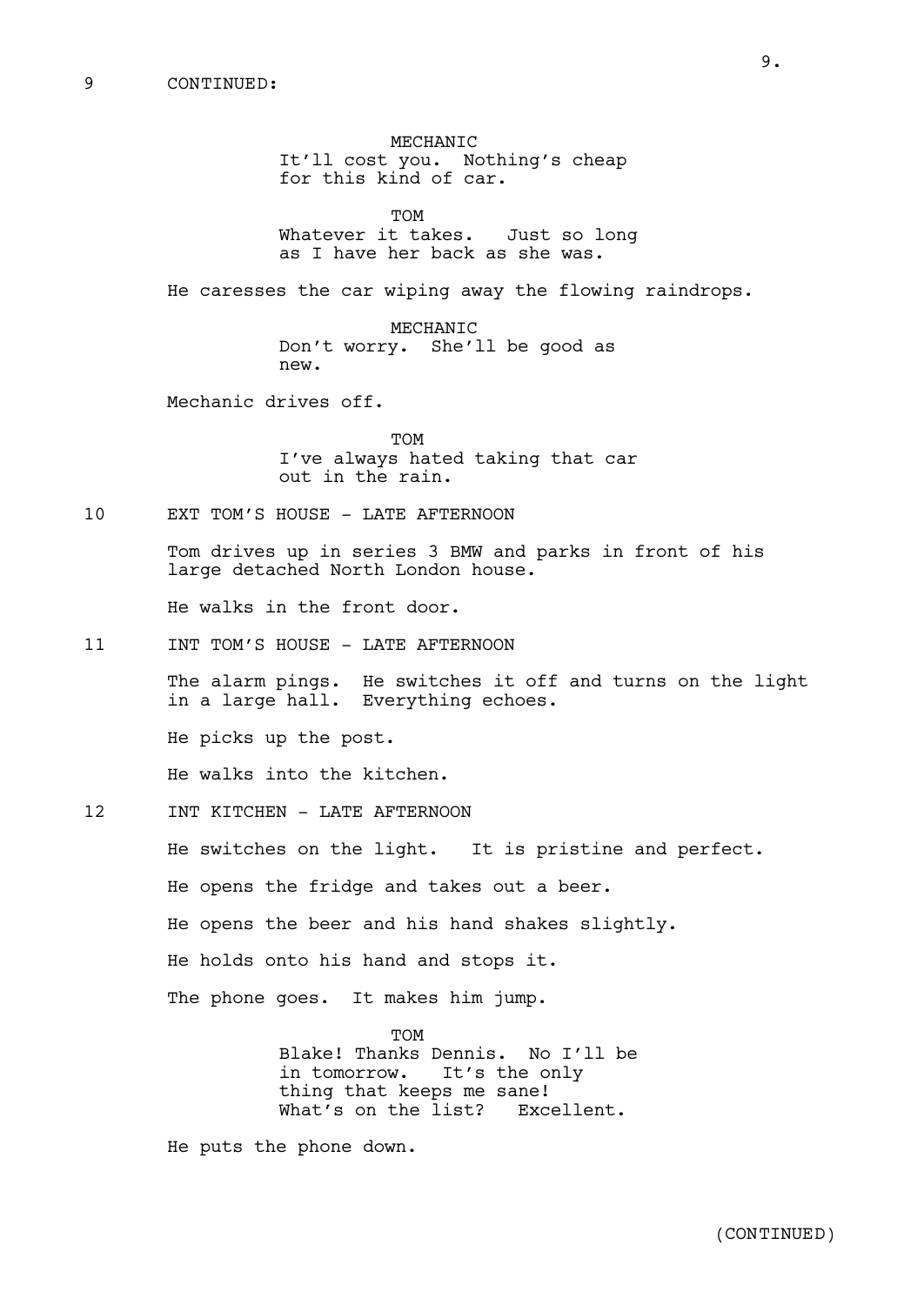9 CONTINUED:

MECHANIC
It'll cost you. Nothing's cheap for this kind of car.

TOM
Whatever it takes. Just so long as I have her back as she was.

He caresses the car wiping away the flowing raindrops.

MECHANIC
Don't worry. She'll be good as new.

Mechanic drives off.

TOM
I've always hated taking that car out in the rain.

10 EXT TOM'S HOUSE - LATE AFTERNOON

Tom drives up in series 3 BMW and parks in front of his large detached North London house.

He walks in the front door.

11 INT TOM'S HOUSE - LATE AFTERNOON

The alarm pings. He switches it off and turns on the light in a large hall. Everything echoes.

He picks up the post.

He walks into the kitchen.

12 INT KITCHEN - LATE AFTERNOON

He switches on the light. It is pristine and perfect.

He opens the fridge and takes out a beer.

He opens the beer and his hand shakes slightly.

He holds onto his hand and stops it.

The phone goes. It makes him jump.

TOM
Blake! Thanks Dennis. No I'll be in tomorrow. It's the only thing that keeps me sane! What's on the list? Excellent.

He puts the phone down.

(CONTINUED)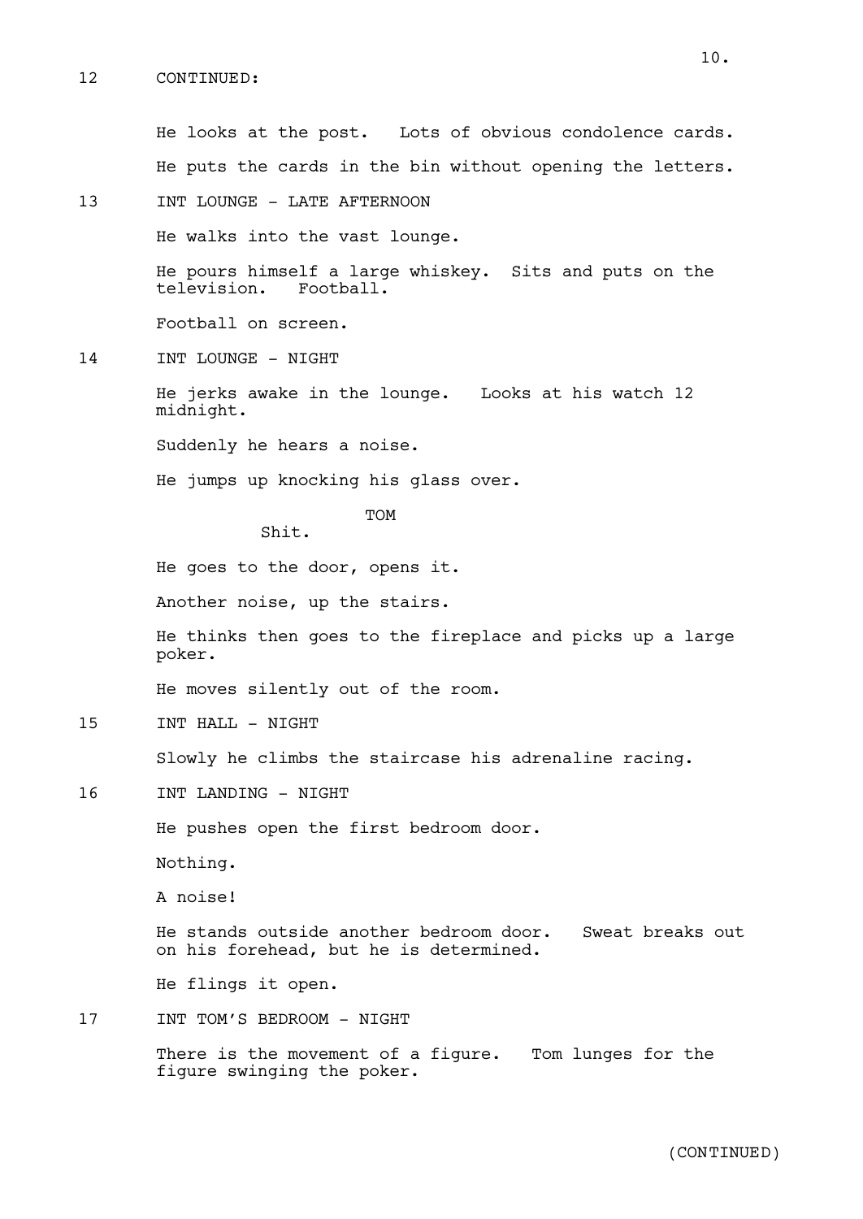12 CONTINUED:

He looks at the post. Lots of obvious condolence cards.

He puts the cards in the bin without opening the letters.

13 INT LOUNGE - LATE AFTERNOON

He walks into the vast lounge.

He pours himself a large whiskey. Sits and puts on the television. Football.

Football on screen.

14 INT LOUNGE - NIGHT

He jerks awake in the lounge. Looks at his watch 12 midnight.

Suddenly he hears a noise.

He jumps up knocking his glass over.

TOM

Shit.

He goes to the door, opens it.

Another noise, up the stairs.

He thinks then goes to the fireplace and picks up a large poker.

He moves silently out of the room.

15 INT HALL - NIGHT

Slowly he climbs the staircase his adrenaline racing.

16 INT LANDING - NIGHT

He pushes open the first bedroom door.

Nothing.

A noise!

He stands outside another bedroom door. Sweat breaks out on his forehead, but he is determined.

He flings it open.

17 INT TOM'S BEDROOM - NIGHT

There is the movement of a figure. Tom lunges for the figure swinging the poker.

(CONTINUED)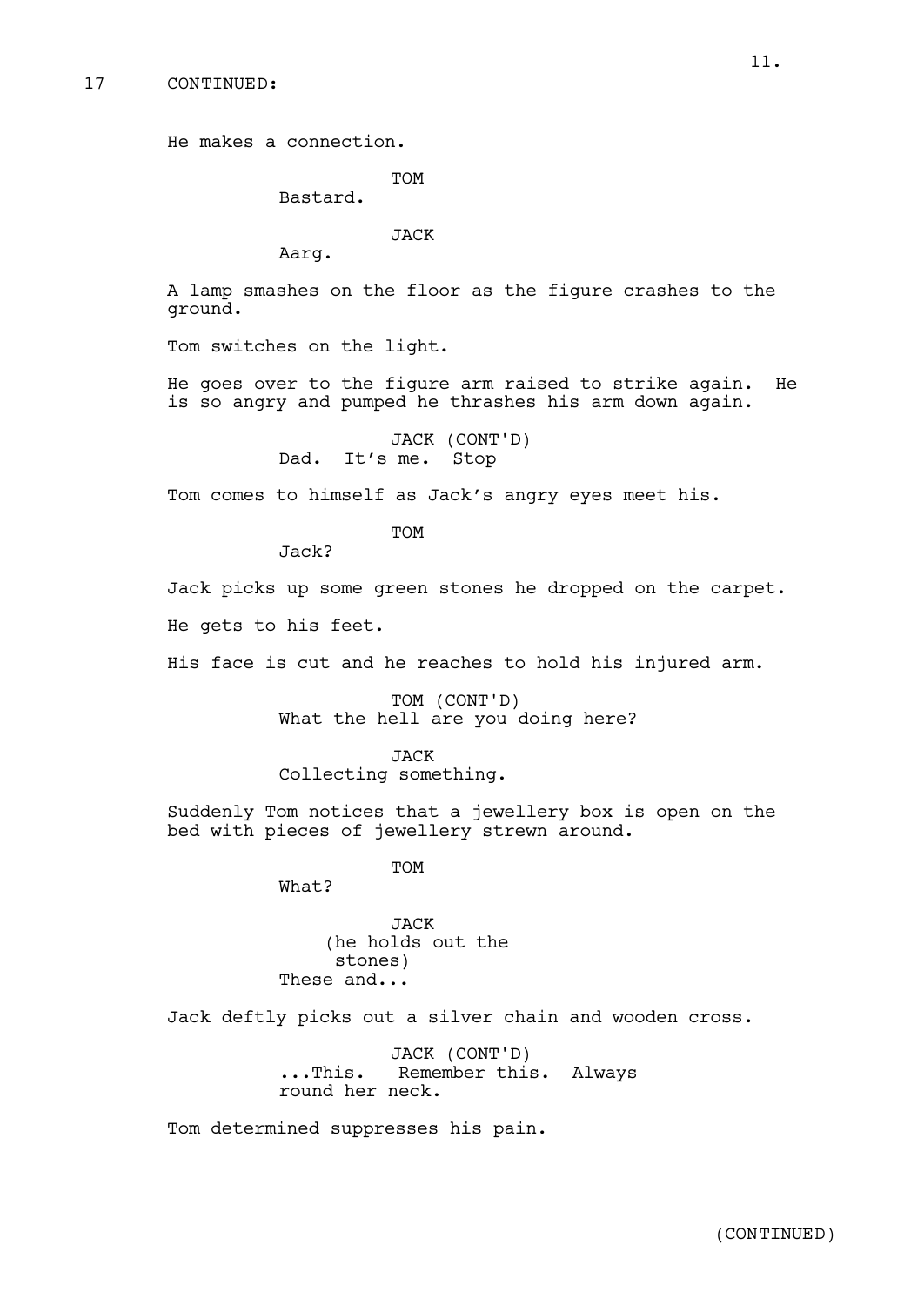17 CONTINUED:

He makes a connection.

TOM
Bastard.

JACK
Aarg.

A lamp smashes on the floor as the figure crashes to the ground.

Tom switches on the light.

He goes over to the figure arm raised to strike again. He is so angry and pumped he thrashes his arm down again.

JACK (CONT'D)
Dad. It's me. Stop

Tom comes to himself as Jack's angry eyes meet his.

TOM
Jack?

Jack picks up some green stones he dropped on the carpet.

He gets to his feet.

His face is cut and he reaches to hold his injured arm.

TOM (CONT'D)
What the hell are you doing here?

JACK
Collecting something.

Suddenly Tom notices that a jewellery box is open on the bed with pieces of jewellery strewn around.

TOM
What?

JACK
(he holds out the stones)
These and...

Jack deftly picks out a silver chain and wooden cross.

JACK (CONT'D)
...This. Remember this. Always round her neck.

Tom determined suppresses his pain.

(CONTINUED)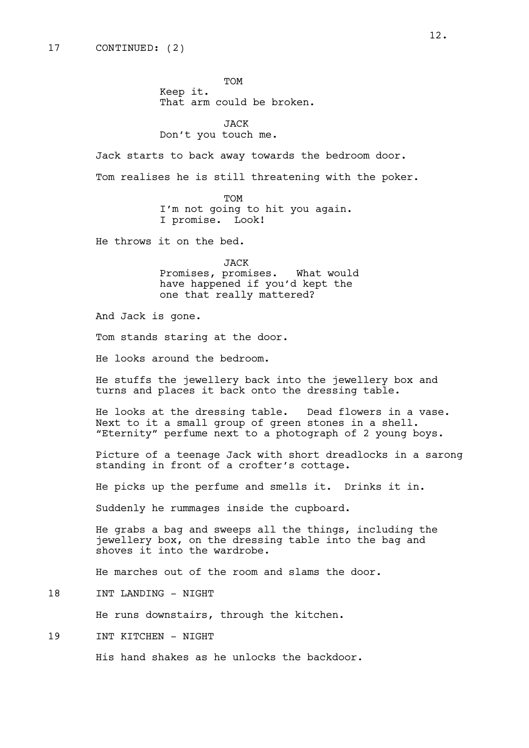17 CONTINUED: (2)

TOM
Keep it.
That arm could be broken.

JACK
Don't you touch me.

Jack starts to back away towards the bedroom door.

Tom realises he is still threatening with the poker.

TOM
I'm not going to hit you again.
I promise. Look!

He throws it on the bed.

JACK
Promises, promises. What would
have happened if you'd kept the
one that really mattered?

And Jack is gone.

Tom stands staring at the door.

He looks around the bedroom.

He stuffs the jewellery back into the jewellery box and turns and places it back onto the dressing table.

He looks at the dressing table. Dead flowers in a vase. Next to it a small group of green stones in a shell. "Eternity" perfume next to a photograph of 2 young boys.

Picture of a teenage Jack with short dreadlocks in a sarong standing in front of a crofter's cottage.

He picks up the perfume and smells it. Drinks it in.

Suddenly he rummages inside the cupboard.

He grabs a bag and sweeps all the things, including the jewellery box, on the dressing table into the bag and shoves it into the wardrobe.

He marches out of the room and slams the door.

18 INT LANDING - NIGHT

He runs downstairs, through the kitchen.

19 INT KITCHEN - NIGHT

His hand shakes as he unlocks the backdoor.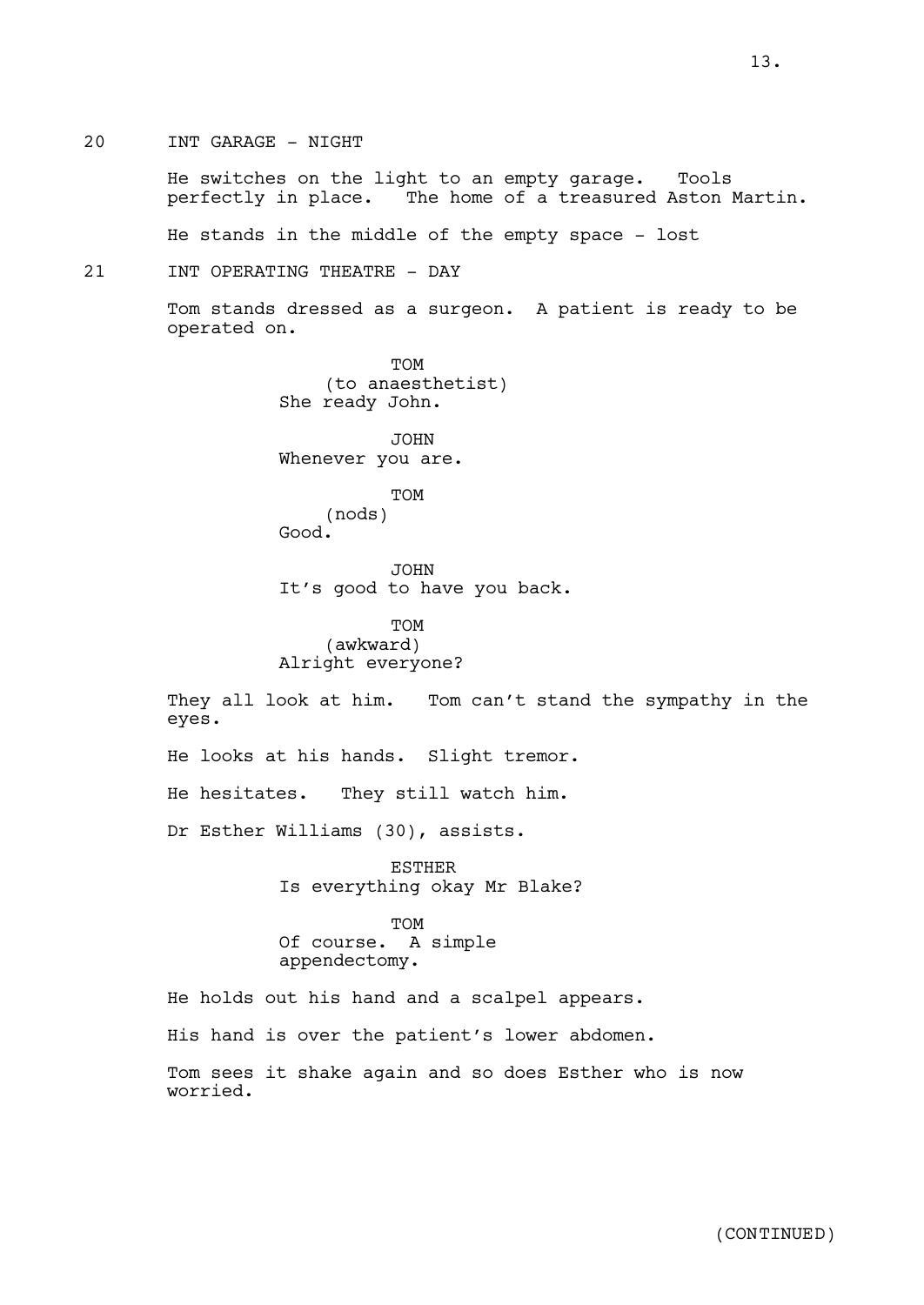20 INT GARAGE - NIGHT

He switches on the light to an empty garage. Tools perfectly in place. The home of a treasured Aston Martin.

He stands in the middle of the empty space - lost

21 INT OPERATING THEATRE - DAY

Tom stands dressed as a surgeon. A patient is ready to be operated on.

TOM
(to anaesthetist)
She ready John.

JOHN
Whenever you are.

TOM
(nods)
Good.

JOHN
It's good to have you back.

TOM
(awkward)
Alright everyone?

They all look at him. Tom can't stand the sympathy in the eyes.

He looks at his hands. Slight tremor.

He hesitates. They still watch him.

Dr Esther Williams (30), assists.

ESTHER
Is everything okay Mr Blake?

TOM
Of course. A simple appendectomy.

He holds out his hand and a scalpel appears.

His hand is over the patient's lower abdomen.

Tom sees it shake again and so does Esther who is now worried.

(CONTINUED)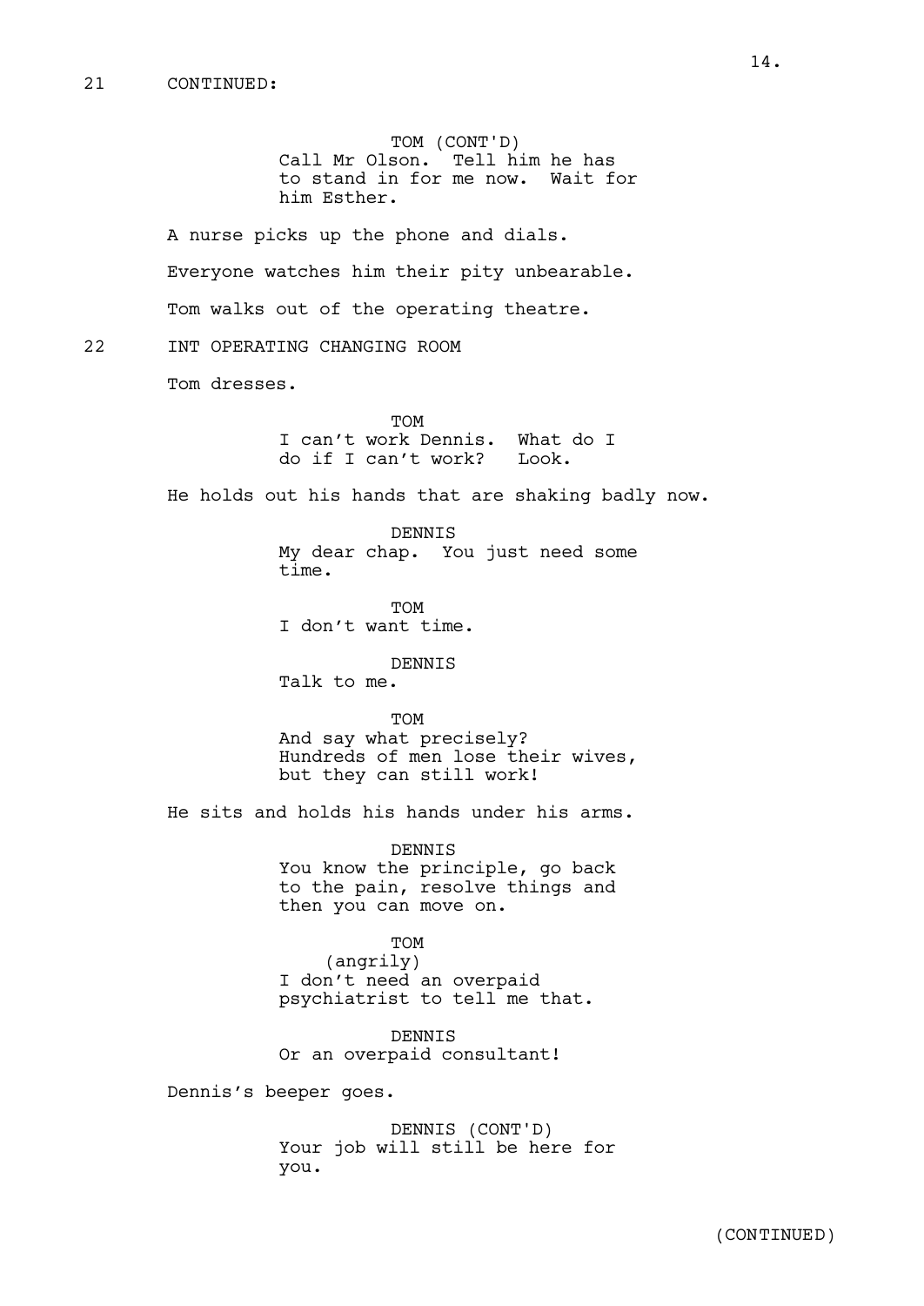21 CONTINUED:

TOM (CONT'D)
Call Mr Olson. Tell him he has to stand in for me now. Wait for him Esther.

A nurse picks up the phone and dials.

Everyone watches him their pity unbearable.

Tom walks out of the operating theatre.

22 INT OPERATING CHANGING ROOM

Tom dresses.

TOM
I can't work Dennis. What do I do if I can't work? Look.

He holds out his hands that are shaking badly now.

DENNIS
My dear chap. You just need some time.

TOM
I don't want time.

DENNIS
Talk to me.

TOM
And say what precisely? Hundreds of men lose their wives, but they can still work!

He sits and holds his hands under his arms.

DENNIS
You know the principle, go back to the pain, resolve things and then you can move on.

TOM
(angrily)
I don't need an overpaid psychiatrist to tell me that.

DENNIS
Or an overpaid consultant!

Dennis's beeper goes.

DENNIS (CONT'D)
Your job will still be here for you.

(CONTINUED)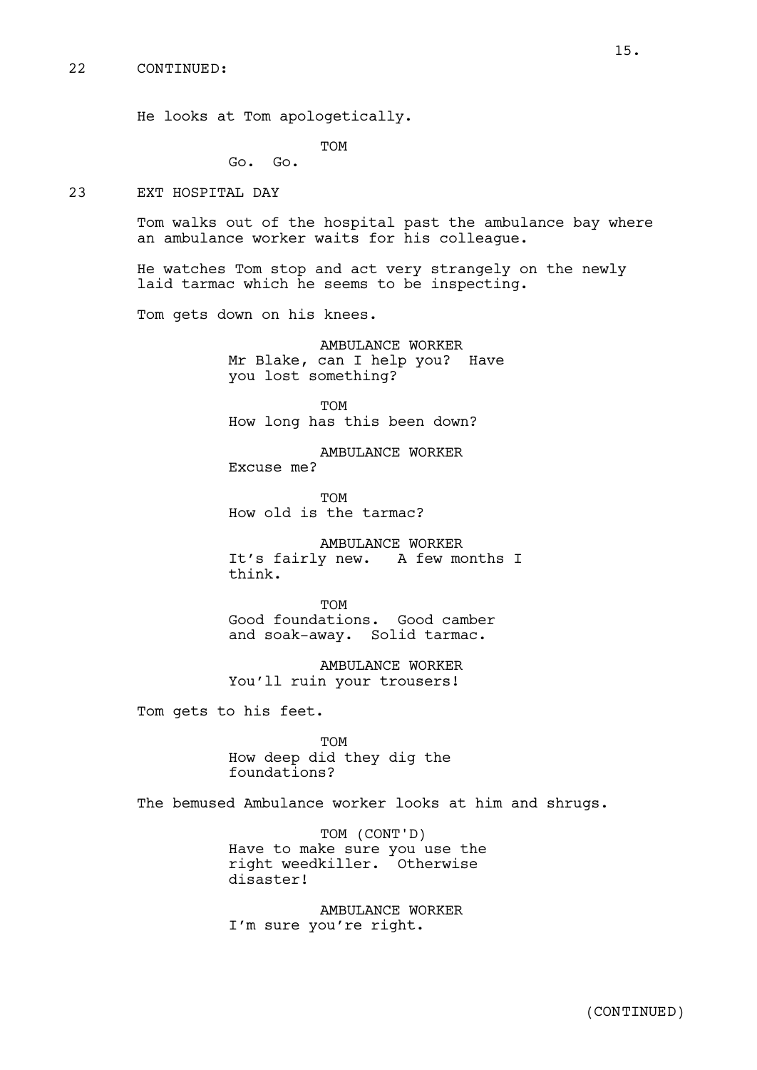22 CONTINUED:

He looks at Tom apologetically.

TOM
Go. Go.

23 EXT HOSPITAL DAY

Tom walks out of the hospital past the ambulance bay where an ambulance worker waits for his colleague.

He watches Tom stop and act very strangely on the newly laid tarmac which he seems to be inspecting.

Tom gets down on his knees.

AMBULANCE WORKER
Mr Blake, can I help you? Have you lost something?

TOM
How long has this been down?

AMBULANCE WORKER
Excuse me?

TOM
How old is the tarmac?

AMBULANCE WORKER
It's fairly new. A few months I think.

TOM
Good foundations. Good camber and soak-away. Solid tarmac.

AMBULANCE WORKER
You'll ruin your trousers!

Tom gets to his feet.

TOM
How deep did they dig the foundations?

The bemused Ambulance worker looks at him and shrugs.

TOM (CONT'D)
Have to make sure you use the right weedkiller. Otherwise disaster!

AMBULANCE WORKER
I'm sure you're right.

(CONTINUED)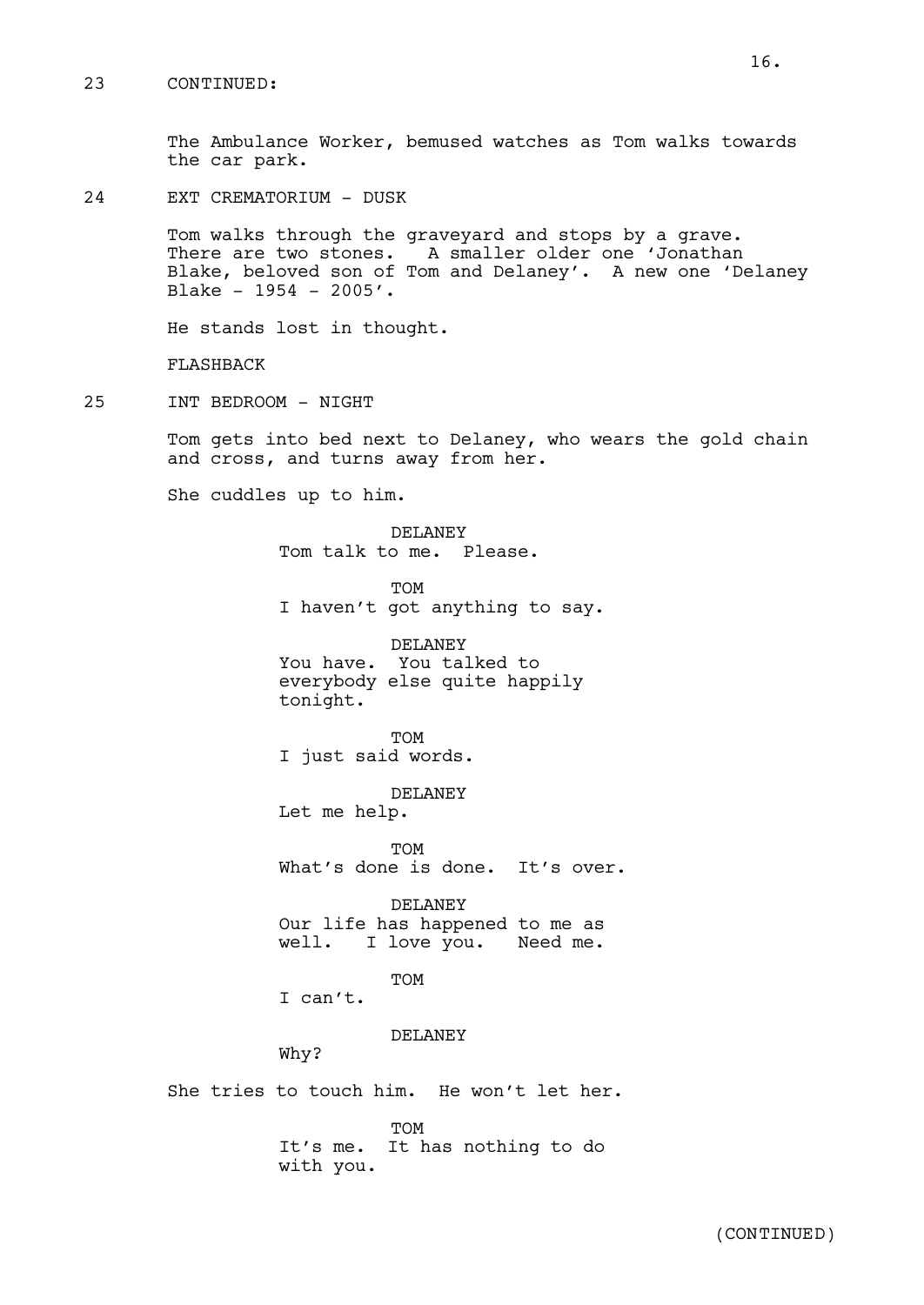23 CONTINUED:

The Ambulance Worker, bemused watches as Tom walks towards the car park.

24 EXT CREMATORIUM - DUSK

Tom walks through the graveyard and stops by a grave. There are two stones. A smaller older one 'Jonathan Blake, beloved son of Tom and Delaney'. A new one 'Delaney Blake - 1954 - 2005'.

He stands lost in thought.

FLASHBACK

25 INT BEDROOM - NIGHT

Tom gets into bed next to Delaney, who wears the gold chain and cross, and turns away from her.

She cuddles up to him.

DELANEY
Tom talk to me. Please.

TOM
I haven't got anything to say.

DELANEY
You have. You talked to everybody else quite happily tonight.

TOM
I just said words.

DELANEY
Let me help.

TOM
What's done is done. It's over.

DELANEY
Our life has happened to me as well. I love you. Need me.

TOM
I can't.

DELANEY
Why?

She tries to touch him. He won't let her.

TOM
It's me. It has nothing to do with you.

(CONTINUED)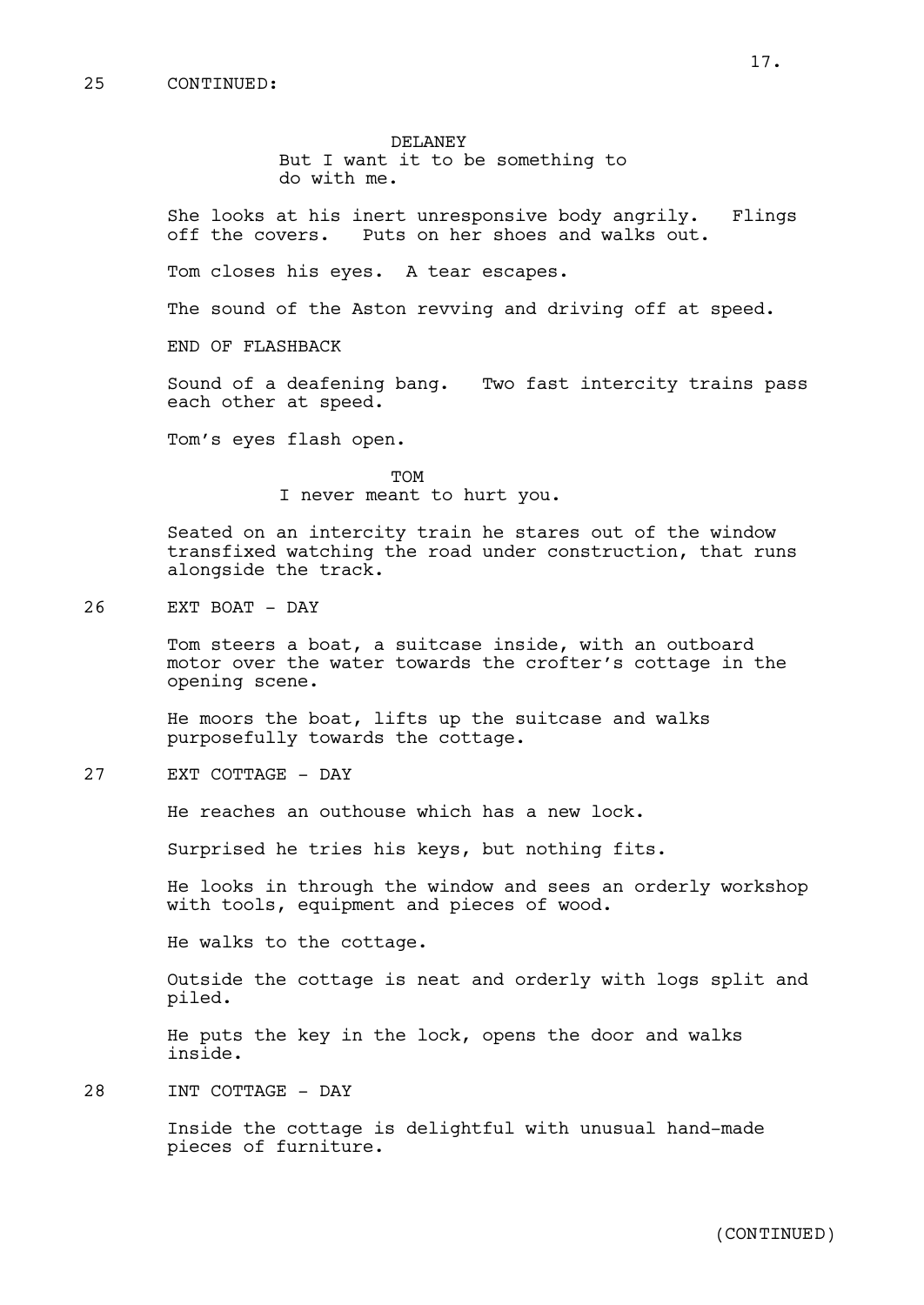25 CONTINUED:

DELANEY
But I want it to be something to do with me.

She looks at his inert unresponsive body angrily. Flings off the covers. Puts on her shoes and walks out.

Tom closes his eyes. A tear escapes.

The sound of the Aston revving and driving off at speed.

END OF FLASHBACK

Sound of a deafening bang. Two fast intercity trains pass each other at speed.

Tom's eyes flash open.

TOM
I never meant to hurt you.

Seated on an intercity train he stares out of the window transfixed watching the road under construction, that runs alongside the track.

26 EXT BOAT - DAY

Tom steers a boat, a suitcase inside, with an outboard motor over the water towards the crofter's cottage in the opening scene.

He moors the boat, lifts up the suitcase and walks purposefully towards the cottage.

27 EXT COTTAGE - DAY

He reaches an outhouse which has a new lock.

Surprised he tries his keys, but nothing fits.

He looks in through the window and sees an orderly workshop with tools, equipment and pieces of wood.

He walks to the cottage.

Outside the cottage is neat and orderly with logs split and piled.

He puts the key in the lock, opens the door and walks inside.

28 INT COTTAGE - DAY

Inside the cottage is delightful with unusual hand-made pieces of furniture.

(CONTINUED)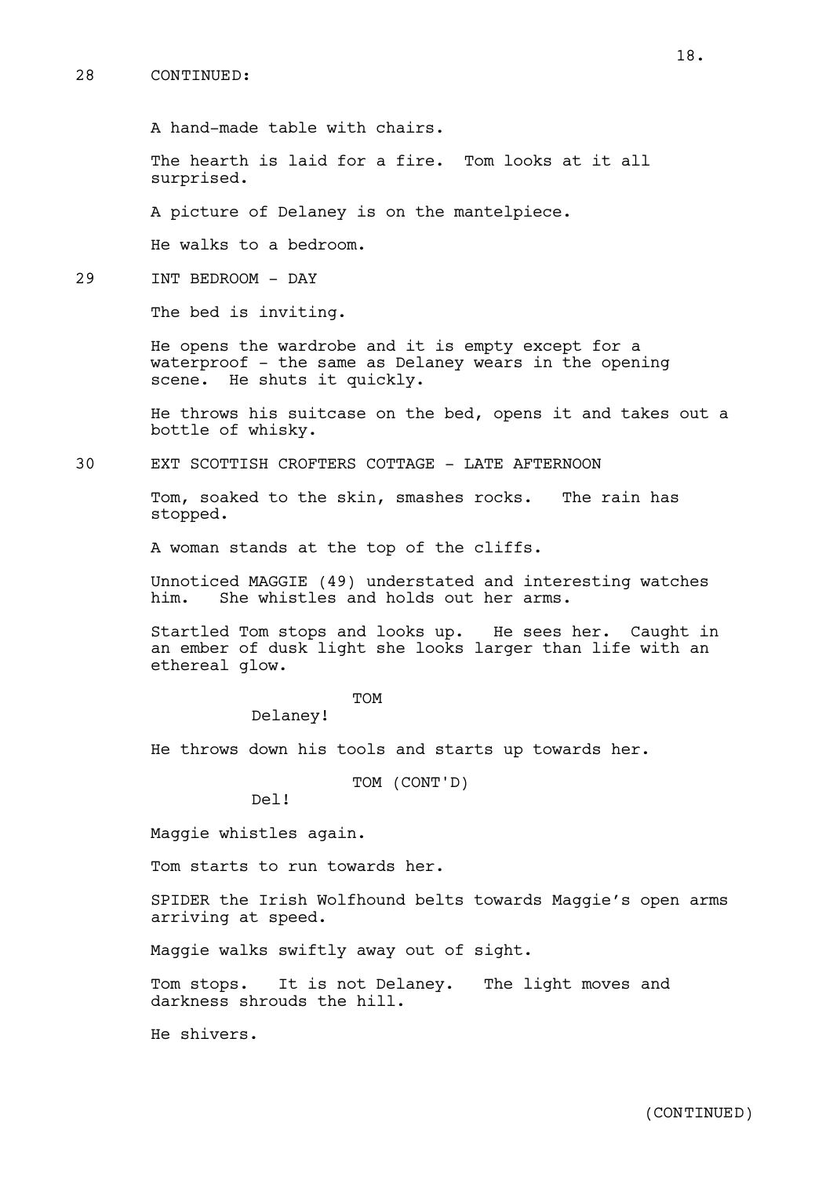28 CONTINUED:

A hand-made table with chairs.

The hearth is laid for a fire. Tom looks at it all surprised.

A picture of Delaney is on the mantelpiece.

He walks to a bedroom.

29 INT BEDROOM - DAY

The bed is inviting.

He opens the wardrobe and it is empty except for a waterproof - the same as Delaney wears in the opening scene. He shuts it quickly.

He throws his suitcase on the bed, opens it and takes out a bottle of whisky.

30 EXT SCOTTISH CROFTERS COTTAGE - LATE AFTERNOON

Tom, soaked to the skin, smashes rocks. The rain has stopped.

A woman stands at the top of the cliffs.

Unnoticed MAGGIE (49) understated and interesting watches him. She whistles and holds out her arms.

Startled Tom stops and looks up. He sees her. Caught in an ember of dusk light she looks larger than life with an ethereal glow.

TOM
Delaney!

He throws down his tools and starts up towards her.

TOM (CONT'D)
Del!

Maggie whistles again.

Tom starts to run towards her.

SPIDER the Irish Wolfhound belts towards Maggie's open arms arriving at speed.

Maggie walks swiftly away out of sight.

Tom stops. It is not Delaney. The light moves and darkness shrouds the hill.

He shivers.

(CONTINUED)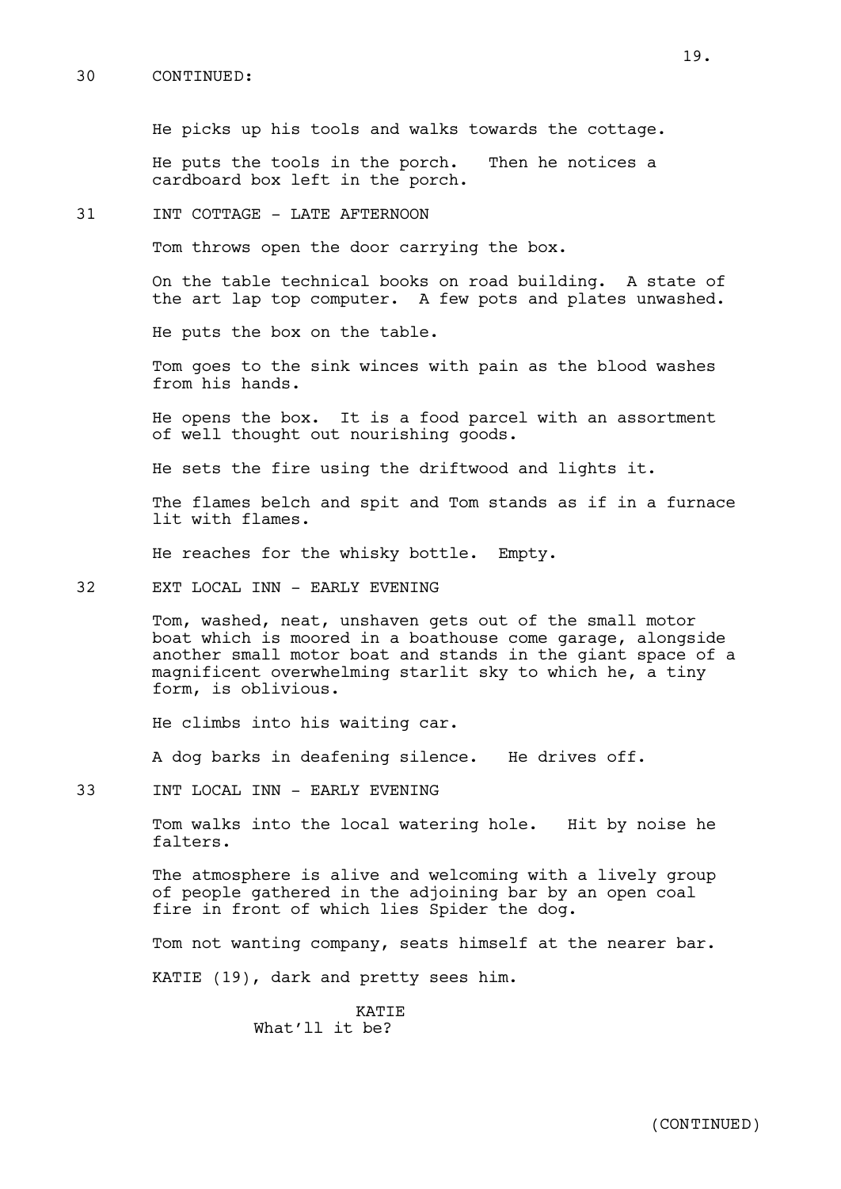30 CONTINUED:

He picks up his tools and walks towards the cottage.

He puts the tools in the porch. Then he notices a cardboard box left in the porch.

31 INT COTTAGE - LATE AFTERNOON

Tom throws open the door carrying the box.

On the table technical books on road building. A state of the art lap top computer. A few pots and plates unwashed.

He puts the box on the table.

Tom goes to the sink winces with pain as the blood washes from his hands.

He opens the box. It is a food parcel with an assortment of well thought out nourishing goods.

He sets the fire using the driftwood and lights it.

The flames belch and spit and Tom stands as if in a furnace lit with flames.

He reaches for the whisky bottle. Empty.

32 EXT LOCAL INN - EARLY EVENING

Tom, washed, neat, unshaven gets out of the small motor boat which is moored in a boathouse come garage, alongside another small motor boat and stands in the giant space of a magnificent overwhelming starlit sky to which he, a tiny form, is oblivious.

He climbs into his waiting car.

A dog barks in deafening silence. He drives off.

33 INT LOCAL INN - EARLY EVENING

Tom walks into the local watering hole. Hit by noise he falters.

The atmosphere is alive and welcoming with a lively group of people gathered in the adjoining bar by an open coal fire in front of which lies Spider the dog.

Tom not wanting company, seats himself at the nearer bar.

KATIE (19), dark and pretty sees him.

KATIE
What'll it be?

(CONTINUED)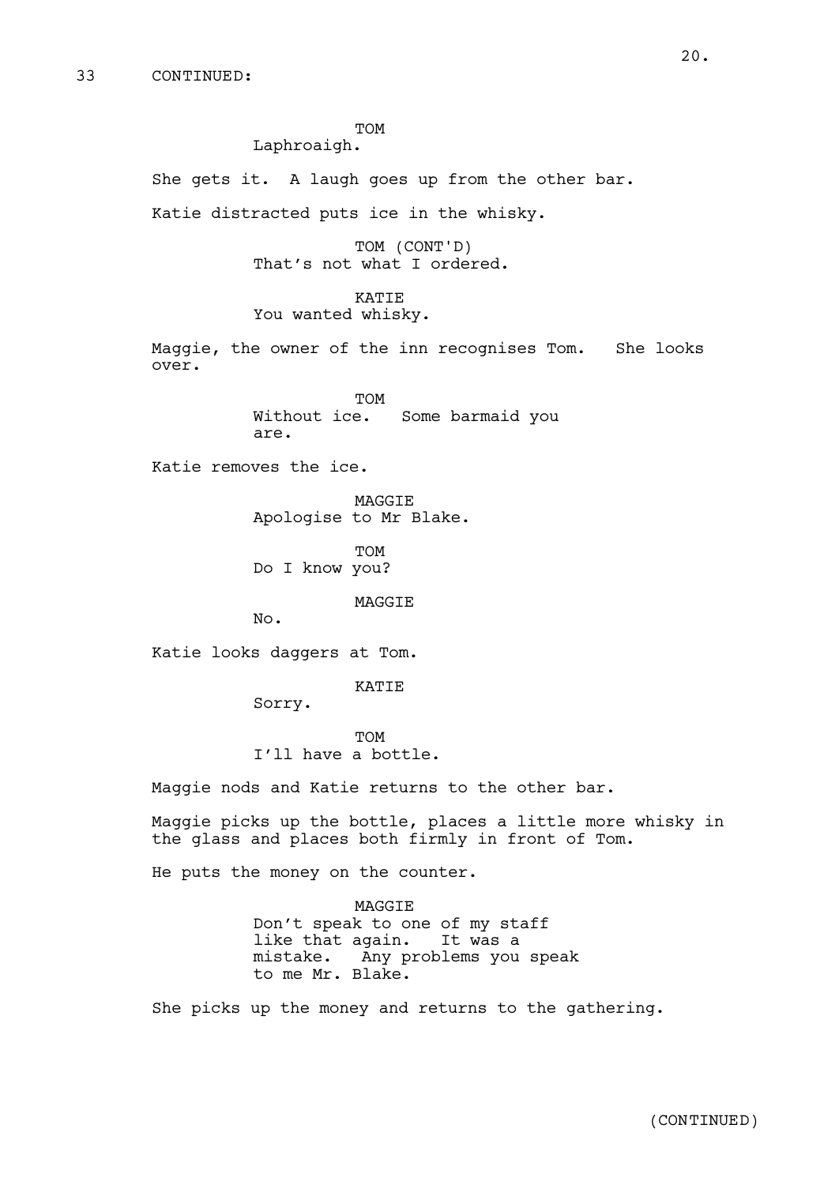33 CONTINUED:

TOM
Laphroaigh.

She gets it. A laugh goes up from the other bar.

Katie distracted puts ice in the whisky.

TOM (CONT'D)
That's not what I ordered.

KATIE
You wanted whisky.

Maggie, the owner of the inn recognises Tom. She looks over.

TOM
Without ice. Some barmaid you are.

Katie removes the ice.

MAGGIE
Apologise to Mr Blake.

TOM
Do I know you?

MAGGIE
No.

Katie looks daggers at Tom.

KATIE
Sorry.

TOM
I'll have a bottle.

Maggie nods and Katie returns to the other bar.

Maggie picks up the bottle, places a little more whisky in the glass and places both firmly in front of Tom.

He puts the money on the counter.

MAGGIE
Don't speak to one of my staff like that again. It was a mistake. Any problems you speak to me Mr. Blake.

She picks up the money and returns to the gathering.

(CONTINUED)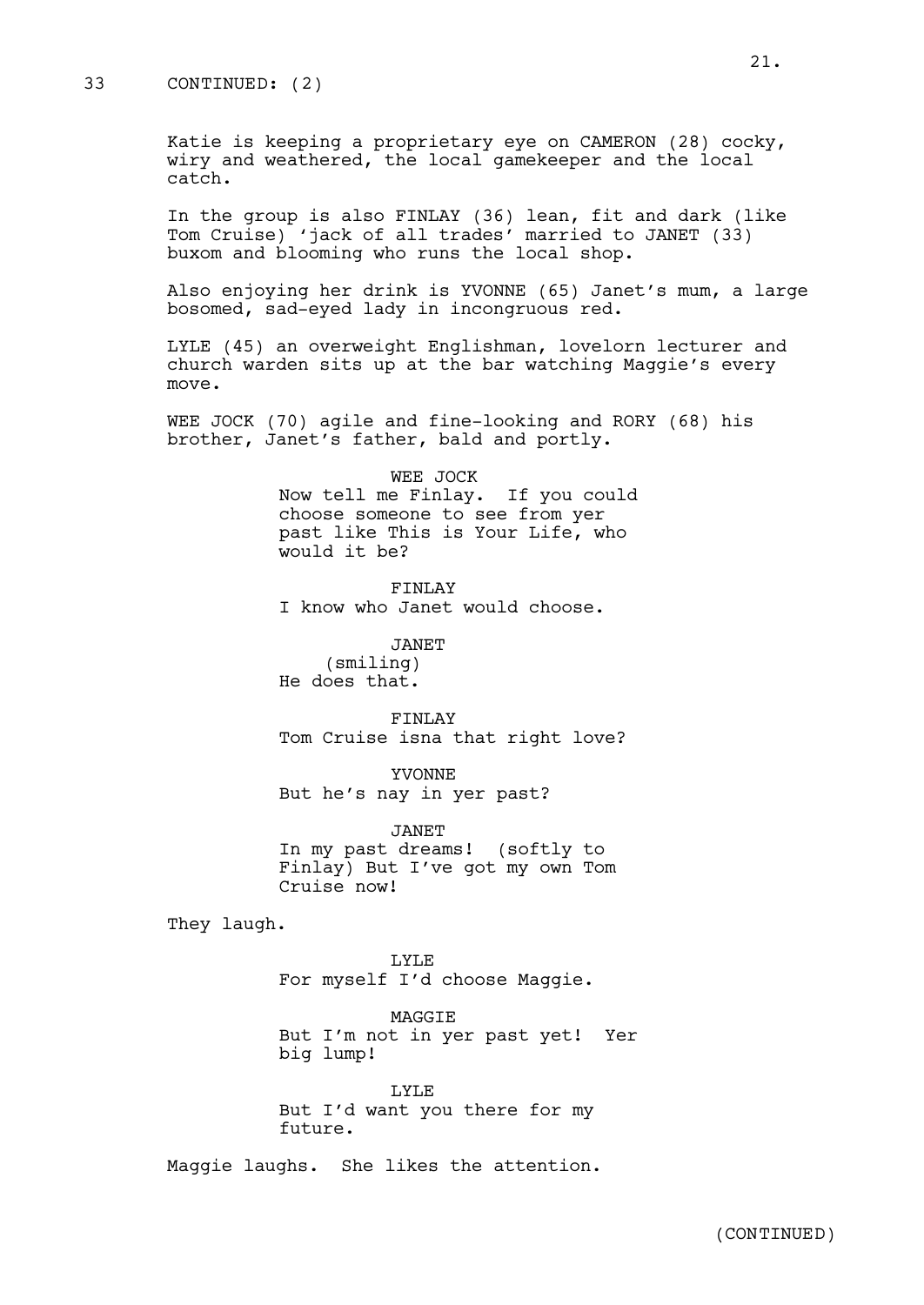33 CONTINUED: (2)

Katie is keeping a proprietary eye on CAMERON (28) cocky, wiry and weathered, the local gamekeeper and the local catch.

In the group is also FINLAY (36) lean, fit and dark (like Tom Cruise) 'jack of all trades' married to JANET (33) buxom and blooming who runs the local shop.

Also enjoying her drink is YVONNE (65) Janet's mum, a large bosomed, sad-eyed lady in incongruous red.

LYLE (45) an overweight Englishman, lovelorn lecturer and church warden sits up at the bar watching Maggie's every move.

WEE JOCK (70) agile and fine-looking and RORY (68) his brother, Janet's father, bald and portly.

WEE JOCK
Now tell me Finlay. If you could choose someone to see from yer past like This is Your Life, who would it be?

FINLAY
I know who Janet would choose.

JANET
(smiling)
He does that.

FINLAY
Tom Cruise isna that right love?

YVONNE
But he's nay in yer past?

JANET
In my past dreams! (softly to Finlay) But I've got my own Tom Cruise now!

They laugh.

LYLE
For myself I'd choose Maggie.

MAGGIE
But I'm not in yer past yet! Yer big lump!

LYLE
But I'd want you there for my future.

Maggie laughs. She likes the attention.

(CONTINUED)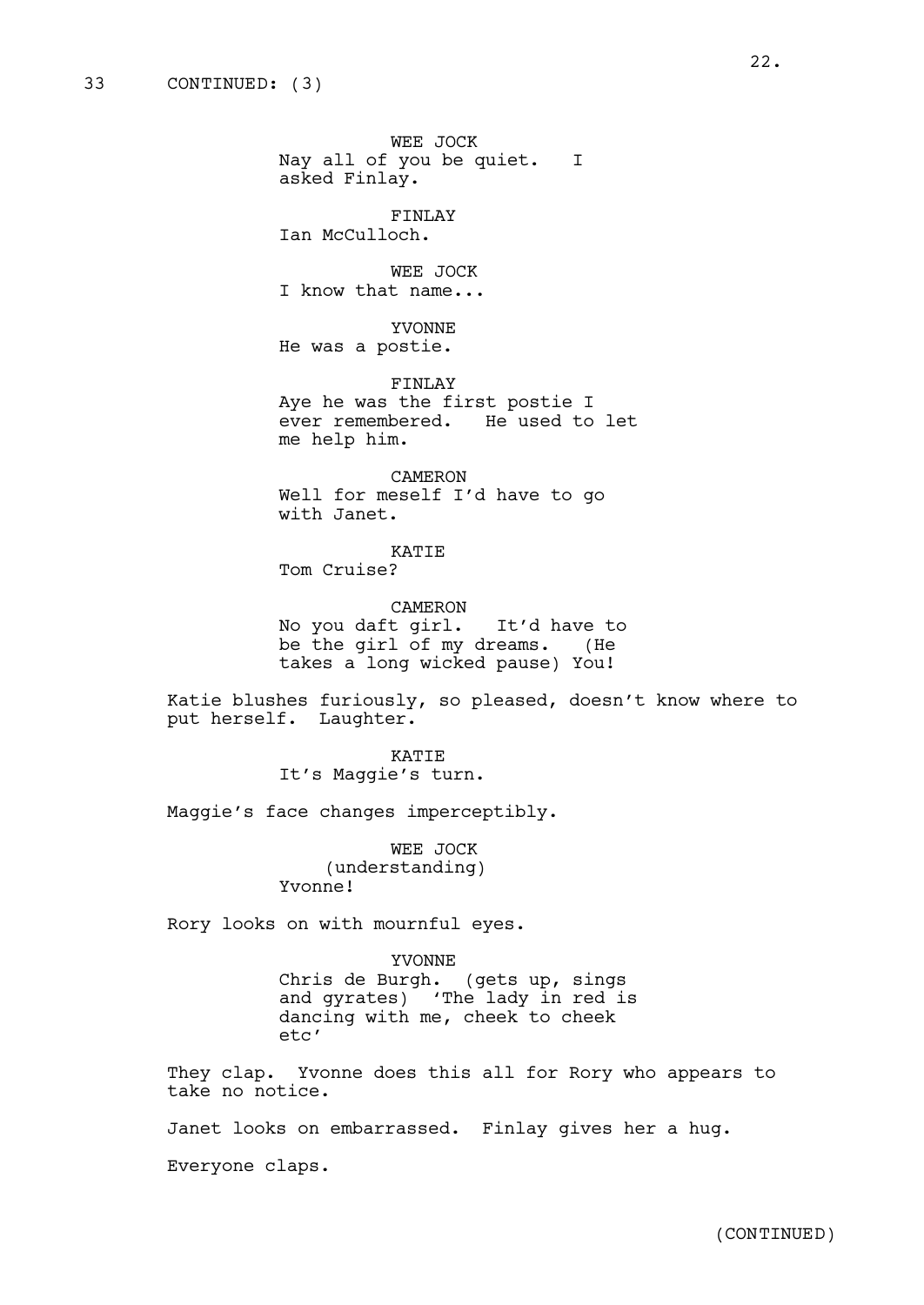33 CONTINUED: (3)

WEE JOCK
Nay all of you be quiet. I asked Finlay.

FINLAY
Ian McCulloch.

WEE JOCK
I know that name...

YVONNE
He was a postie.

FINLAY
Aye he was the first postie I ever remembered. He used to let me help him.

CAMERON
Well for meself I'd have to go with Janet.

KATIE
Tom Cruise?

CAMERON
No you daft girl. It'd have to be the girl of my dreams. (He takes a long wicked pause) You!

Katie blushes furiously, so pleased, doesn't know where to put herself. Laughter.

KATIE
It's Maggie's turn.

Maggie's face changes imperceptibly.

WEE JOCK
(understanding)
Yvonne!

Rory looks on with mournful eyes.

YVONNE
Chris de Burgh. (gets up, sings and gyrates) 'The lady in red is dancing with me, cheek to cheek etc'

They clap. Yvonne does this all for Rory who appears to take no notice.

Janet looks on embarrassed. Finlay gives her a hug.

Everyone claps.

(CONTINUED)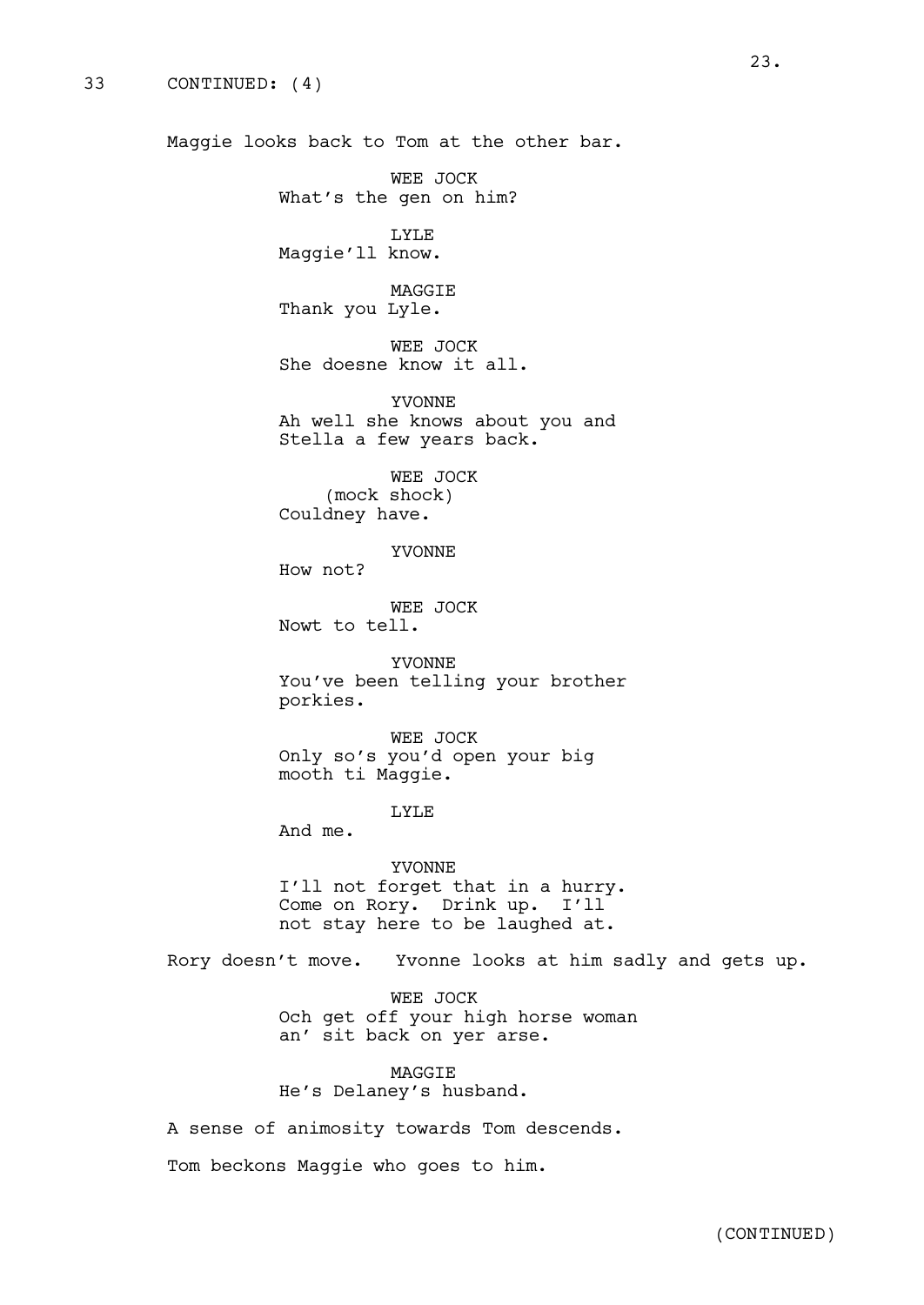33 CONTINUED: (4)

Maggie looks back to Tom at the other bar.

WEE JOCK
What's the gen on him?

LYLE
Maggie'll know.

MAGGIE
Thank you Lyle.

WEE JOCK
She doesne know it all.

YVONNE
Ah well she knows about you and Stella a few years back.

WEE JOCK
(mock shock)
Couldney have.

YVONNE
How not?

WEE JOCK
Nowt to tell.

YVONNE
You've been telling your brother porkies.

WEE JOCK
Only so's you'd open your big mooth ti Maggie.

LYLE
And me.

YVONNE
I'll not forget that in a hurry. Come on Rory. Drink up. I'll not stay here to be laughed at.

Rory doesn't move. Yvonne looks at him sadly and gets up.

WEE JOCK
Och get off your high horse woman an' sit back on yer arse.

MAGGIE
He's Delaney's husband.

A sense of animosity towards Tom descends.

Tom beckons Maggie who goes to him.

(CONTINUED)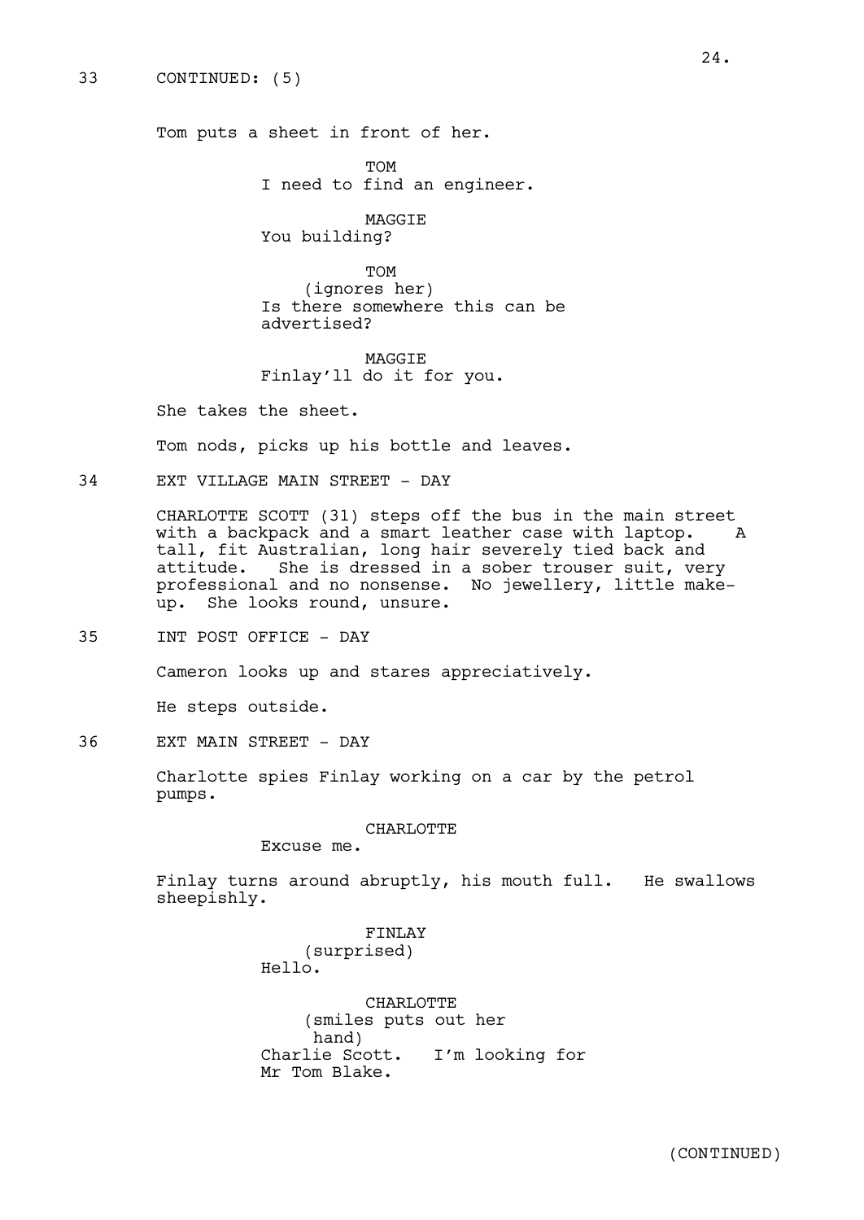33 CONTINUED: (5)

Tom puts a sheet in front of her.

TOM
I need to find an engineer.

MAGGIE
You building?

TOM
(ignores her)
Is there somewhere this can be advertised?

MAGGIE
Finlay'll do it for you.

She takes the sheet.

Tom nods, picks up his bottle and leaves.

34 EXT VILLAGE MAIN STREET - DAY

CHARLOTTE SCOTT (31) steps off the bus in the main street with a backpack and a smart leather case with laptop. A tall, fit Australian, long hair severely tied back and attitude. She is dressed in a sober trouser suit, very professional and no nonsense. No jewellery, little make-up. She looks round, unsure.

35 INT POST OFFICE - DAY

Cameron looks up and stares appreciatively.

He steps outside.

36 EXT MAIN STREET - DAY

Charlotte spies Finlay working on a car by the petrol pumps.

CHARLOTTE
Excuse me.

Finlay turns around abruptly, his mouth full. He swallows sheepishly.

FINLAY
(surprised)
Hello.

CHARLOTTE
(smiles puts out her hand)
Charlie Scott. I'm looking for Mr Tom Blake.

(CONTINUED)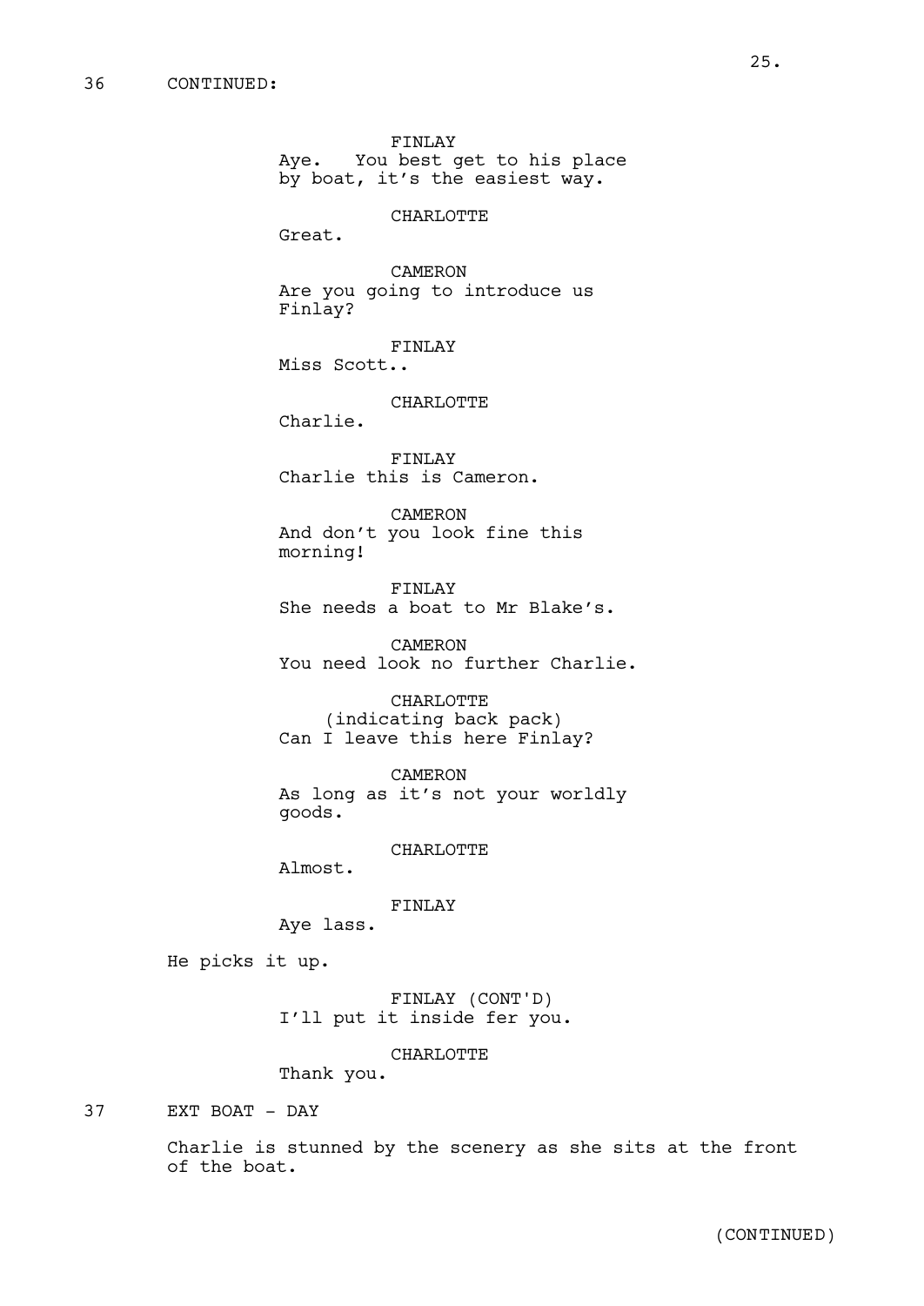36 CONTINUED:

FINLAY
Aye. You best get to his place by boat, it's the easiest way.

CHARLOTTE
Great.

CAMERON
Are you going to introduce us Finlay?

FINLAY
Miss Scott..

CHARLOTTE
Charlie.

FINLAY
Charlie this is Cameron.

CAMERON
And don't you look fine this morning!

FINLAY
She needs a boat to Mr Blake's.

CAMERON
You need look no further Charlie.

CHARLOTTE
(indicating back pack)
Can I leave this here Finlay?

CAMERON
As long as it's not your worldly goods.

CHARLOTTE
Almost.

FINLAY
Aye lass.

He picks it up.

FINLAY (CONT'D)
I'll put it inside fer you.

CHARLOTTE
Thank you.

37 EXT BOAT - DAY

Charlie is stunned by the scenery as she sits at the front of the boat.

(CONTINUED)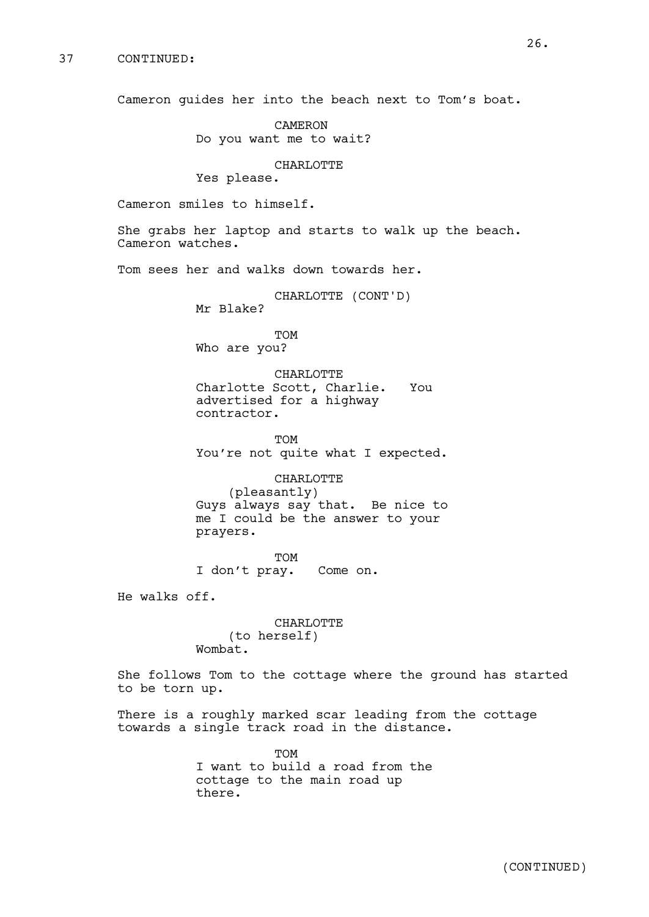37 CONTINUED:

Cameron guides her into the beach next to Tom's boat.

CAMERON
Do you want me to wait?

CHARLOTTE
Yes please.

Cameron smiles to himself.

She grabs her laptop and starts to walk up the beach. Cameron watches.

Tom sees her and walks down towards her.

CHARLOTTE (CONT'D)
Mr Blake?

TOM
Who are you?

CHARLOTTE
Charlotte Scott, Charlie. You advertised for a highway contractor.

TOM
You're not quite what I expected.

CHARLOTTE
(pleasantly)
Guys always say that. Be nice to me I could be the answer to your prayers.

TOM
I don't pray. Come on.

He walks off.

CHARLOTTE
(to herself)
Wombat.

She follows Tom to the cottage where the ground has started to be torn up.

There is a roughly marked scar leading from the cottage towards a single track road in the distance.

TOM
I want to build a road from the cottage to the main road up there.

(CONTINUED)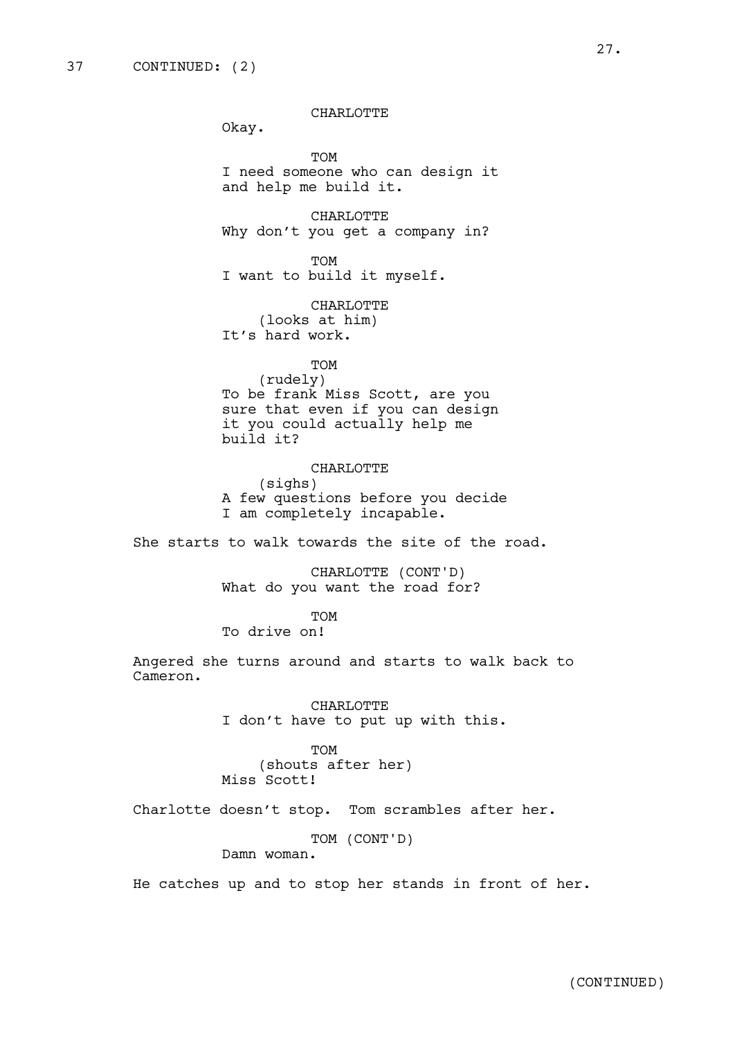37 CONTINUED: (2)

CHARLOTTE
Okay.

TOM
I need someone who can design it and help me build it.

CHARLOTTE
Why don't you get a company in?

TOM
I want to build it myself.

CHARLOTTE
(looks at him)
It's hard work.

TOM
(rudely)
To be frank Miss Scott, are you sure that even if you can design it you could actually help me build it?

CHARLOTTE
(sighs)
A few questions before you decide I am completely incapable.

She starts to walk towards the site of the road.

CHARLOTTE (CONT'D)
What do you want the road for?

TOM
To drive on!

Angered she turns around and starts to walk back to Cameron.

CHARLOTTE
I don't have to put up with this.

TOM
(shouts after her)
Miss Scott!

Charlotte doesn't stop. Tom scrambles after her.

TOM (CONT'D)
Damn woman.

He catches up and to stop her stands in front of her.

(CONTINUED)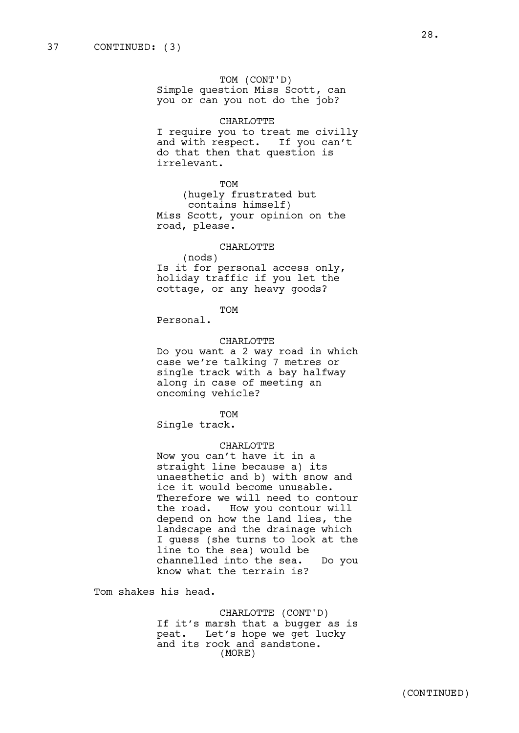37 CONTINUED: (3)

TOM (CONT'D)
Simple question Miss Scott, can you or can you not do the job?

CHARLOTTE
I require you to treat me civilly and with respect. If you can't do that then that question is irrelevant.

TOM
(hugely frustrated but contains himself)
Miss Scott, your opinion on the road, please.

CHARLOTTE
(nods)
Is it for personal access only, holiday traffic if you let the cottage, or any heavy goods?

TOM
Personal.

CHARLOTTE
Do you want a 2 way road in which case we're talking 7 metres or single track with a bay halfway along in case of meeting an oncoming vehicle?

TOM
Single track.

CHARLOTTE
Now you can't have it in a straight line because a) its unaesthetic and b) with snow and ice it would become unusable. Therefore we will need to contour the road. How you contour will depend on how the land lies, the landscape and the drainage which I guess (she turns to look at the line to the sea) would be channelled into the sea. Do you know what the terrain is?

Tom shakes his head.

CHARLOTTE (CONT'D)
If it's marsh that a bugger as is peat. Let's hope we get lucky and its rock and sandstone.
(MORE)

(CONTINUED)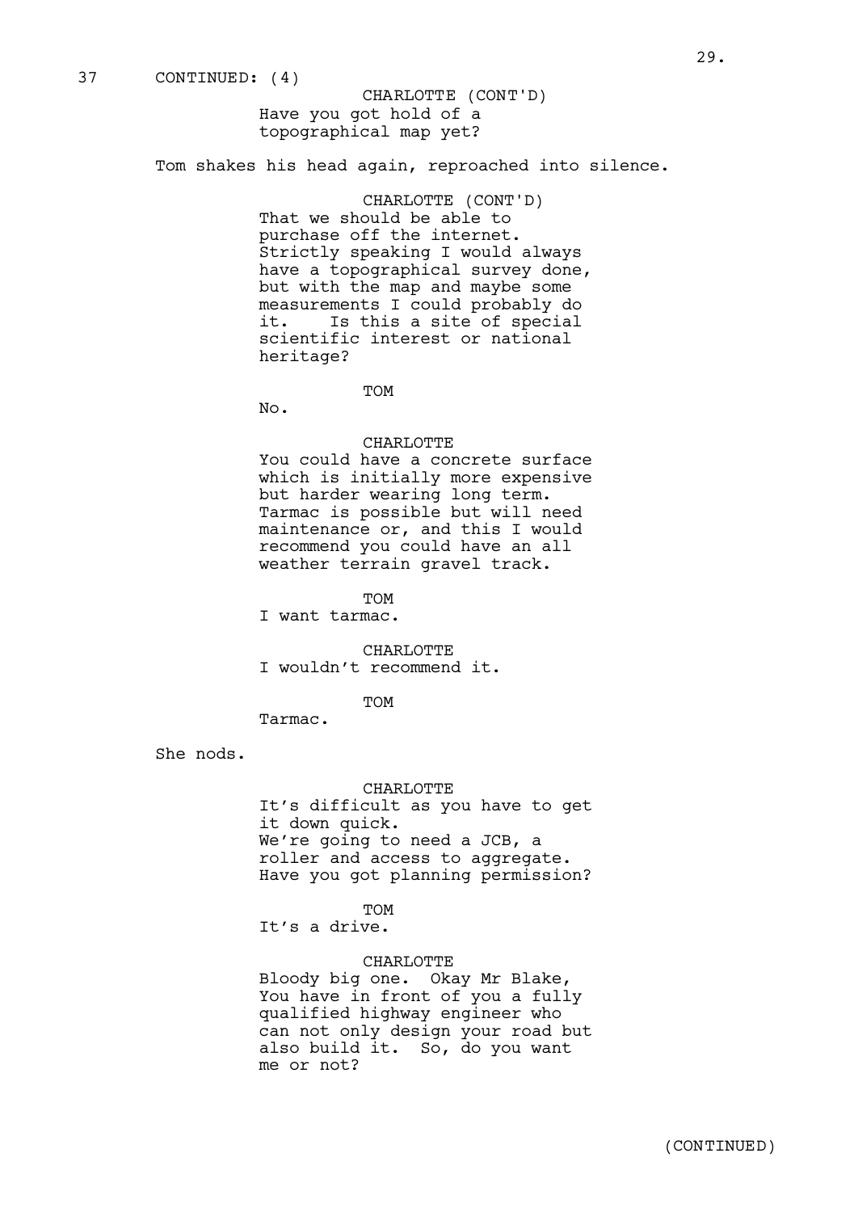37 CONTINUED: (4)

CHARLOTTE (CONT'D)
Have you got hold of a topographical map yet?

Tom shakes his head again, reproached into silence.

CHARLOTTE (CONT'D)
That we should be able to purchase off the internet. Strictly speaking I would always have a topographical survey done, but with the map and maybe some measurements I could probably do it. Is this a site of special scientific interest or national heritage?

TOM
No.

CHARLOTTE
You could have a concrete surface which is initially more expensive but harder wearing long term. Tarmac is possible but will need maintenance or, and this I would recommend you could have an all weather terrain gravel track.

TOM
I want tarmac.

CHARLOTTE
I wouldn't recommend it.

TOM
Tarmac.

She nods.

CHARLOTTE
It's difficult as you have to get it down quick.
We're going to need a JCB, a roller and access to aggregate.
Have you got planning permission?

TOM
It's a drive.

CHARLOTTE
Bloody big one. Okay Mr Blake, You have in front of you a fully qualified highway engineer who can not only design your road but also build it. So, do you want me or not?

(CONTINUED)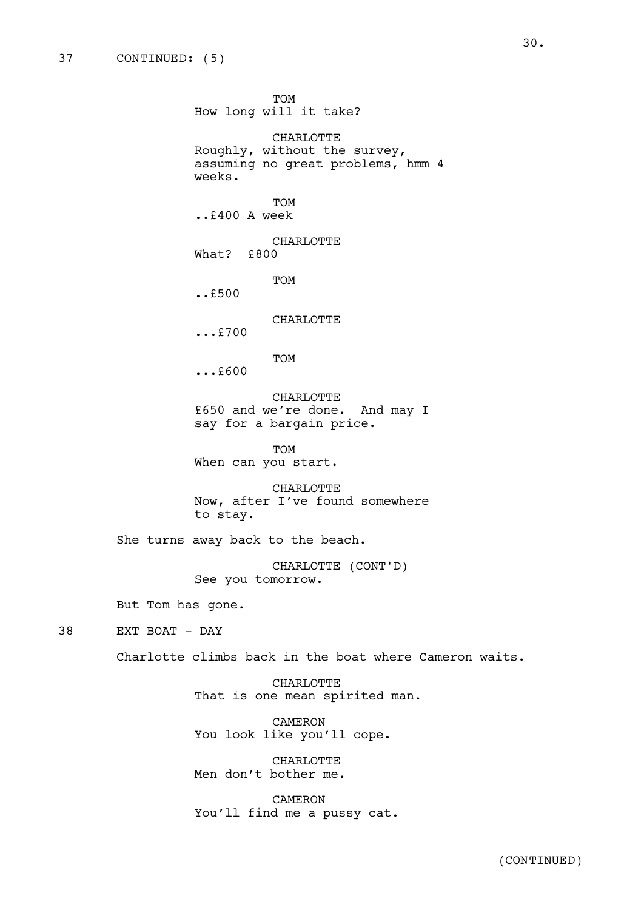37 CONTINUED: (5)

TOM
How long will it take?

CHARLOTTE
Roughly, without the survey, assuming no great problems, hmm 4 weeks.

TOM
..£400 A week

CHARLOTTE
What? £800

TOM
..£500

CHARLOTTE
...£700

TOM
...£600

CHARLOTTE
£650 and we're done. And may I say for a bargain price.

TOM
When can you start.

CHARLOTTE
Now, after I've found somewhere to stay.

She turns away back to the beach.

CHARLOTTE (CONT'D)
See you tomorrow.

But Tom has gone.

38 EXT BOAT - DAY

Charlotte climbs back in the boat where Cameron waits.

CHARLOTTE
That is one mean spirited man.

CAMERON
You look like you'll cope.

CHARLOTTE
Men don't bother me.

CAMERON
You'll find me a pussy cat.

(CONTINUED)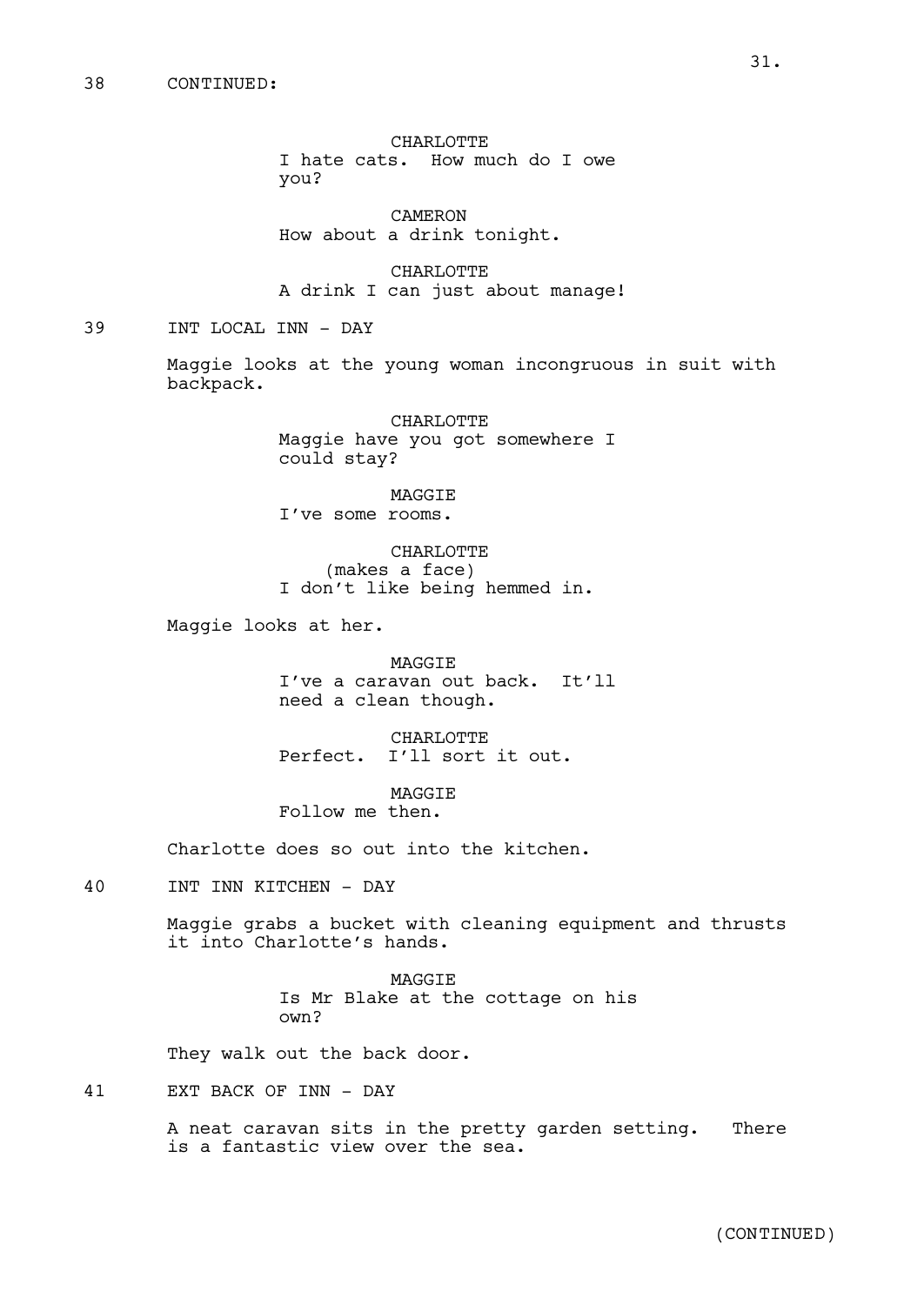38 CONTINUED:

CHARLOTTE
I hate cats. How much do I owe you?

CAMERON
How about a drink tonight.

CHARLOTTE
A drink I can just about manage!

39 INT LOCAL INN - DAY

Maggie looks at the young woman incongruous in suit with backpack.

CHARLOTTE
Maggie have you got somewhere I could stay?

MAGGIE
I've some rooms.

CHARLOTTE
(makes a face)
I don't like being hemmed in.

Maggie looks at her.

MAGGIE
I've a caravan out back. It'll need a clean though.

CHARLOTTE
Perfect. I'll sort it out.

MAGGIE
Follow me then.

Charlotte does so out into the kitchen.

40 INT INN KITCHEN - DAY

Maggie grabs a bucket with cleaning equipment and thrusts it into Charlotte's hands.

MAGGIE
Is Mr Blake at the cottage on his own?

They walk out the back door.

41 EXT BACK OF INN - DAY

A neat caravan sits in the pretty garden setting. There is a fantastic view over the sea.

(CONTINUED)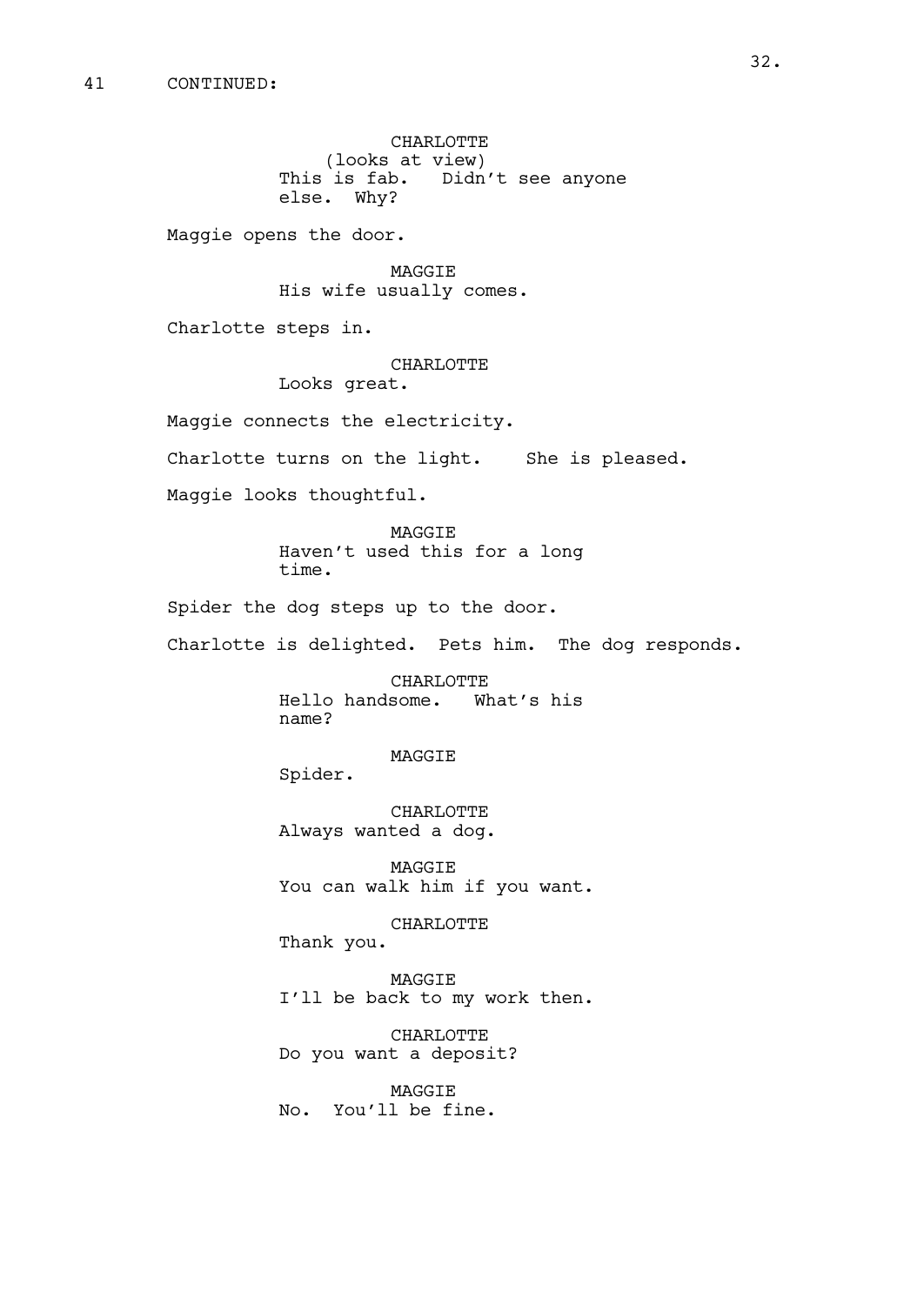41 CONTINUED:

CHARLOTTE
(looks at view)
This is fab. Didn't see anyone else. Why?

Maggie opens the door.

MAGGIE
His wife usually comes.

Charlotte steps in.

CHARLOTTE
Looks great.

Maggie connects the electricity.

Charlotte turns on the light. She is pleased.

Maggie looks thoughtful.

MAGGIE
Haven't used this for a long time.

Spider the dog steps up to the door.

Charlotte is delighted. Pets him. The dog responds.

CHARLOTTE
Hello handsome. What's his name?

MAGGIE
Spider.

CHARLOTTE
Always wanted a dog.

MAGGIE
You can walk him if you want.

CHARLOTTE
Thank you.

MAGGIE
I'll be back to my work then.

CHARLOTTE
Do you want a deposit?

MAGGIE
No. You'll be fine.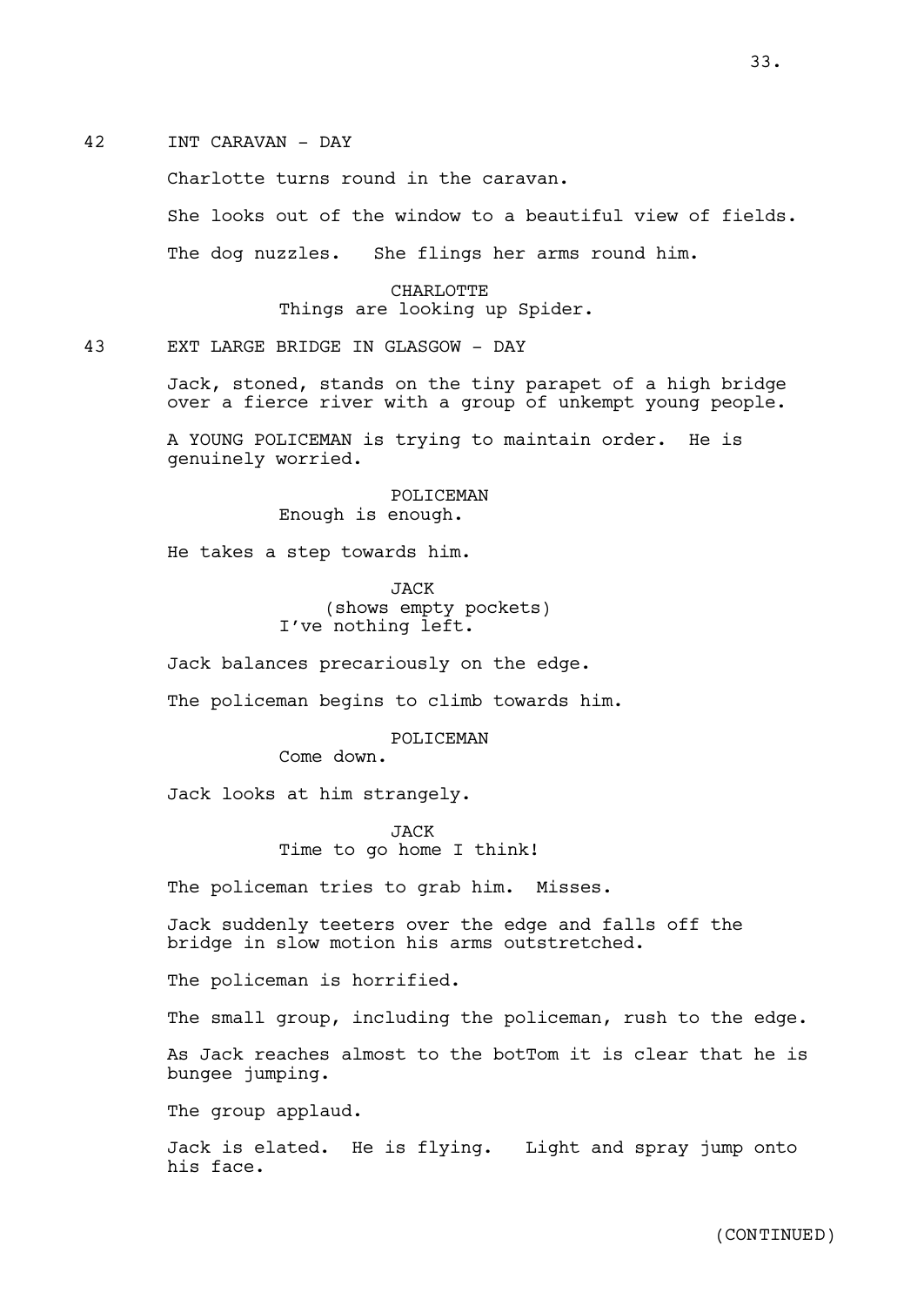42 INT CARAVAN - DAY

Charlotte turns round in the caravan.

She looks out of the window to a beautiful view of fields.

The dog nuzzles. She flings her arms round him.

CHARLOTTE
Things are looking up Spider.

43 EXT LARGE BRIDGE IN GLASGOW - DAY

Jack, stoned, stands on the tiny parapet of a high bridge over a fierce river with a group of unkempt young people.

A YOUNG POLICEMAN is trying to maintain order. He is genuinely worried.

POLICEMAN
Enough is enough.

He takes a step towards him.

JACK
(shows empty pockets)
I've nothing left.

Jack balances precariously on the edge.

The policeman begins to climb towards him.

POLICEMAN
Come down.

Jack looks at him strangely.

JACK
Time to go home I think!

The policeman tries to grab him. Misses.

Jack suddenly teeters over the edge and falls off the bridge in slow motion his arms outstretched.

The policeman is horrified.

The small group, including the policeman, rush to the edge.

As Jack reaches almost to the botTom it is clear that he is bungee jumping.

The group applaud.

Jack is elated. He is flying. Light and spray jump onto his face.

(CONTINUED)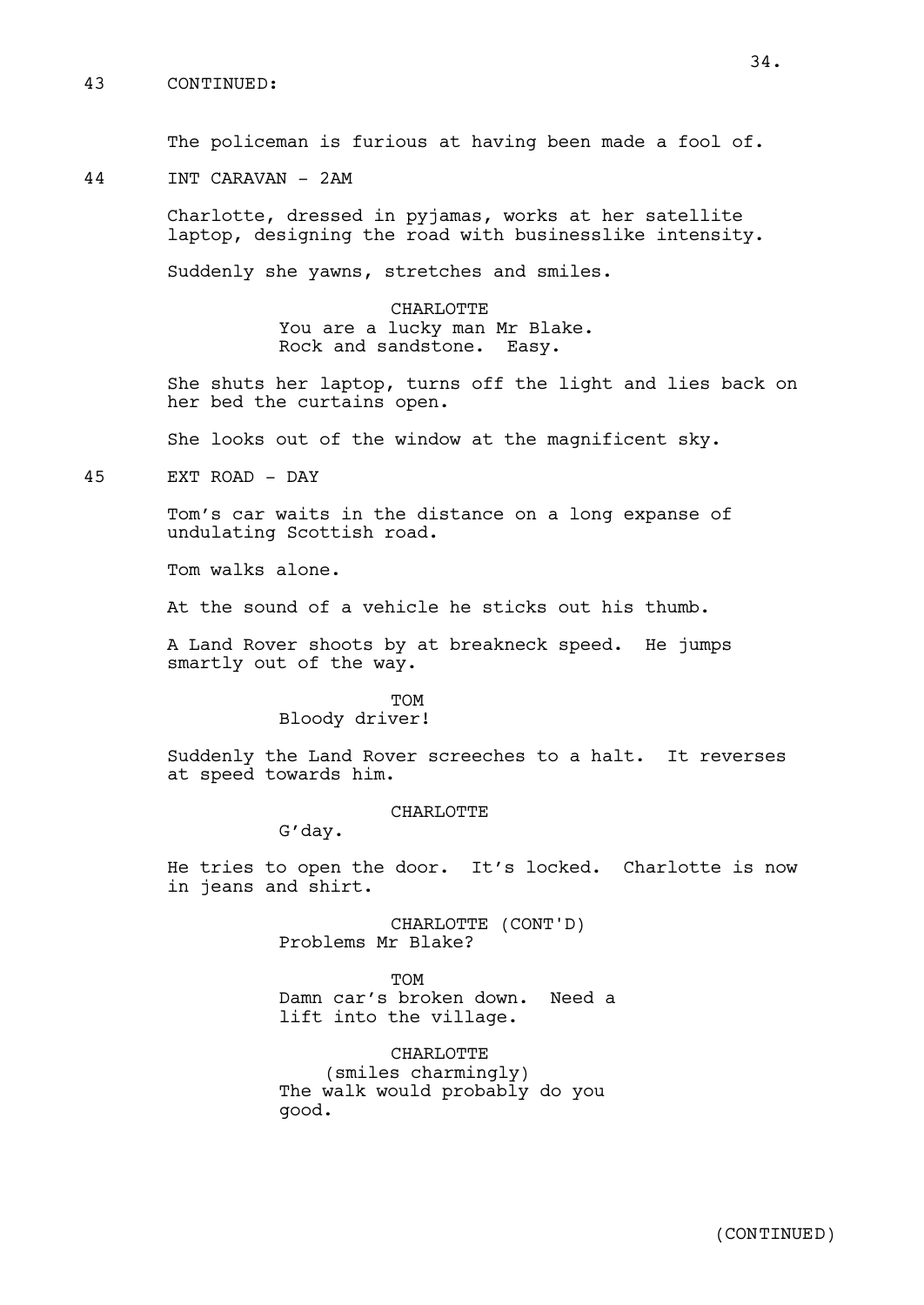43 CONTINUED:

The policeman is furious at having been made a fool of.

44 INT CARAVAN - 2AM

Charlotte, dressed in pyjamas, works at her satellite laptop, designing the road with businesslike intensity.

Suddenly she yawns, stretches and smiles.

CHARLOTTE
You are a lucky man Mr Blake. Rock and sandstone. Easy.

She shuts her laptop, turns off the light and lies back on her bed the curtains open.

She looks out of the window at the magnificent sky.

45 EXT ROAD - DAY

Tom's car waits in the distance on a long expanse of undulating Scottish road.

Tom walks alone.

At the sound of a vehicle he sticks out his thumb.

A Land Rover shoots by at breakneck speed. He jumps smartly out of the way.

TOM
Bloody driver!

Suddenly the Land Rover screeches to a halt. It reverses at speed towards him.

CHARLOTTE
G'day.

He tries to open the door. It's locked. Charlotte is now in jeans and shirt.

CHARLOTTE (CONT'D)
Problems Mr Blake?

TOM
Damn car's broken down. Need a lift into the village.

CHARLOTTE
(smiles charmingly)
The walk would probably do you good.

(CONTINUED)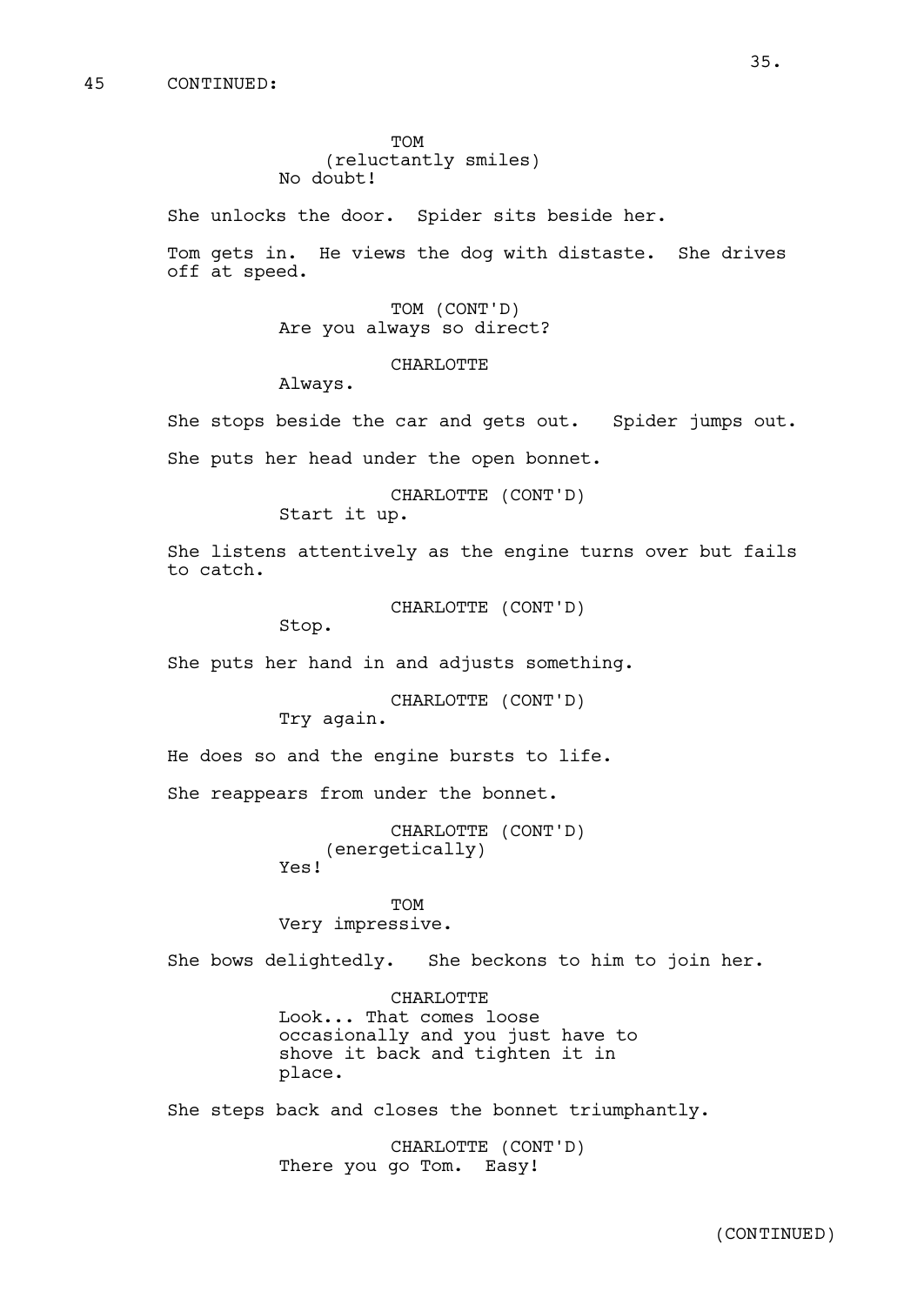45 CONTINUED:

TOM
(reluctantly smiles)
No doubt!

She unlocks the door. Spider sits beside her.

Tom gets in. He views the dog with distaste. She drives off at speed.

TOM (CONT'D)
Are you always so direct?

CHARLOTTE
Always.

She stops beside the car and gets out. Spider jumps out.

She puts her head under the open bonnet.

CHARLOTTE (CONT'D)
Start it up.

She listens attentively as the engine turns over but fails to catch.

CHARLOTTE (CONT'D)
Stop.

She puts her hand in and adjusts something.

CHARLOTTE (CONT'D)
Try again.

He does so and the engine bursts to life.

She reappears from under the bonnet.

CHARLOTTE (CONT'D)
(energetically)
Yes!

TOM
Very impressive.

She bows delightedly. She beckons to him to join her.

CHARLOTTE
Look... That comes loose occasionally and you just have to shove it back and tighten it in place.

She steps back and closes the bonnet triumphantly.

CHARLOTTE (CONT'D)
There you go Tom. Easy!

(CONTINUED)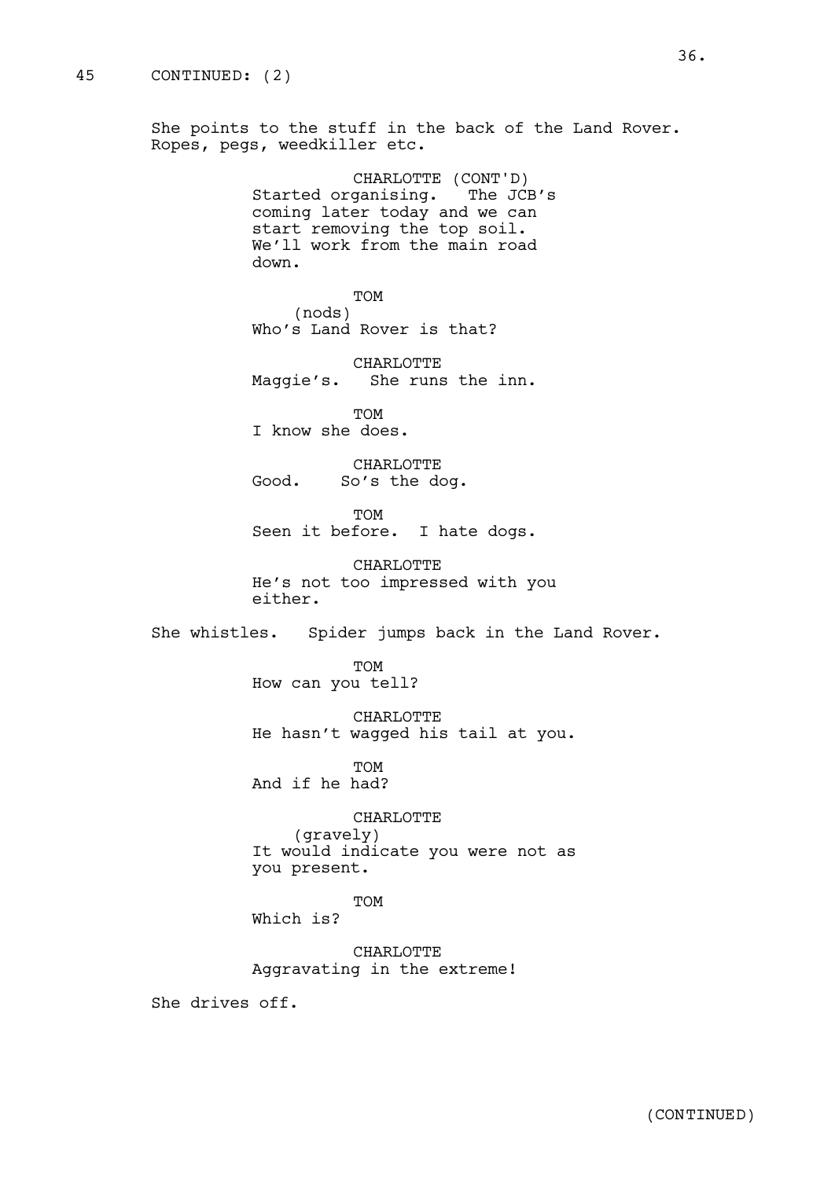45 CONTINUED: (2)

She points to the stuff in the back of the Land Rover. Ropes, pegs, weedkiller etc.

CHARLOTTE (CONT'D)
Started organising. The JCB's coming later today and we can start removing the top soil. We'll work from the main road down.

TOM
(nods)
Who's Land Rover is that?

CHARLOTTE
Maggie's. She runs the inn.

TOM
I know she does.

CHARLOTTE
Good. So's the dog.

TOM
Seen it before. I hate dogs.

CHARLOTTE
He's not too impressed with you either.

She whistles. Spider jumps back in the Land Rover.

TOM
How can you tell?

CHARLOTTE
He hasn't wagged his tail at you.

TOM
And if he had?

CHARLOTTE
(gravely)
It would indicate you were not as you present.

TOM
Which is?

CHARLOTTE
Aggravating in the extreme!

She drives off.

(CONTINUED)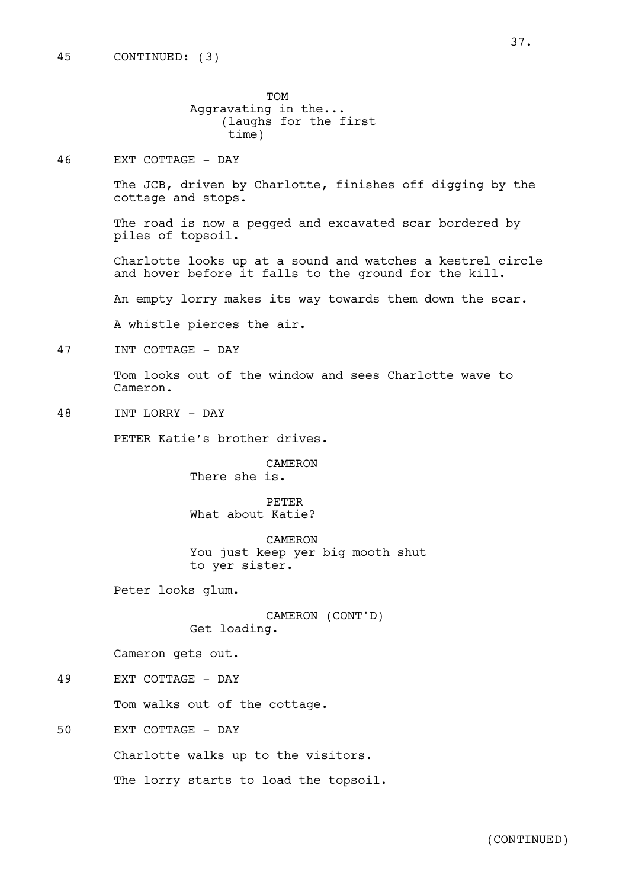45 CONTINUED: (3)

TOM
Aggravating in the...
(laughs for the first time)

46 EXT COTTAGE - DAY

The JCB, driven by Charlotte, finishes off digging by the cottage and stops.

The road is now a pegged and excavated scar bordered by piles of topsoil.

Charlotte looks up at a sound and watches a kestrel circle and hover before it falls to the ground for the kill.

An empty lorry makes its way towards them down the scar.

A whistle pierces the air.

47 INT COTTAGE - DAY

Tom looks out of the window and sees Charlotte wave to Cameron.

48 INT LORRY - DAY

PETER Katie's brother drives.

CAMERON
There she is.

PETER
What about Katie?

CAMERON
You just keep yer big mooth shut to yer sister.

Peter looks glum.

CAMERON (CONT'D)
Get loading.

Cameron gets out.

49 EXT COTTAGE - DAY

Tom walks out of the cottage.

50 EXT COTTAGE - DAY

Charlotte walks up to the visitors.

The lorry starts to load the topsoil.

(CONTINUED)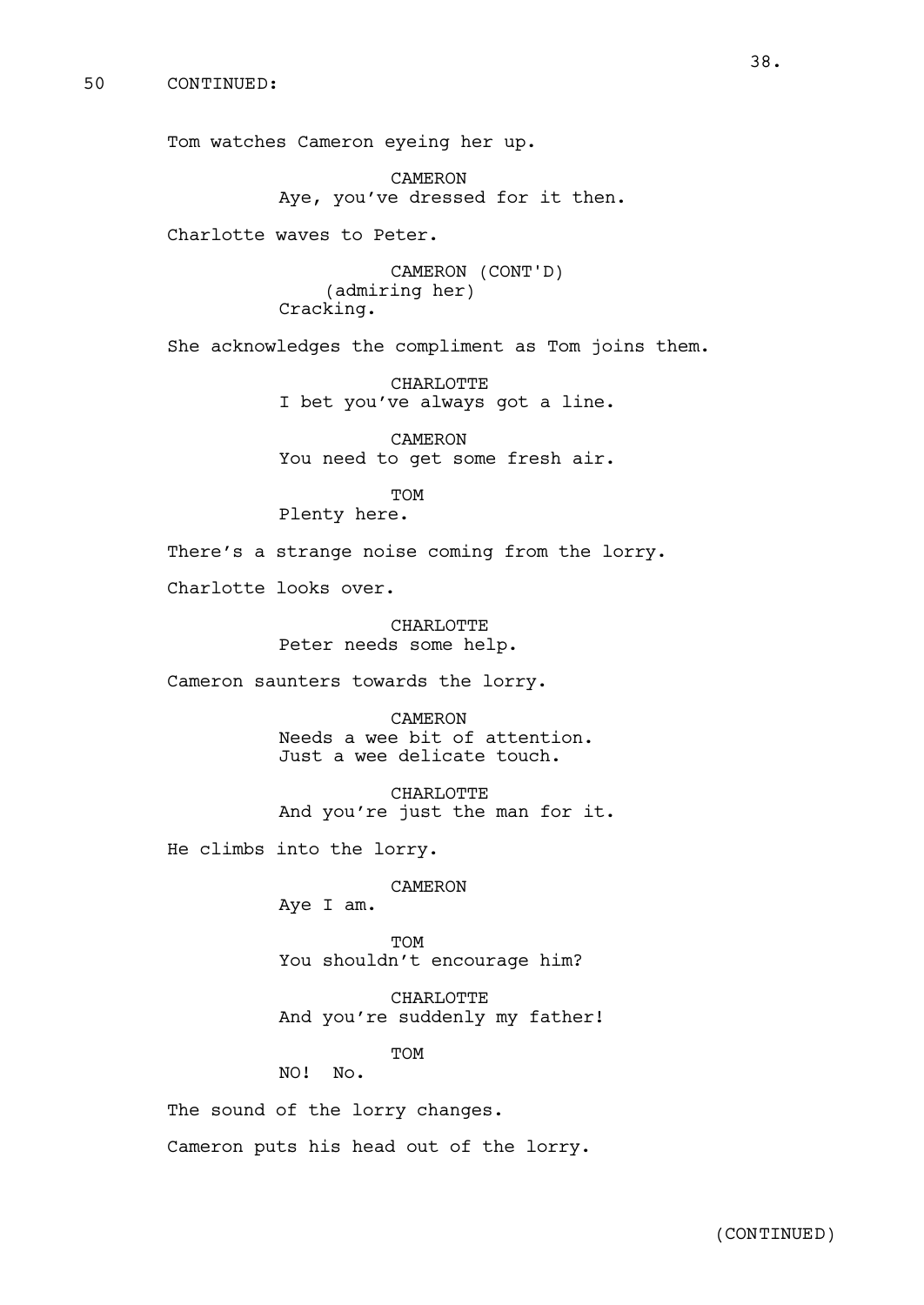50 CONTINUED:

Tom watches Cameron eyeing her up.

CAMERON
Aye, you've dressed for it then.

Charlotte waves to Peter.

CAMERON (CONT'D)
(admiring her)
Cracking.

She acknowledges the compliment as Tom joins them.

CHARLOTTE
I bet you've always got a line.

CAMERON
You need to get some fresh air.

TOM
Plenty here.

There's a strange noise coming from the lorry.

Charlotte looks over.

CHARLOTTE
Peter needs some help.

Cameron saunters towards the lorry.

CAMERON
Needs a wee bit of attention.
Just a wee delicate touch.

CHARLOTTE
And you're just the man for it.

He climbs into the lorry.

CAMERON
Aye I am.

TOM
You shouldn't encourage him?

CHARLOTTE
And you're suddenly my father!

TOM
NO! No.

The sound of the lorry changes.

Cameron puts his head out of the lorry.

(CONTINUED)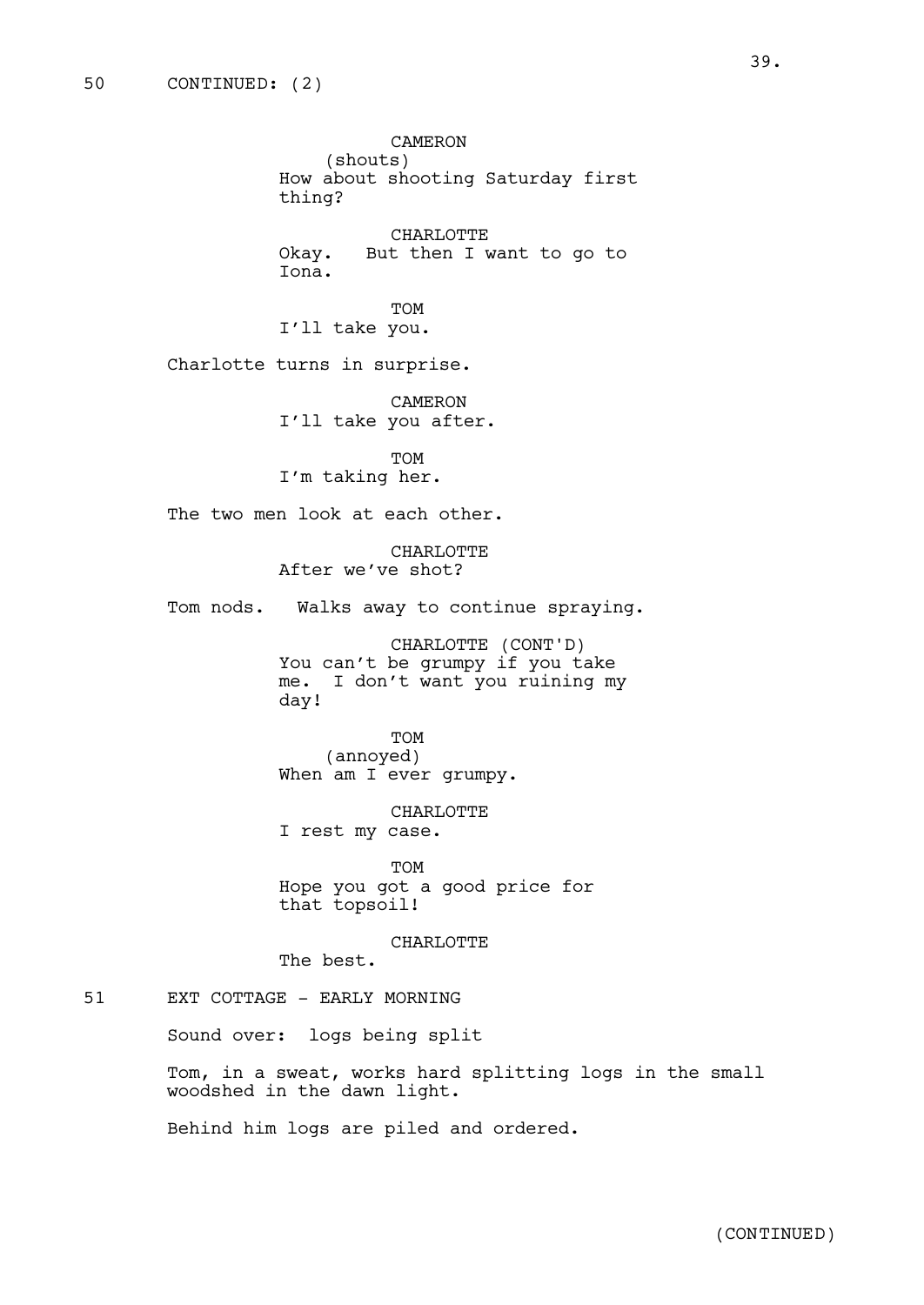50 CONTINUED: (2)

CAMERON
(shouts)
How about shooting Saturday first thing?

CHARLOTTE
Okay. But then I want to go to Iona.

TOM
I'll take you.

Charlotte turns in surprise.

CAMERON
I'll take you after.

TOM
I'm taking her.

The two men look at each other.

CHARLOTTE
After we've shot?

Tom nods. Walks away to continue spraying.

CHARLOTTE (CONT'D)
You can't be grumpy if you take me. I don't want you ruining my day!

TOM
(annoyed)
When am I ever grumpy.

CHARLOTTE
I rest my case.

TOM
Hope you got a good price for that topsoil!

CHARLOTTE
The best.

51 EXT COTTAGE - EARLY MORNING

Sound over: logs being split

Tom, in a sweat, works hard splitting logs in the small woodshed in the dawn light.

Behind him logs are piled and ordered.

(CONTINUED)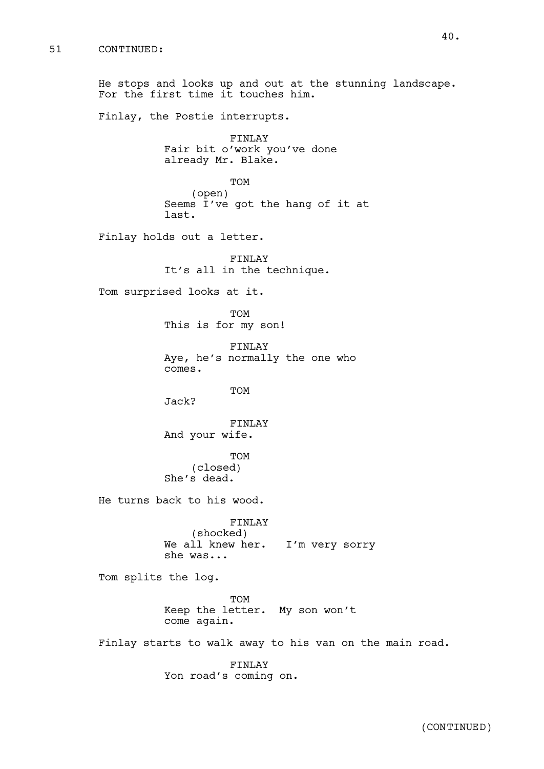51 CONTINUED:

He stops and looks up and out at the stunning landscape. For the first time it touches him.

Finlay, the Postie interrupts.

FINLAY
Fair bit o'work you've done already Mr. Blake.

TOM
(open)
Seems I've got the hang of it at last.

Finlay holds out a letter.

FINLAY
It's all in the technique.

Tom surprised looks at it.

TOM
This is for my son!

FINLAY
Aye, he's normally the one who comes.

TOM
Jack?

FINLAY
And your wife.

TOM
(closed)
She's dead.

He turns back to his wood.

FINLAY
(shocked)
We all knew her. I'm very sorry she was...

Tom splits the log.

TOM
Keep the letter. My son won't come again.

Finlay starts to walk away to his van on the main road.

FINLAY
Yon road's coming on.

(CONTINUED)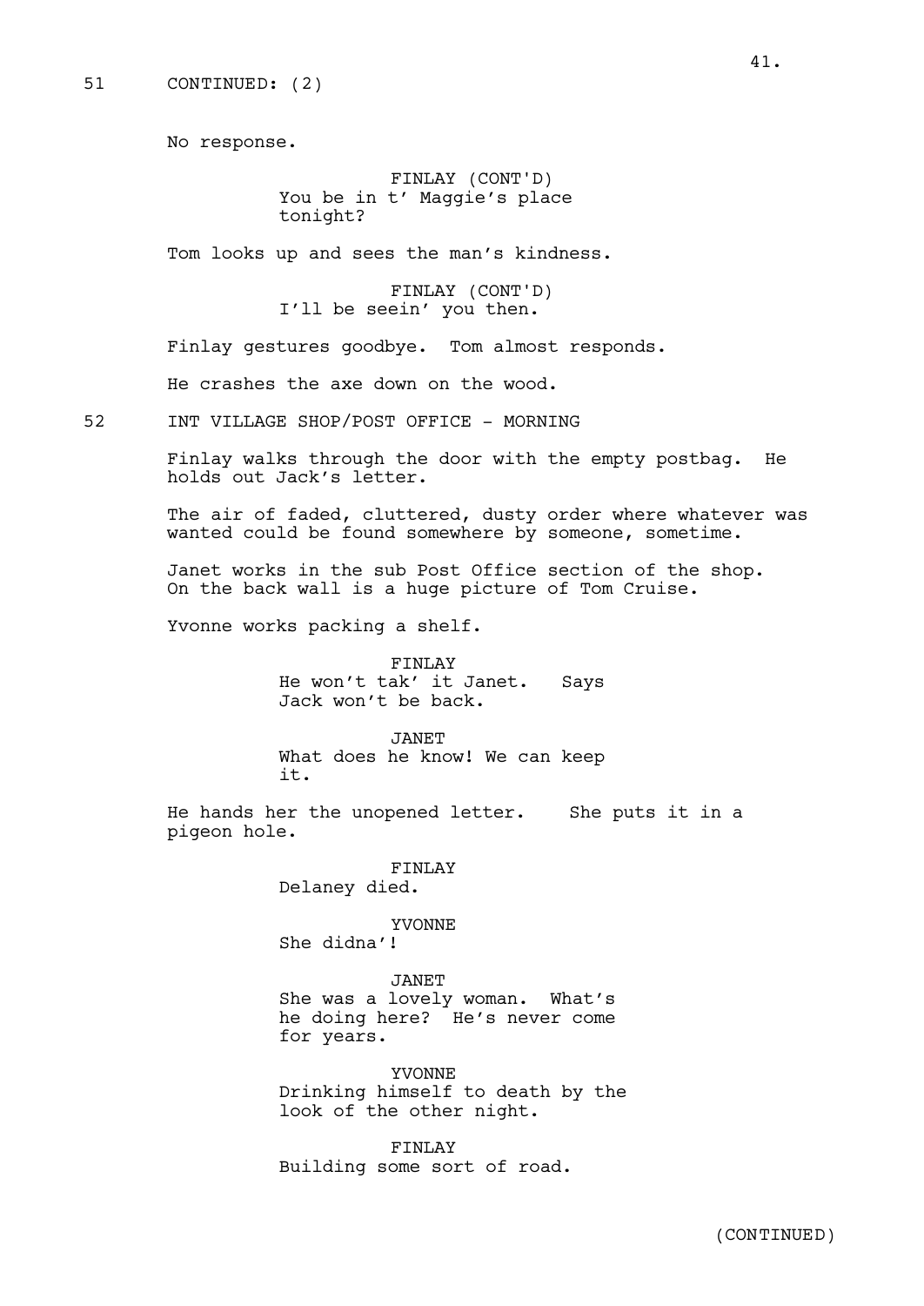51 CONTINUED: (2)

No response.

FINLAY (CONT'D)
You be in t' Maggie's place tonight?

Tom looks up and sees the man's kindness.

FINLAY (CONT'D)
I'll be seein' you then.

Finlay gestures goodbye. Tom almost responds.

He crashes the axe down on the wood.

52 INT VILLAGE SHOP/POST OFFICE - MORNING

Finlay walks through the door with the empty postbag. He holds out Jack's letter.

The air of faded, cluttered, dusty order where whatever was wanted could be found somewhere by someone, sometime.

Janet works in the sub Post Office section of the shop. On the back wall is a huge picture of Tom Cruise.

Yvonne works packing a shelf.

FINLAY
He won't tak' it Janet. Says Jack won't be back.

JANET
What does he know! We can keep it.

He hands her the unopened letter. She puts it in a pigeon hole.

FINLAY
Delaney died.

YVONNE
She didna'!

JANET
She was a lovely woman. What's he doing here? He's never come for years.

YVONNE
Drinking himself to death by the look of the other night.

FINLAY
Building some sort of road.

(CONTINUED)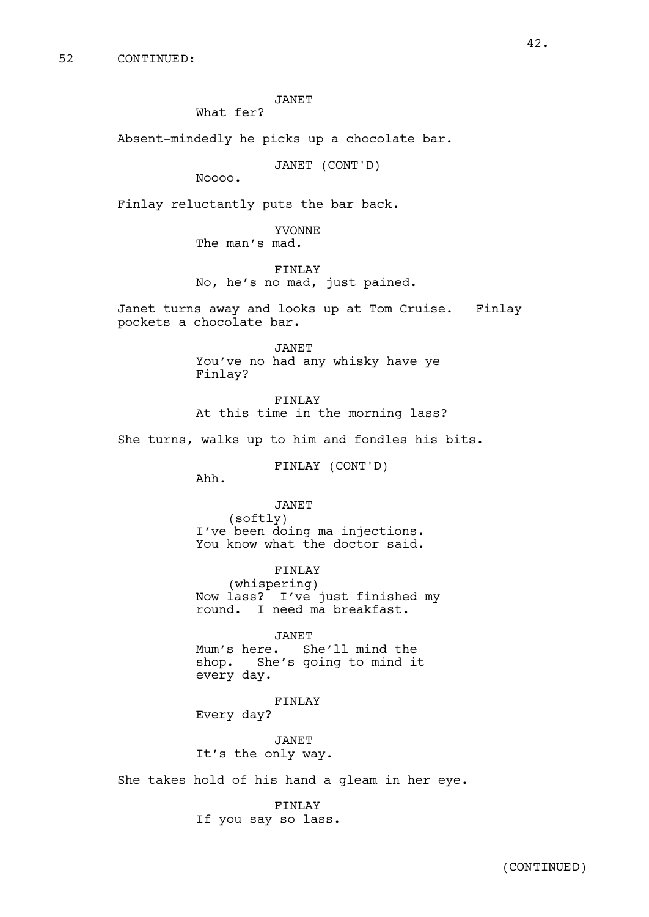52 CONTINUED:

JANET
What fer?

Absent-mindedly he picks up a chocolate bar.

JANET (CONT'D)
Noooo.

Finlay reluctantly puts the bar back.

YVONNE
The man's mad.

FINLAY
No, he's no mad, just pained.

Janet turns away and looks up at Tom Cruise. Finlay pockets a chocolate bar.

JANET
You've no had any whisky have ye Finlay?

FINLAY
At this time in the morning lass?

She turns, walks up to him and fondles his bits.

FINLAY (CONT'D)
Ahh.

JANET
(softly)
I've been doing ma injections. You know what the doctor said.

FINLAY
(whispering)
Now lass? I've just finished my round. I need ma breakfast.

JANET
Mum's here. She'll mind the shop. She's going to mind it every day.

FINLAY
Every day?

JANET
It's the only way.

She takes hold of his hand a gleam in her eye.

FINLAY
If you say so lass.

(CONTINUED)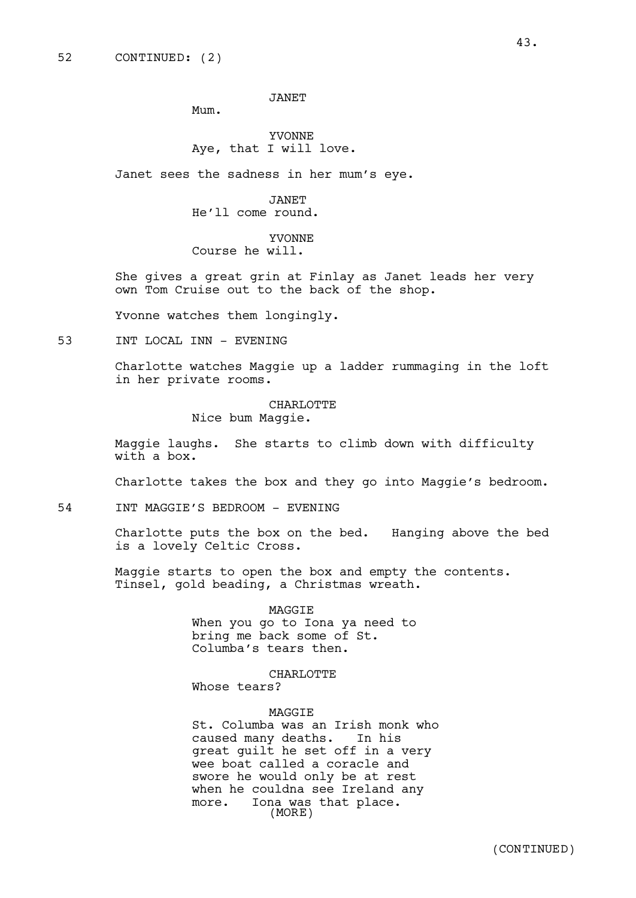52 CONTINUED: (2)

JANET

Mum.

YVONNE

Aye, that I will love.

Janet sees the sadness in her mum's eye.

JANET

He'll come round.

YVONNE

Course he will.

She gives a great grin at Finlay as Janet leads her very own Tom Cruise out to the back of the shop.

Yvonne watches them longingly.

53 INT LOCAL INN - EVENING

Charlotte watches Maggie up a ladder rummaging in the loft in her private rooms.

CHARLOTTE

Nice bum Maggie.

Maggie laughs. She starts to climb down with difficulty with a box.

Charlotte takes the box and they go into Maggie's bedroom.

54 INT MAGGIE'S BEDROOM - EVENING

Charlotte puts the box on the bed. Hanging above the bed is a lovely Celtic Cross.

Maggie starts to open the box and empty the contents. Tinsel, gold beading, a Christmas wreath.

MAGGIE

When you go to Iona ya need to bring me back some of St. Columba's tears then.

CHARLOTTE

Whose tears?

MAGGIE

St. Columba was an Irish monk who caused many deaths. In his great guilt he set off in a very wee boat called a coracle and swore he would only be at rest when he couldna see Ireland any more. Iona was that place.

(MORE)

(CONTINUED)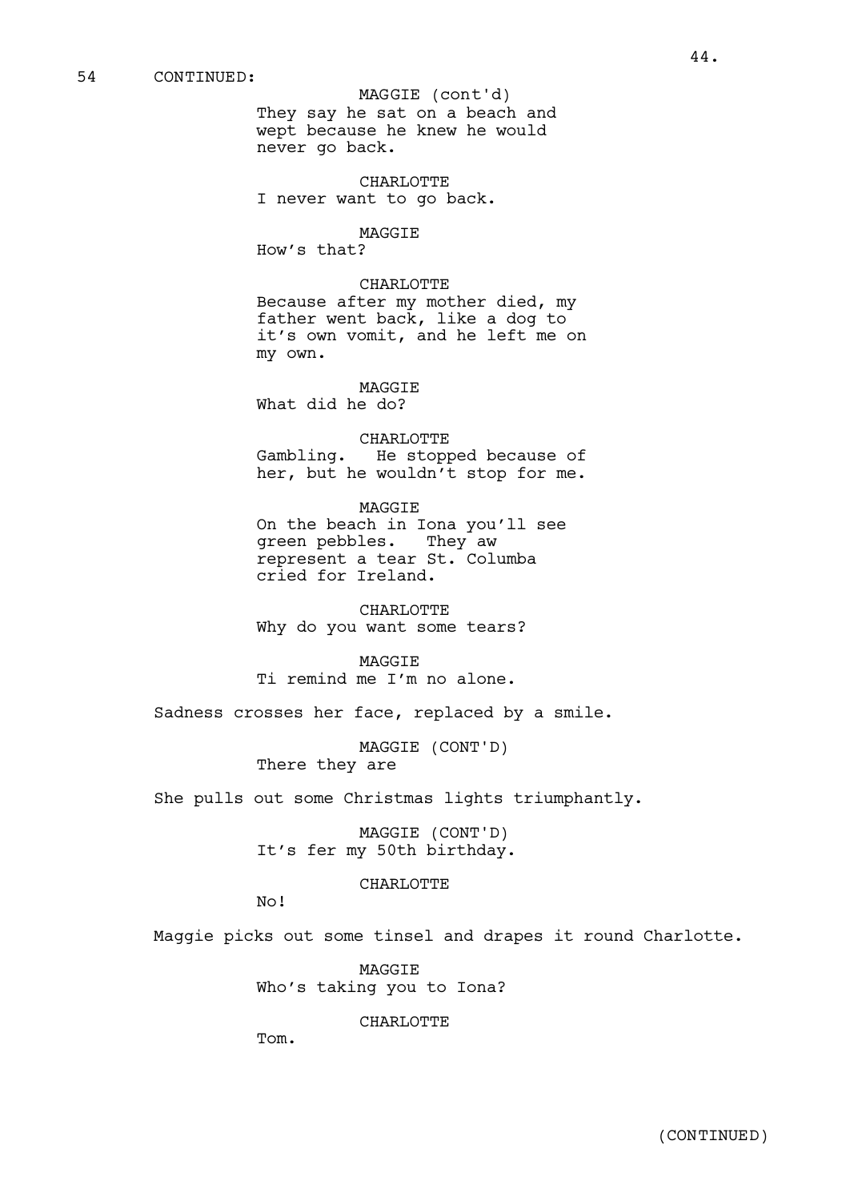54 CONTINUED:

MAGGIE (cont'd)
They say he sat on a beach and wept because he knew he would never go back.

CHARLOTTE
I never want to go back.

MAGGIE
How's that?

CHARLOTTE
Because after my mother died, my father went back, like a dog to it's own vomit, and he left me on my own.

MAGGIE
What did he do?

CHARLOTTE
Gambling. He stopped because of her, but he wouldn't stop for me.

MAGGIE
On the beach in Iona you'll see green pebbles. They aw represent a tear St. Columba cried for Ireland.

CHARLOTTE
Why do you want some tears?

MAGGIE
Ti remind me I'm no alone.

Sadness crosses her face, replaced by a smile.

MAGGIE (CONT'D)
There they are

She pulls out some Christmas lights triumphantly.

MAGGIE (CONT'D)
It's fer my 50th birthday.

CHARLOTTE
No!

Maggie picks out some tinsel and drapes it round Charlotte.

MAGGIE
Who's taking you to Iona?

CHARLOTTE
Tom.

(CONTINUED)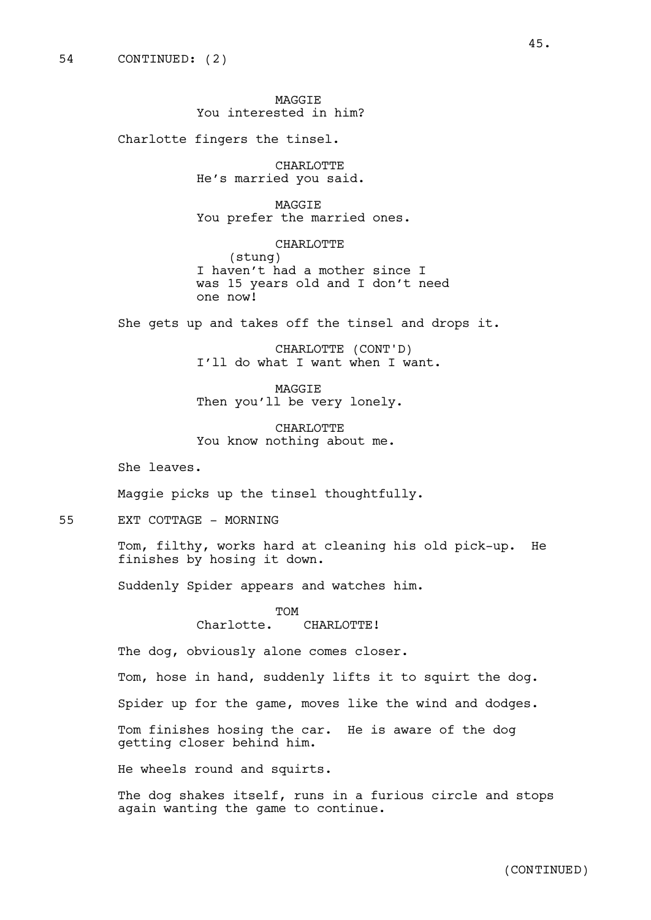54 CONTINUED: (2)

MAGGIE
You interested in him?

Charlotte fingers the tinsel.

CHARLOTTE
He's married you said.

MAGGIE
You prefer the married ones.

CHARLOTTE
(stung)
I haven't had a mother since I was 15 years old and I don't need one now!

She gets up and takes off the tinsel and drops it.

CHARLOTTE (CONT'D)
I'll do what I want when I want.

MAGGIE
Then you'll be very lonely.

CHARLOTTE
You know nothing about me.

She leaves.

Maggie picks up the tinsel thoughtfully.

55 EXT COTTAGE - MORNING

Tom, filthy, works hard at cleaning his old pick-up. He finishes by hosing it down.

Suddenly Spider appears and watches him.

TOM
Charlotte. CHARLOTTE!

The dog, obviously alone comes closer.

Tom, hose in hand, suddenly lifts it to squirt the dog.

Spider up for the game, moves like the wind and dodges.

Tom finishes hosing the car. He is aware of the dog getting closer behind him.

He wheels round and squirts.

The dog shakes itself, runs in a furious circle and stops again wanting the game to continue.

(CONTINUED)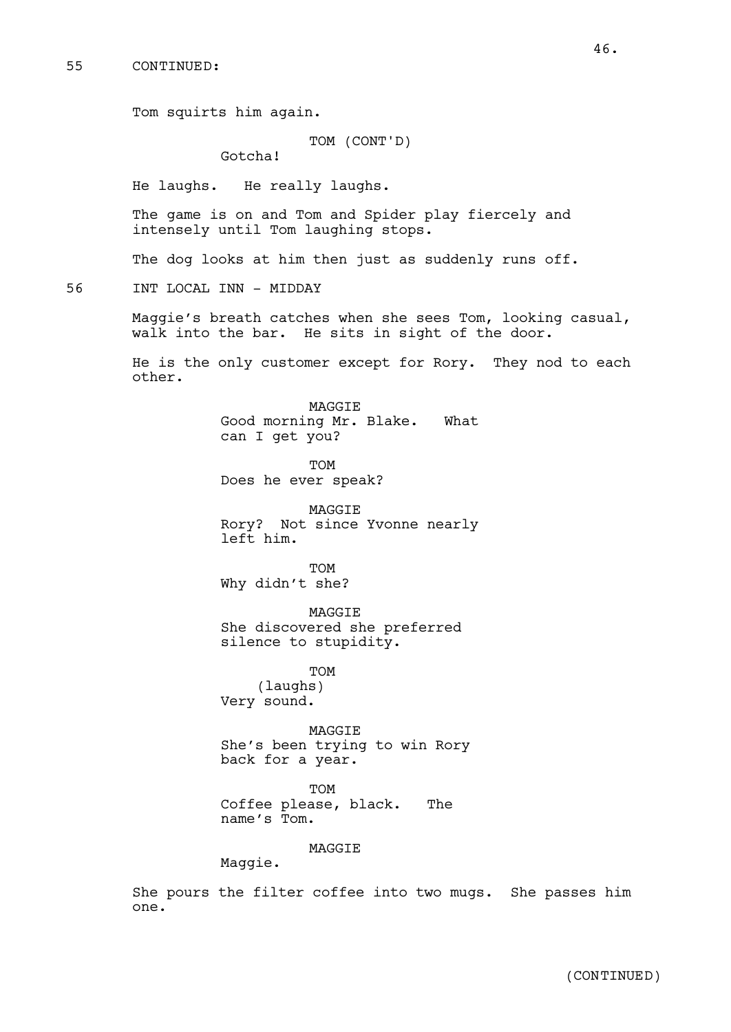55 CONTINUED:

Tom squirts him again.

TOM (CONT'D)
Gotcha!

He laughs. He really laughs.

The game is on and Tom and Spider play fiercely and intensely until Tom laughing stops.

The dog looks at him then just as suddenly runs off.

56 INT LOCAL INN - MIDDAY

Maggie's breath catches when she sees Tom, looking casual, walk into the bar. He sits in sight of the door.

He is the only customer except for Rory. They nod to each other.

MAGGIE
Good morning Mr. Blake. What can I get you?

TOM
Does he ever speak?

MAGGIE
Rory? Not since Yvonne nearly left him.

TOM
Why didn't she?

MAGGIE
She discovered she preferred silence to stupidity.

TOM
(laughs)
Very sound.

MAGGIE
She's been trying to win Rory back for a year.

TOM
Coffee please, black. The name's Tom.

MAGGIE
Maggie.

She pours the filter coffee into two mugs. She passes him one.

(CONTINUED)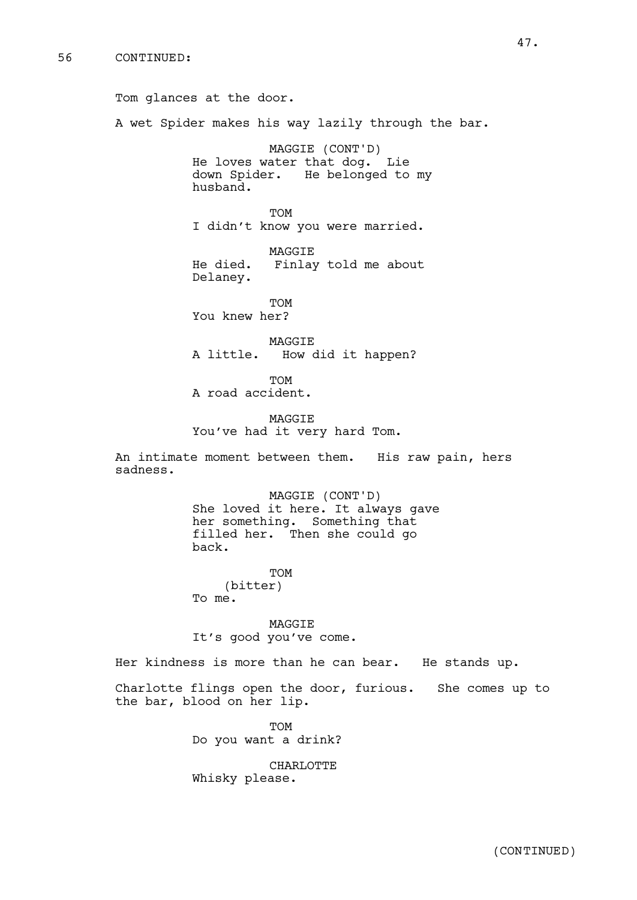56 CONTINUED:

Tom glances at the door.

A wet Spider makes his way lazily through the bar.

MAGGIE (CONT'D)
He loves water that dog. Lie down Spider. He belonged to my husband.

TOM
I didn't know you were married.

MAGGIE
He died. Finlay told me about Delaney.

TOM
You knew her?

MAGGIE
A little. How did it happen?

TOM
A road accident.

MAGGIE
You've had it very hard Tom.

An intimate moment between them. His raw pain, hers sadness.

MAGGIE (CONT'D)
She loved it here. It always gave her something. Something that filled her. Then she could go back.

TOM
(bitter)
To me.

MAGGIE
It's good you've come.

Her kindness is more than he can bear. He stands up.

Charlotte flings open the door, furious. She comes up to the bar, blood on her lip.

TOM
Do you want a drink?

CHARLOTTE
Whisky please.

(CONTINUED)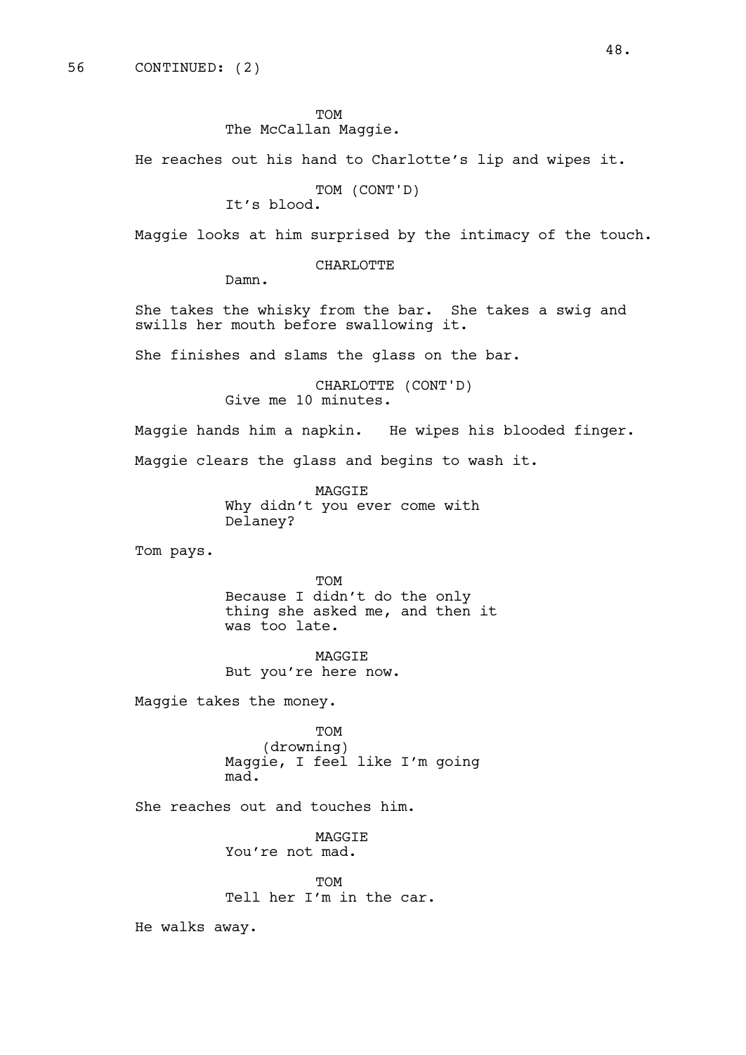56 CONTINUED: (2)

TOM
The McCallan Maggie.

He reaches out his hand to Charlotte's lip and wipes it.

TOM (CONT'D)
It's blood.

Maggie looks at him surprised by the intimacy of the touch.

CHARLOTTE
Damn.

She takes the whisky from the bar. She takes a swig and swills her mouth before swallowing it.

She finishes and slams the glass on the bar.

CHARLOTTE (CONT'D)
Give me 10 minutes.

Maggie hands him a napkin. He wipes his blooded finger.

Maggie clears the glass and begins to wash it.

MAGGIE
Why didn't you ever come with Delaney?

Tom pays.

TOM
Because I didn't do the only thing she asked me, and then it was too late.

MAGGIE
But you're here now.

Maggie takes the money.

TOM
(drowning)
Maggie, I feel like I'm going mad.

She reaches out and touches him.

MAGGIE
You're not mad.

TOM
Tell her I'm in the car.

He walks away.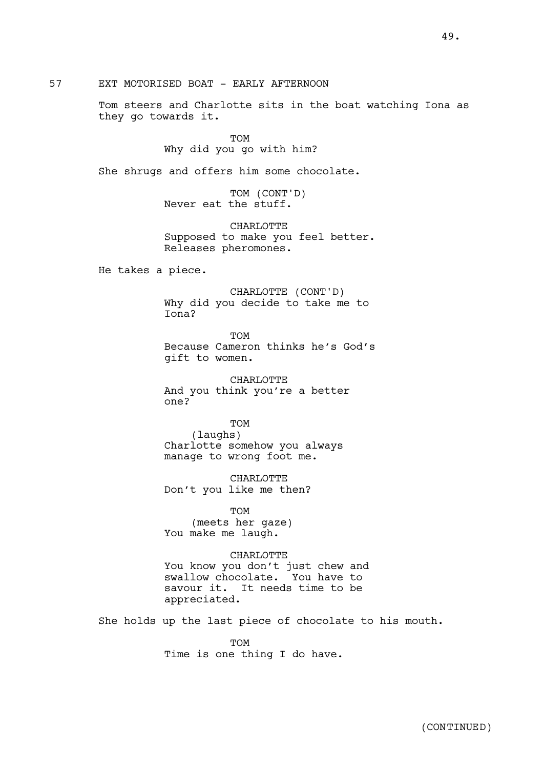57 EXT MOTORISED BOAT - EARLY AFTERNOON

Tom steers and Charlotte sits in the boat watching Iona as they go towards it.

TOM
Why did you go with him?

She shrugs and offers him some chocolate.

TOM (CONT'D)
Never eat the stuff.

CHARLOTTE
Supposed to make you feel better. Releases pheromones.

He takes a piece.

CHARLOTTE (CONT'D)
Why did you decide to take me to Iona?

TOM
Because Cameron thinks he's God's gift to women.

CHARLOTTE
And you think you're a better one?

TOM
(laughs)
Charlotte somehow you always manage to wrong foot me.

CHARLOTTE
Don't you like me then?

TOM
(meets her gaze)
You make me laugh.

CHARLOTTE
You know you don't just chew and swallow chocolate. You have to savour it. It needs time to be appreciated.

She holds up the last piece of chocolate to his mouth.

TOM
Time is one thing I do have.

(CONTINUED)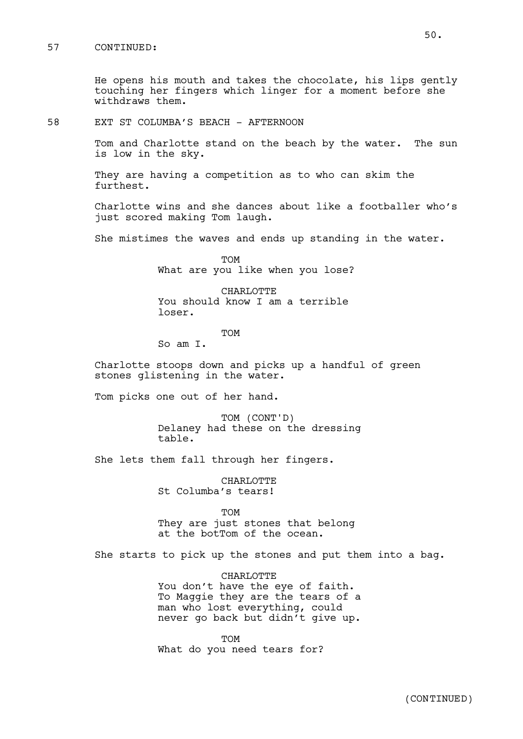57 CONTINUED:

He opens his mouth and takes the chocolate, his lips gently touching her fingers which linger for a moment before she withdraws them.

58 EXT ST COLUMBA'S BEACH - AFTERNOON

Tom and Charlotte stand on the beach by the water. The sun is low in the sky.

They are having a competition as to who can skim the furthest.

Charlotte wins and she dances about like a footballer who's just scored making Tom laugh.

She mistimes the waves and ends up standing in the water.

TOM
What are you like when you lose?

CHARLOTTE
You should know I am a terrible loser.

TOM
So am I.

Charlotte stoops down and picks up a handful of green stones glistening in the water.

Tom picks one out of her hand.

TOM (CONT'D)
Delaney had these on the dressing table.

She lets them fall through her fingers.

CHARLOTTE
St Columba's tears!

TOM
They are just stones that belong at the botTom of the ocean.

She starts to pick up the stones and put them into a bag.

CHARLOTTE
You don't have the eye of faith. To Maggie they are the tears of a man who lost everything, could never go back but didn't give up.

TOM
What do you need tears for?

(CONTINUED)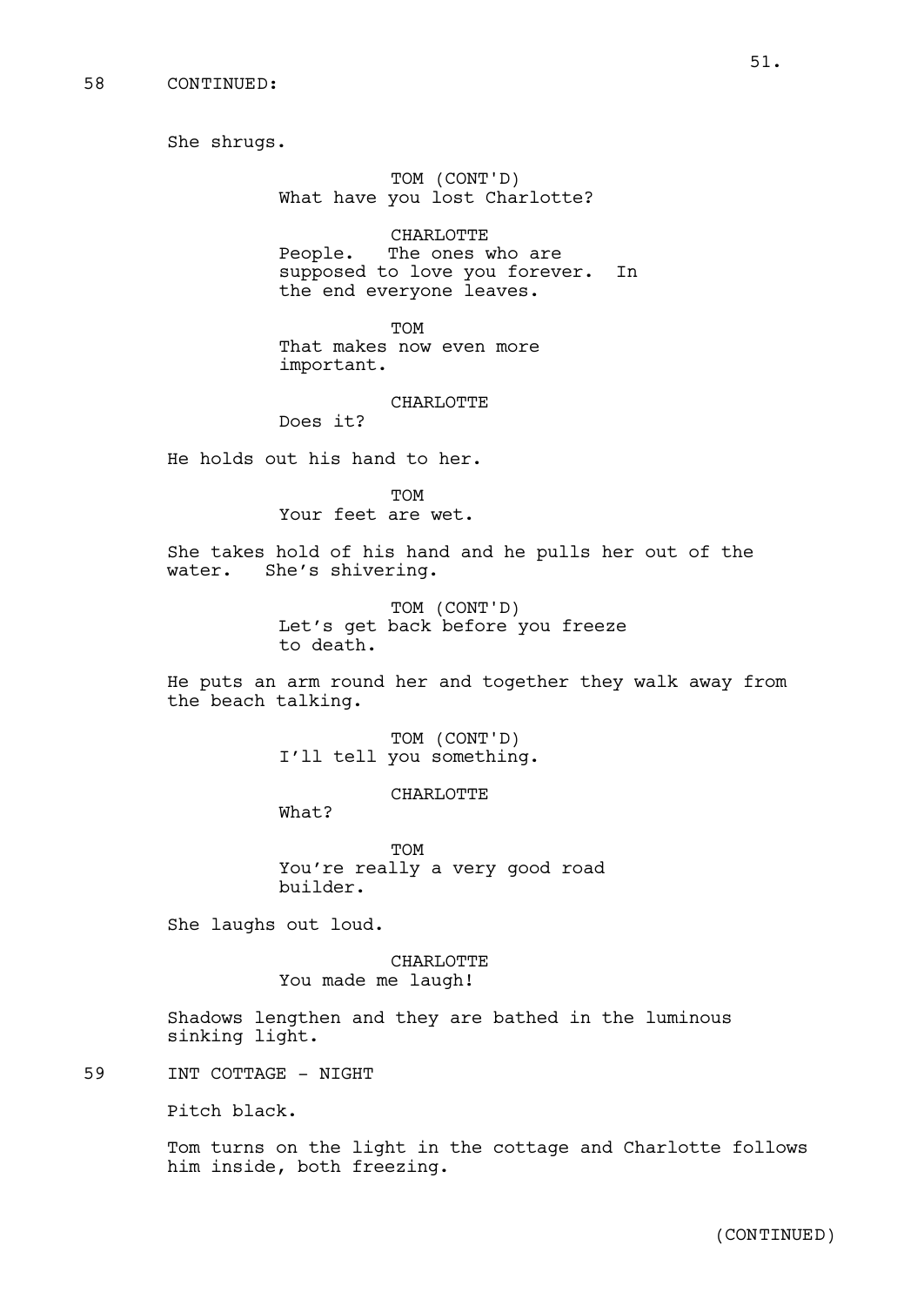58 CONTINUED:

She shrugs.

TOM (CONT'D)
What have you lost Charlotte?

CHARLOTTE
People. The ones who are supposed to love you forever. In the end everyone leaves.

TOM
That makes now even more important.

CHARLOTTE
Does it?

He holds out his hand to her.

TOM
Your feet are wet.

She takes hold of his hand and he pulls her out of the water. She's shivering.

TOM (CONT'D)
Let's get back before you freeze to death.

He puts an arm round her and together they walk away from the beach talking.

TOM (CONT'D)
I'll tell you something.

CHARLOTTE
What?

TOM
You're really a very good road builder.

She laughs out loud.

CHARLOTTE
You made me laugh!

Shadows lengthen and they are bathed in the luminous sinking light.

59 INT COTTAGE - NIGHT

Pitch black.

Tom turns on the light in the cottage and Charlotte follows him inside, both freezing.

(CONTINUED)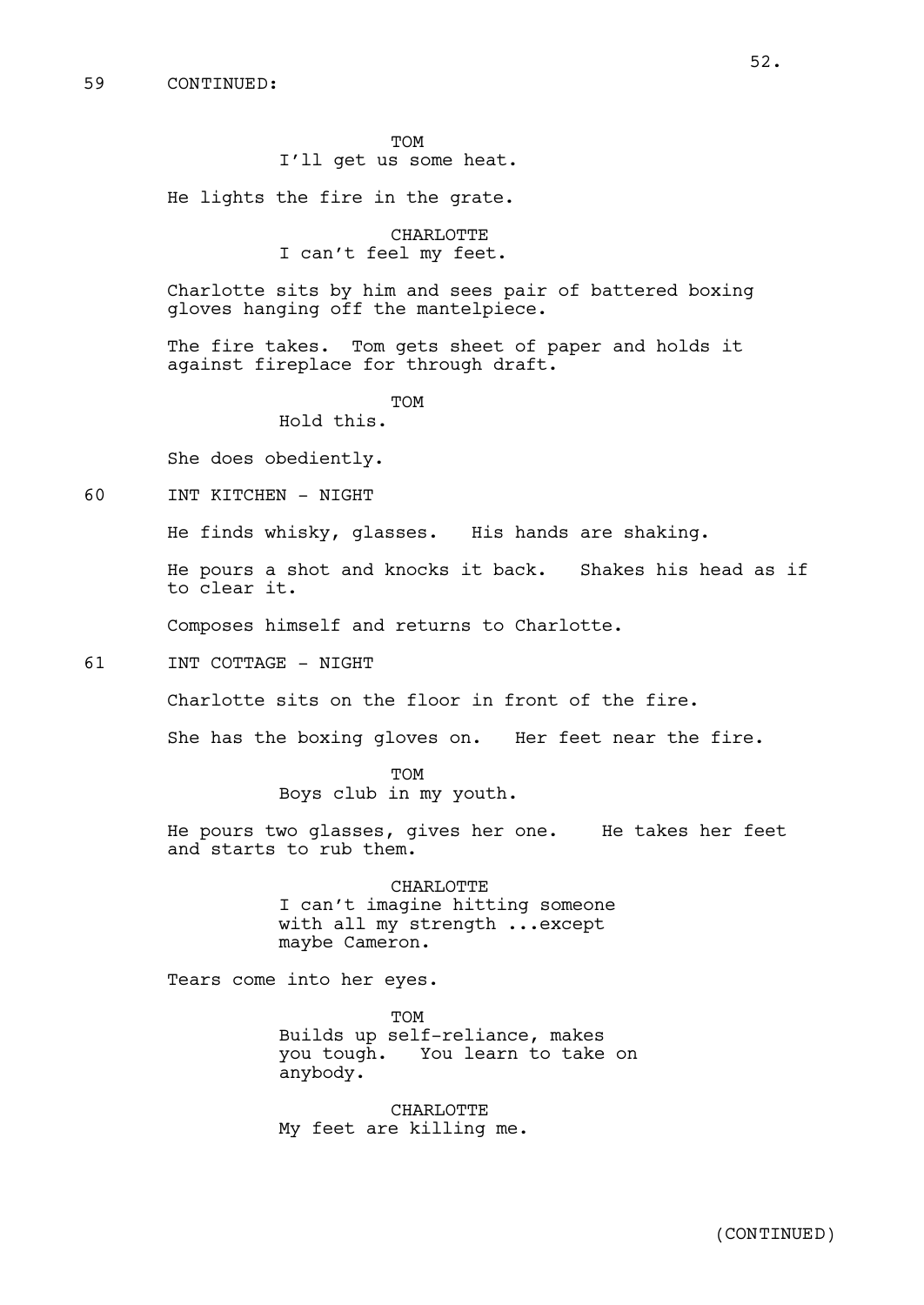59 CONTINUED:

TOM
I'll get us some heat.

He lights the fire in the grate.

CHARLOTTE
I can't feel my feet.

Charlotte sits by him and sees pair of battered boxing gloves hanging off the mantelpiece.

The fire takes. Tom gets sheet of paper and holds it against fireplace for through draft.

TOM
Hold this.

She does obediently.

60 INT KITCHEN - NIGHT

He finds whisky, glasses. His hands are shaking.

He pours a shot and knocks it back. Shakes his head as if to clear it.

Composes himself and returns to Charlotte.

61 INT COTTAGE - NIGHT

Charlotte sits on the floor in front of the fire.

She has the boxing gloves on. Her feet near the fire.

TOM
Boys club in my youth.

He pours two glasses, gives her one. He takes her feet and starts to rub them.

CHARLOTTE
I can't imagine hitting someone with all my strength ...except maybe Cameron.

Tears come into her eyes.

TOM
Builds up self-reliance, makes you tough. You learn to take on anybody.

CHARLOTTE
My feet are killing me.

(CONTINUED)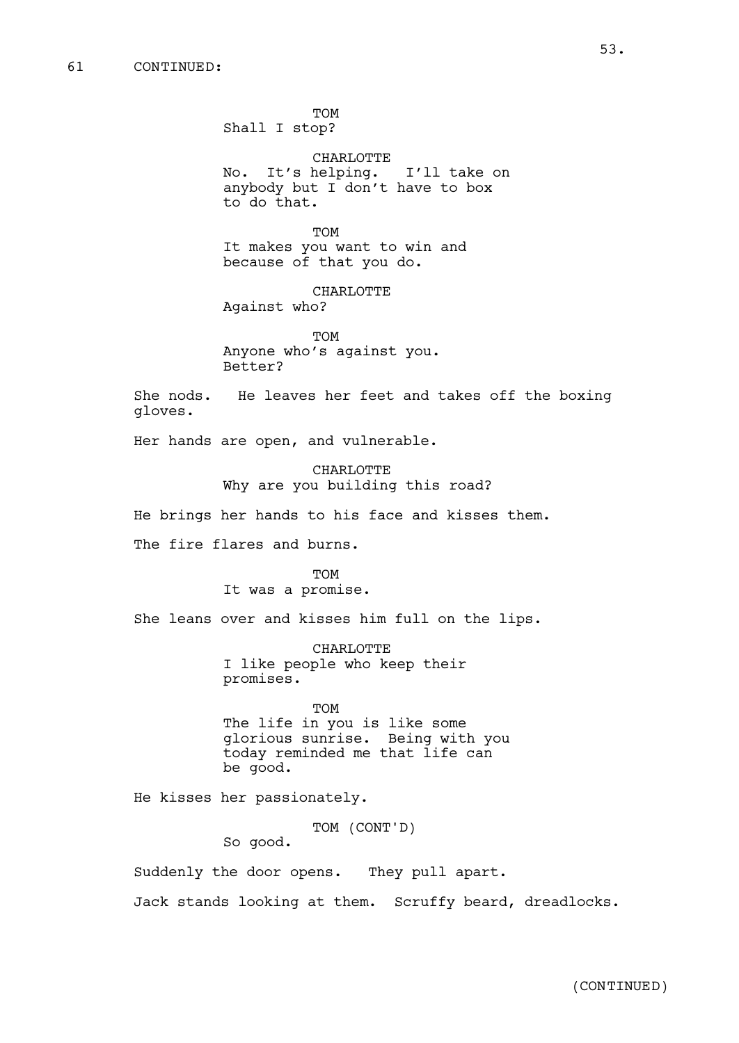61 CONTINUED:

TOM
Shall I stop?

CHARLOTTE
No. It's helping. I'll take on anybody but I don't have to box to do that.

TOM
It makes you want to win and because of that you do.

CHARLOTTE
Against who?

TOM
Anyone who's against you. Better?

She nods. He leaves her feet and takes off the boxing gloves.

Her hands are open, and vulnerable.

CHARLOTTE
Why are you building this road?

He brings her hands to his face and kisses them.

The fire flares and burns.

TOM
It was a promise.

She leans over and kisses him full on the lips.

CHARLOTTE
I like people who keep their promises.

TOM
The life in you is like some glorious sunrise. Being with you today reminded me that life can be good.

He kisses her passionately.

TOM (CONT'D)
So good.

Suddenly the door opens. They pull apart.

Jack stands looking at them. Scruffy beard, dreadlocks.

(CONTINUED)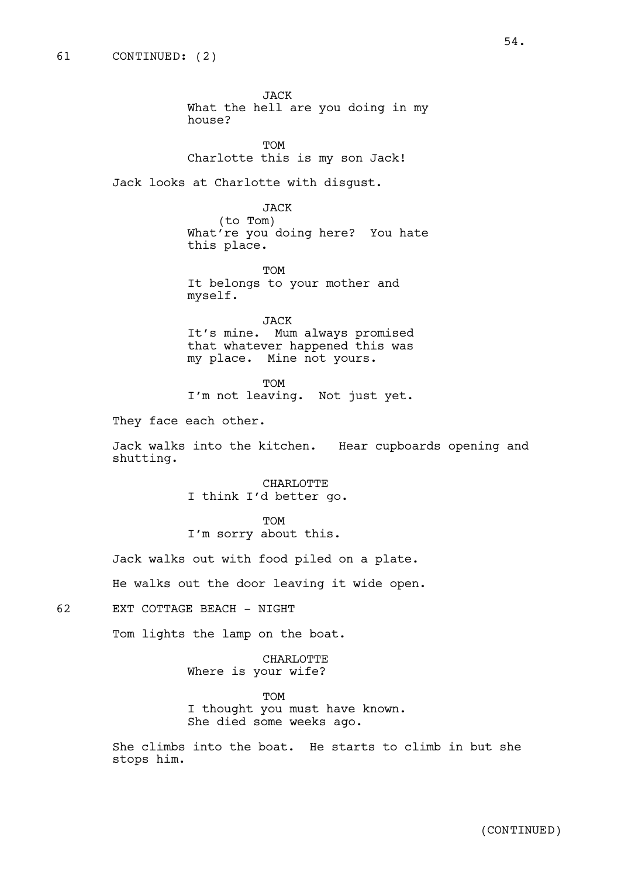61 CONTINUED: (2)

JACK
What the hell are you doing in my house?

TOM
Charlotte this is my son Jack!

Jack looks at Charlotte with disgust.

JACK
(to Tom)
What're you doing here? You hate this place.

TOM
It belongs to your mother and myself.

JACK
It's mine. Mum always promised that whatever happened this was my place. Mine not yours.

TOM
I'm not leaving. Not just yet.

They face each other.

Jack walks into the kitchen. Hear cupboards opening and shutting.

CHARLOTTE
I think I'd better go.

TOM
I'm sorry about this.

Jack walks out with food piled on a plate.

He walks out the door leaving it wide open.

62 EXT COTTAGE BEACH - NIGHT

Tom lights the lamp on the boat.

CHARLOTTE
Where is your wife?

TOM
I thought you must have known.
She died some weeks ago.

She climbs into the boat. He starts to climb in but she stops him.

(CONTINUED)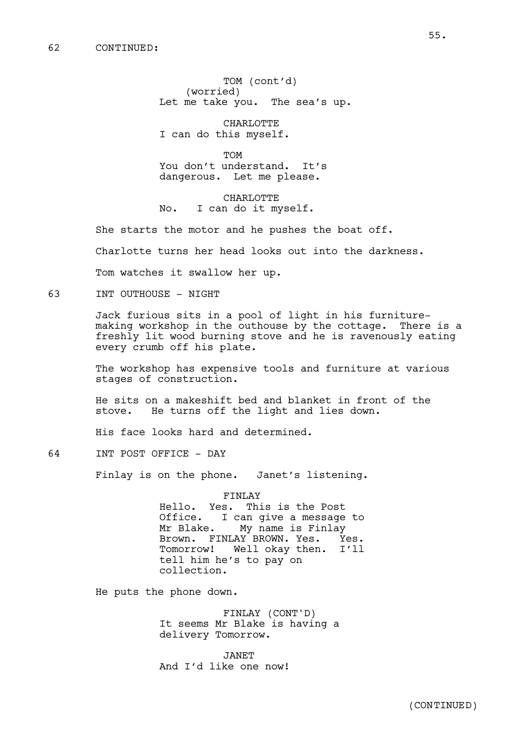62 CONTINUED:

TOM (cont'd)
(worried)
Let me take you. The sea's up.

CHARLOTTE
I can do this myself.

TOM
You don't understand. It's dangerous. Let me please.

CHARLOTTE
No. I can do it myself.

She starts the motor and he pushes the boat off.

Charlotte turns her head looks out into the darkness.

Tom watches it swallow her up.

63 INT OUTHOUSE - NIGHT

Jack furious sits in a pool of light in his furniture-making workshop in the outhouse by the cottage. There is a freshly lit wood burning stove and he is ravenously eating every crumb off his plate.

The workshop has expensive tools and furniture at various stages of construction.

He sits on a makeshift bed and blanket in front of the stove. He turns off the light and lies down.

His face looks hard and determined.

64 INT POST OFFICE - DAY

Finlay is on the phone. Janet's listening.

FINLAY
Hello. Yes. This is the Post Office. I can give a message to Mr Blake. My name is Finlay Brown. FINLAY BROWN. Yes. Yes. Tomorrow! Well okay then. I'll tell him he's to pay on collection.

He puts the phone down.

FINLAY (CONT'D)
It seems Mr Blake is having a delivery Tomorrow.

JANET
And I'd like one now!

(CONTINUED)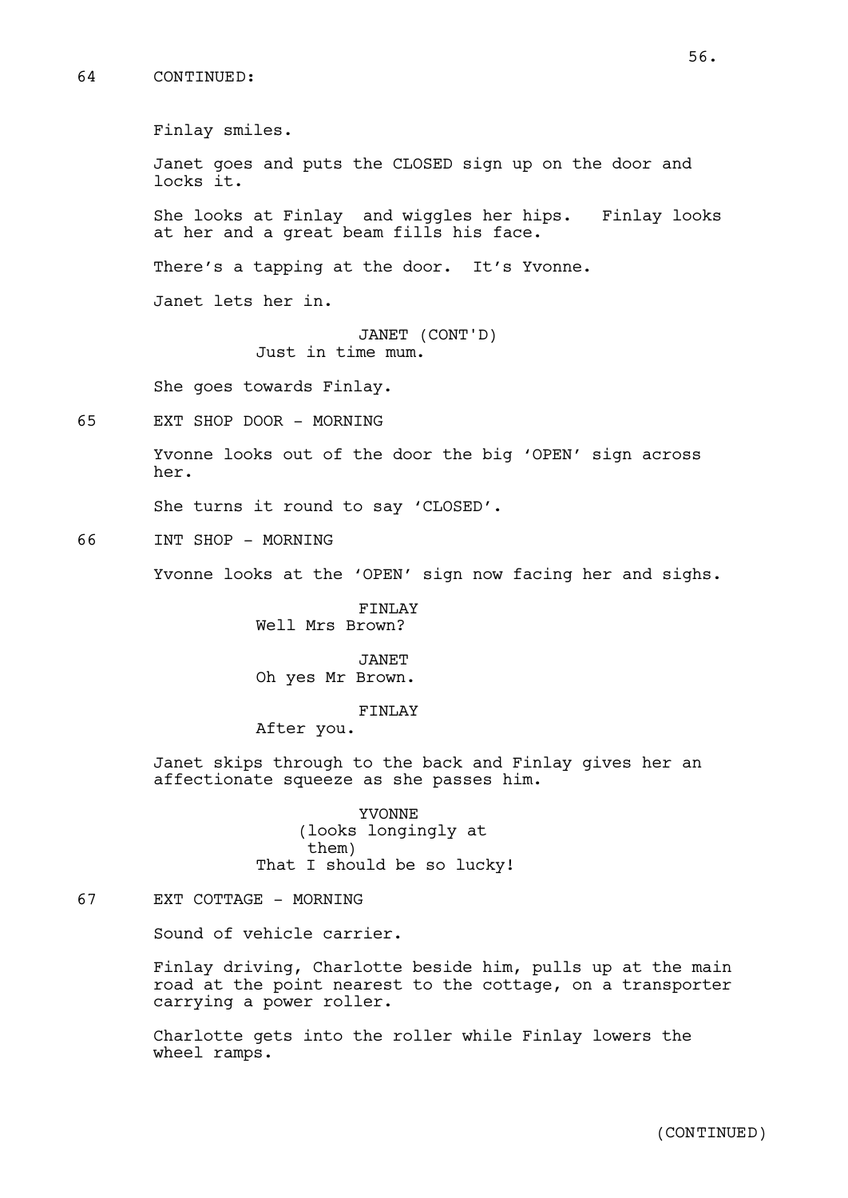64 CONTINUED:

Finlay smiles.

Janet goes and puts the CLOSED sign up on the door and locks it.

She looks at Finlay and wiggles her hips. Finlay looks at her and a great beam fills his face.

There's a tapping at the door. It's Yvonne.

Janet lets her in.

JANET (CONT'D)
Just in time mum.

She goes towards Finlay.

65 EXT SHOP DOOR - MORNING

Yvonne looks out of the door the big 'OPEN' sign across her.

She turns it round to say 'CLOSED'.

66 INT SHOP - MORNING

Yvonne looks at the 'OPEN' sign now facing her and sighs.

FINLAY
Well Mrs Brown?

JANET
Oh yes Mr Brown.

FINLAY
After you.

Janet skips through to the back and Finlay gives her an affectionate squeeze as she passes him.

YVONNE
(looks longingly at them)
That I should be so lucky!

67 EXT COTTAGE - MORNING

Sound of vehicle carrier.

Finlay driving, Charlotte beside him, pulls up at the main road at the point nearest to the cottage, on a transporter carrying a power roller.

Charlotte gets into the roller while Finlay lowers the wheel ramps.

(CONTINUED)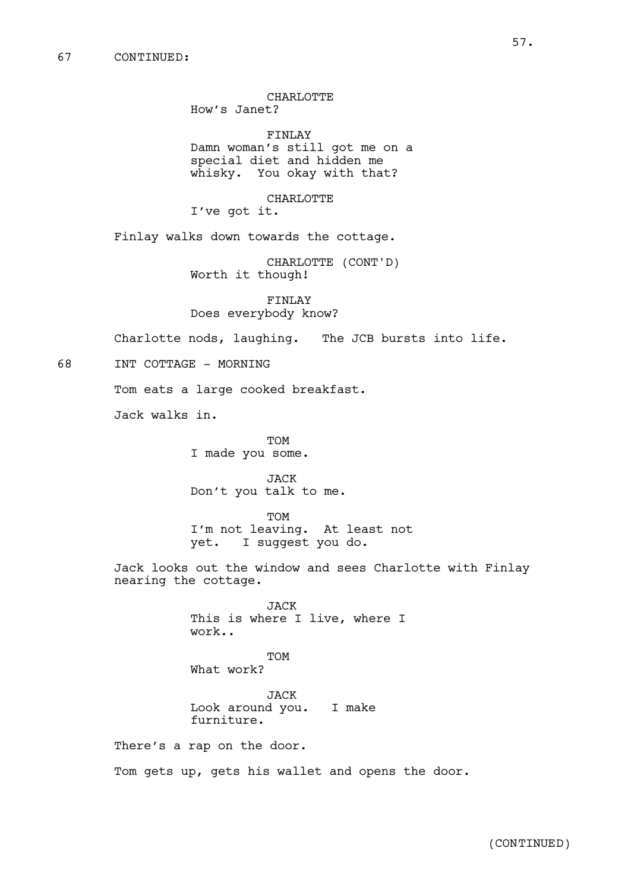67 CONTINUED:

CHARLOTTE
How's Janet?

FINLAY
Damn woman's still got me on a special diet and hidden me whisky. You okay with that?

CHARLOTTE
I've got it.

Finlay walks down towards the cottage.

CHARLOTTE (CONT'D)
Worth it though!

FINLAY
Does everybody know?

Charlotte nods, laughing. The JCB bursts into life.

68 INT COTTAGE - MORNING

Tom eats a large cooked breakfast.

Jack walks in.

TOM
I made you some.

JACK
Don't you talk to me.

TOM
I'm not leaving. At least not yet. I suggest you do.

Jack looks out the window and sees Charlotte with Finlay nearing the cottage.

JACK
This is where I live, where I work..

TOM
What work?

JACK
Look around you. I make furniture.

There's a rap on the door.

Tom gets up, gets his wallet and opens the door.

(CONTINUED)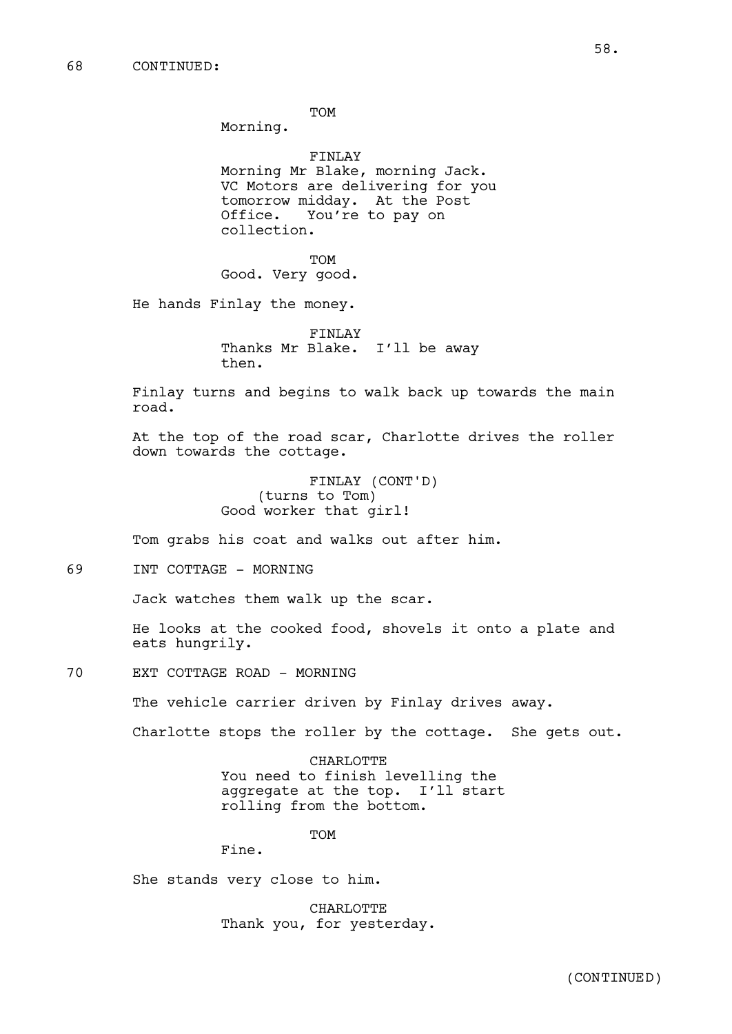68 CONTINUED:

TOM
Morning.

FINLAY
Morning Mr Blake, morning Jack. VC Motors are delivering for you tomorrow midday. At the Post Office. You're to pay on collection.

TOM
Good. Very good.

He hands Finlay the money.

FINLAY
Thanks Mr Blake. I'll be away then.

Finlay turns and begins to walk back up towards the main road.

At the top of the road scar, Charlotte drives the roller down towards the cottage.

FINLAY (CONT'D)
(turns to Tom)
Good worker that girl!

Tom grabs his coat and walks out after him.

69 INT COTTAGE - MORNING

Jack watches them walk up the scar.

He looks at the cooked food, shovels it onto a plate and eats hungrily.

70 EXT COTTAGE ROAD - MORNING

The vehicle carrier driven by Finlay drives away.

Charlotte stops the roller by the cottage. She gets out.

CHARLOTTE
You need to finish levelling the aggregate at the top. I'll start rolling from the bottom.

TOM
Fine.

She stands very close to him.

CHARLOTTE
Thank you, for yesterday.

(CONTINUED)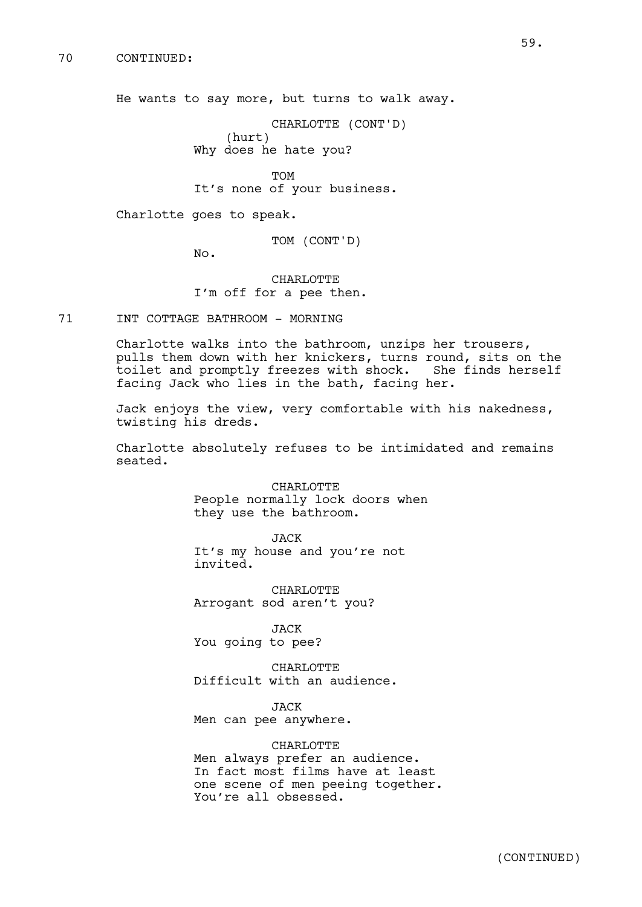70 CONTINUED:

He wants to say more, but turns to walk away.

CHARLOTTE (CONT'D)
(hurt)
Why does he hate you?

TOM
It's none of your business.

Charlotte goes to speak.

TOM (CONT'D)
No.

CHARLOTTE
I'm off for a pee then.

71 INT COTTAGE BATHROOM - MORNING

Charlotte walks into the bathroom, unzips her trousers, pulls them down with her knickers, turns round, sits on the toilet and promptly freezes with shock. She finds herself facing Jack who lies in the bath, facing her.

Jack enjoys the view, very comfortable with his nakedness, twisting his dreds.

Charlotte absolutely refuses to be intimidated and remains seated.

CHARLOTTE
People normally lock doors when they use the bathroom.

JACK
It's my house and you're not invited.

CHARLOTTE
Arrogant sod aren't you?

JACK
You going to pee?

CHARLOTTE
Difficult with an audience.

JACK
Men can pee anywhere.

CHARLOTTE
Men always prefer an audience. In fact most films have at least one scene of men peeing together. You're all obsessed.

(CONTINUED)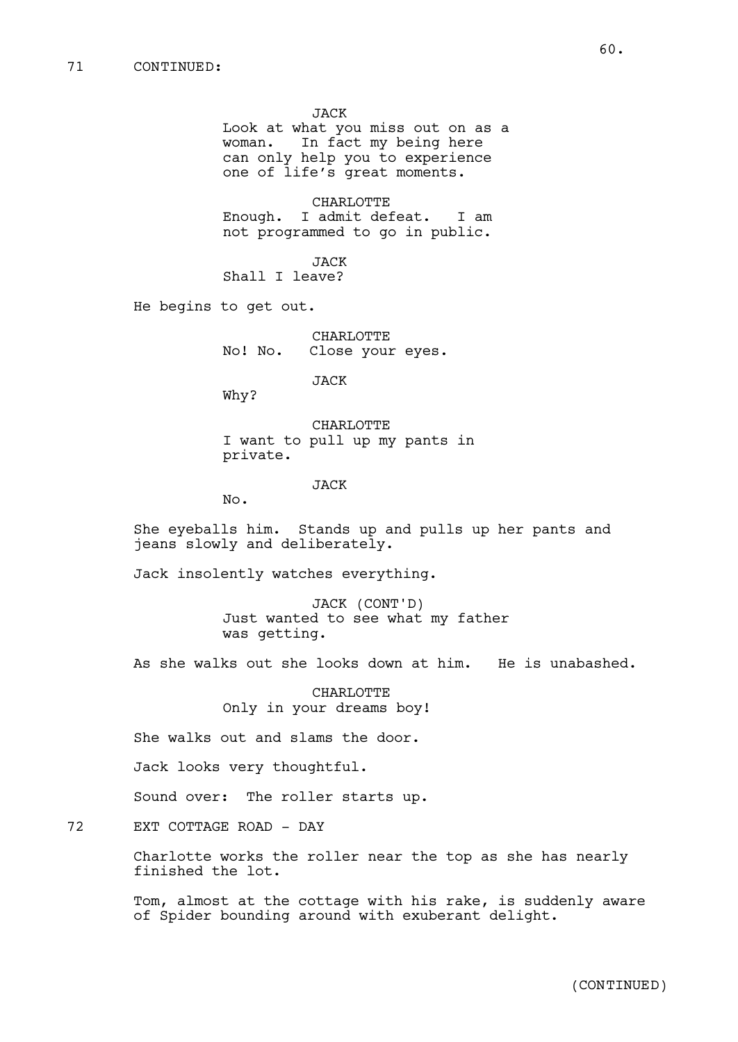71 CONTINUED:

JACK
Look at what you miss out on as a woman.   In fact my being here can only help you to experience one of life's great moments.

CHARLOTTE
Enough.  I admit defeat.   I am not programmed to go in public.

JACK
Shall I leave?

He begins to get out.

CHARLOTTE
No! No.   Close your eyes.

JACK
Why?

CHARLOTTE
I want to pull up my pants in private.

JACK
No.

She eyeballs him.  Stands up and pulls up her pants and jeans slowly and deliberately.

Jack insolently watches everything.

JACK (CONT'D)
Just wanted to see what my father was getting.

As she walks out she looks down at him.   He is unabashed.

CHARLOTTE
Only in your dreams boy!

She walks out and slams the door.

Jack looks very thoughtful.

Sound over:  The roller starts up.

72 EXT COTTAGE ROAD - DAY

Charlotte works the roller near the top as she has nearly finished the lot.

Tom, almost at the cottage with his rake, is suddenly aware of Spider bounding around with exuberant delight.

(CONTINUED)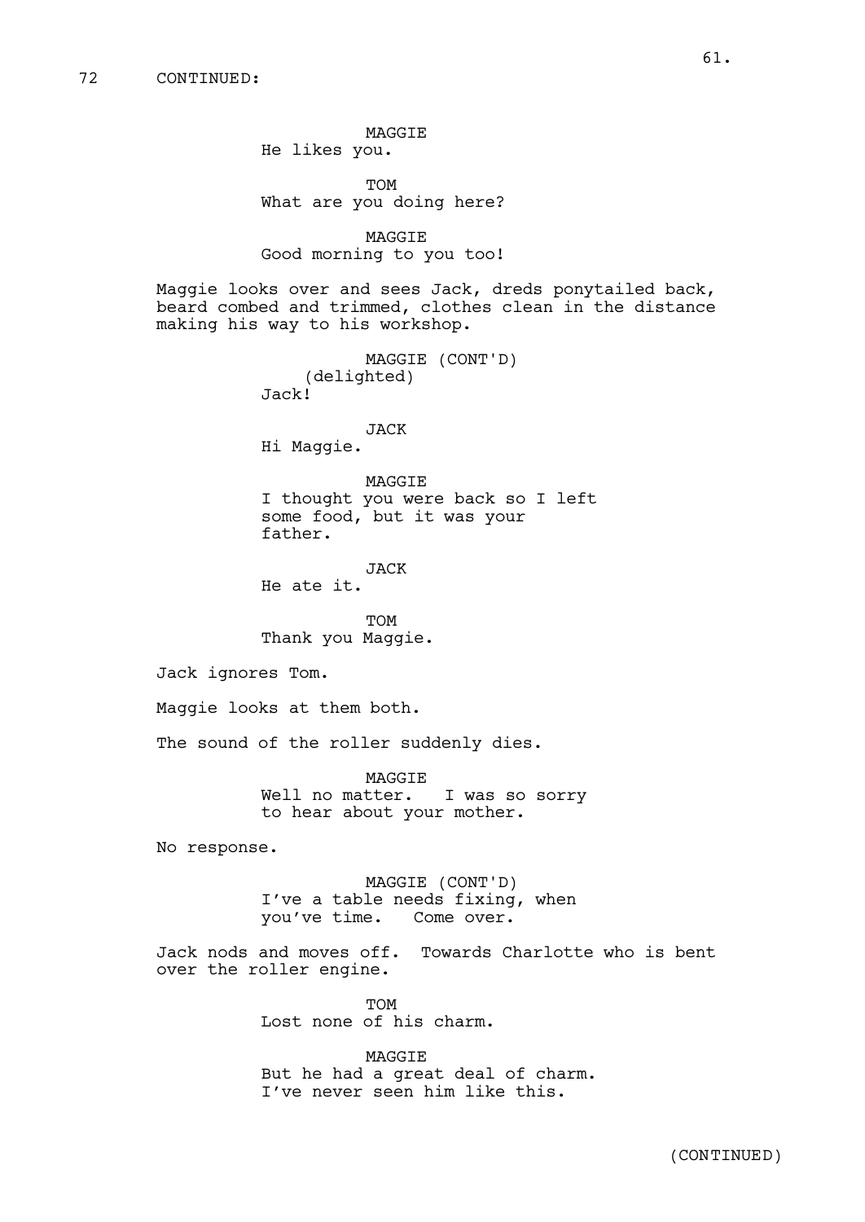72 CONTINUED:

MAGGIE
He likes you.

TOM
What are you doing here?

MAGGIE
Good morning to you too!

Maggie looks over and sees Jack, dreds ponytailed back, beard combed and trimmed, clothes clean in the distance making his way to his workshop.

MAGGIE (CONT'D)
(delighted)
Jack!

JACK
Hi Maggie.

MAGGIE
I thought you were back so I left some food, but it was your father.

JACK
He ate it.

TOM
Thank you Maggie.

Jack ignores Tom.

Maggie looks at them both.

The sound of the roller suddenly dies.

MAGGIE
Well no matter. I was so sorry to hear about your mother.

No response.

MAGGIE (CONT'D)
I've a table needs fixing, when you've time. Come over.

Jack nods and moves off. Towards Charlotte who is bent over the roller engine.

TOM
Lost none of his charm.

MAGGIE
But he had a great deal of charm. I've never seen him like this.

(CONTINUED)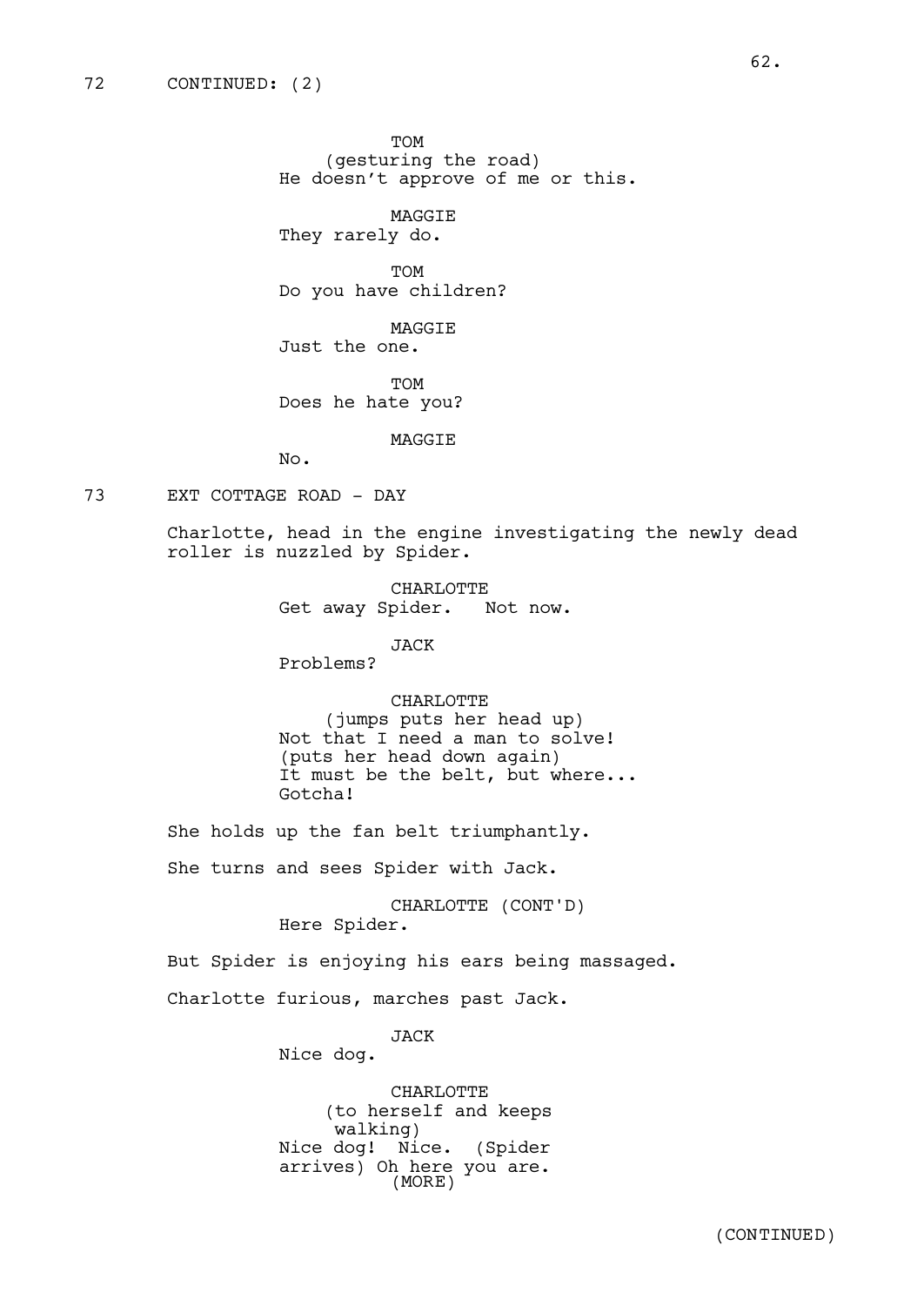72 CONTINUED: (2)

TOM
(gesturing the road)
He doesn't approve of me or this.

MAGGIE
They rarely do.

TOM
Do you have children?

MAGGIE
Just the one.

TOM
Does he hate you?

MAGGIE
No.

73 EXT COTTAGE ROAD - DAY

Charlotte, head in the engine investigating the newly dead roller is nuzzled by Spider.

CHARLOTTE
Get away Spider. Not now.

JACK
Problems?

CHARLOTTE
(jumps puts her head up)
Not that I need a man to solve!
(puts her head down again)
It must be the belt, but where...
Gotcha!

She holds up the fan belt triumphantly.

She turns and sees Spider with Jack.

CHARLOTTE (CONT'D)
Here Spider.

But Spider is enjoying his ears being massaged.

Charlotte furious, marches past Jack.

JACK
Nice dog.

CHARLOTTE
(to herself and keeps walking)
Nice dog! Nice. (Spider arrives) Oh here you are.
(MORE)

(CONTINUED)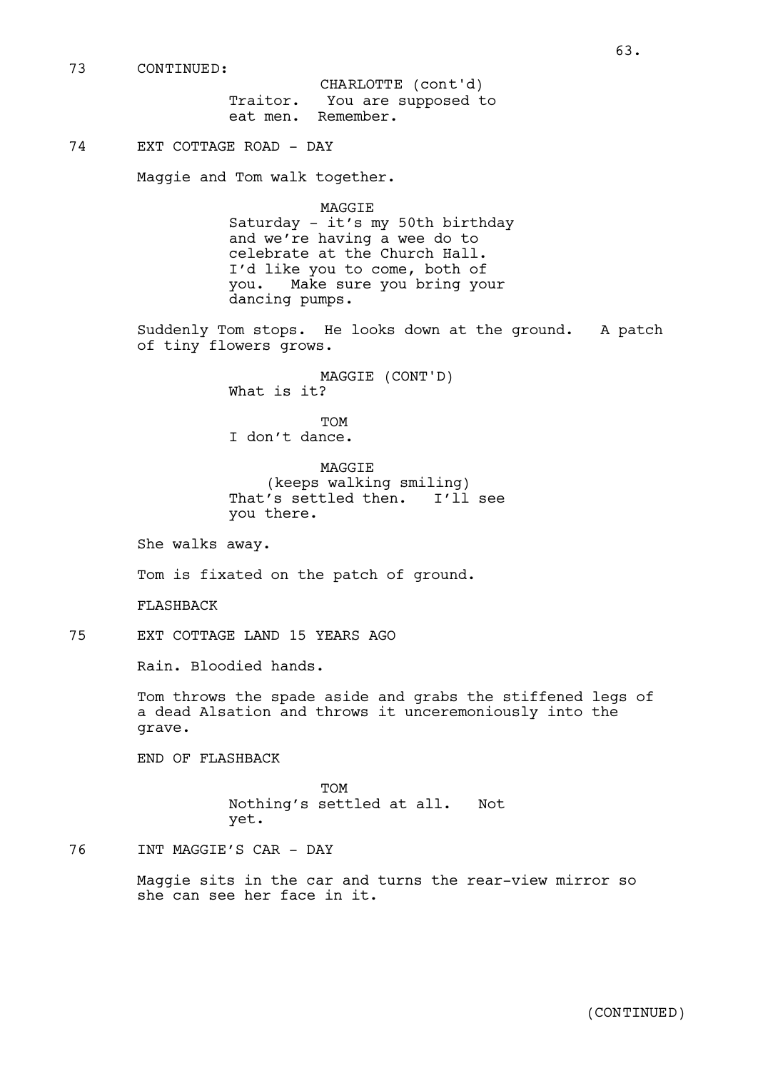73 CONTINUED:

CHARLOTTE (cont'd)
Traitor. You are supposed to eat men. Remember.

74 EXT COTTAGE ROAD - DAY

Maggie and Tom walk together.

MAGGIE
Saturday - it's my 50th birthday and we're having a wee do to celebrate at the Church Hall. I'd like you to come, both of you. Make sure you bring your dancing pumps.

Suddenly Tom stops. He looks down at the ground. A patch of tiny flowers grows.

MAGGIE (CONT'D)
What is it?

TOM
I don't dance.

MAGGIE
(keeps walking smiling)
That's settled then. I'll see you there.

She walks away.

Tom is fixated on the patch of ground.

FLASHBACK

75 EXT COTTAGE LAND 15 YEARS AGO

Rain. Bloodied hands.

Tom throws the spade aside and grabs the stiffened legs of a dead Alsation and throws it unceremoniously into the grave.

END OF FLASHBACK

TOM
Nothing's settled at all. Not yet.

76 INT MAGGIE'S CAR - DAY

Maggie sits in the car and turns the rear-view mirror so she can see her face in it.

(CONTINUED)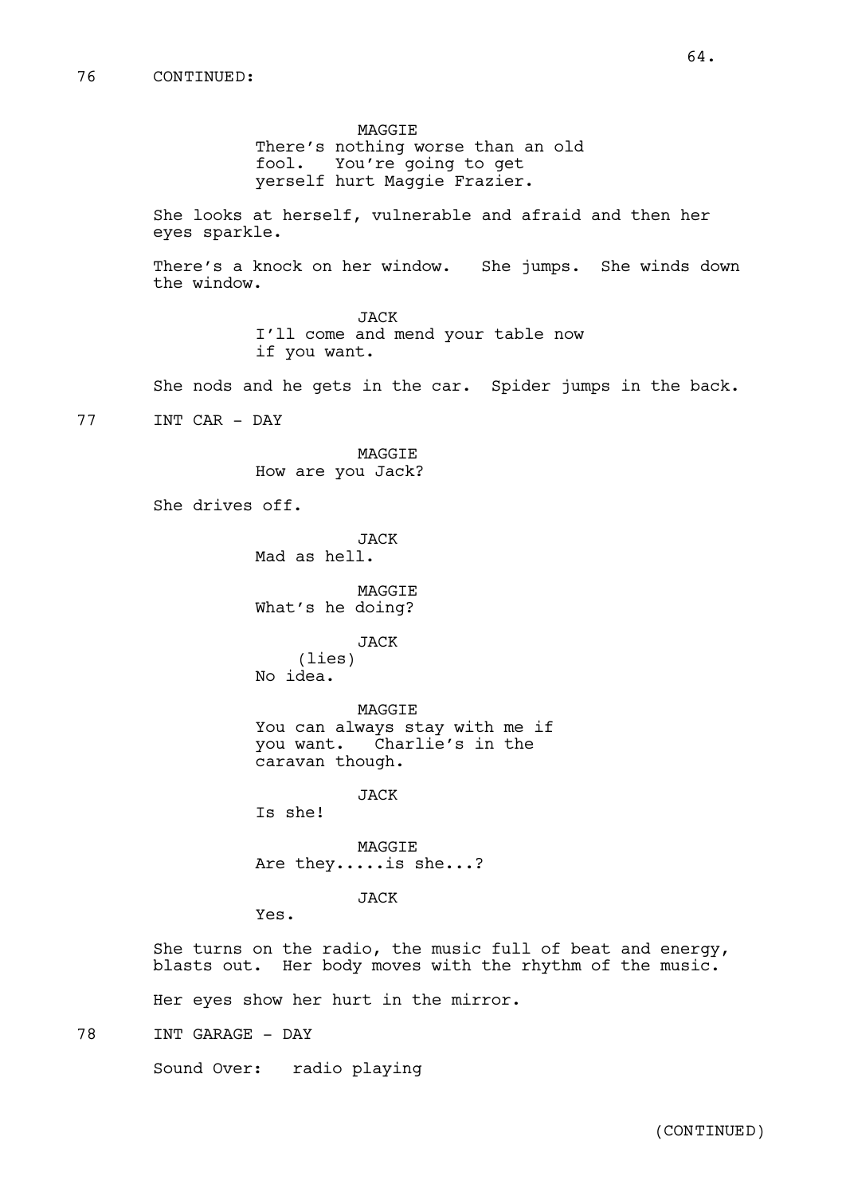76 CONTINUED:

MAGGIE
There's nothing worse than an old fool. You're going to get yerself hurt Maggie Frazier.

She looks at herself, vulnerable and afraid and then her eyes sparkle.

There's a knock on her window. She jumps. She winds down the window.

JACK
I'll come and mend your table now if you want.

She nods and he gets in the car. Spider jumps in the back.

77 INT CAR - DAY

MAGGIE
How are you Jack?

She drives off.

JACK
Mad as hell.

MAGGIE
What's he doing?

JACK
(lies)
No idea.

MAGGIE
You can always stay with me if you want. Charlie's in the caravan though.

JACK
Is she!

MAGGIE
Are they.....is she...?

JACK
Yes.

She turns on the radio, the music full of beat and energy, blasts out. Her body moves with the rhythm of the music.

Her eyes show her hurt in the mirror.

78 INT GARAGE - DAY

Sound Over: radio playing

(CONTINUED)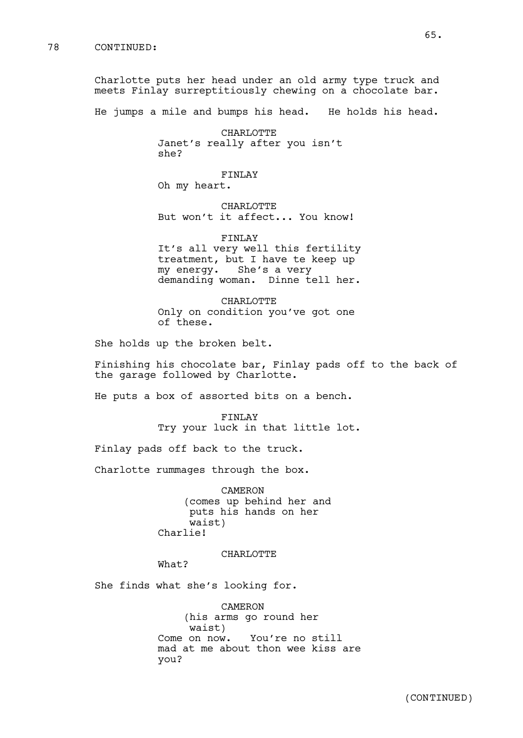78 CONTINUED:

Charlotte puts her head under an old army type truck and meets Finlay surreptitiously chewing on a chocolate bar.

He jumps a mile and bumps his head. He holds his head.

CHARLOTTE
Janet's really after you isn't she?

FINLAY
Oh my heart.

CHARLOTTE
But won't it affect... You know!

FINLAY
It's all very well this fertility treatment, but I have te keep up my energy. She's a very demanding woman. Dinne tell her.

CHARLOTTE
Only on condition you've got one of these.

She holds up the broken belt.

Finishing his chocolate bar, Finlay pads off to the back of the garage followed by Charlotte.

He puts a box of assorted bits on a bench.

FINLAY
Try your luck in that little lot.

Finlay pads off back to the truck.

Charlotte rummages through the box.

CAMERON
(comes up behind her and puts his hands on her waist)
Charlie!

CHARLOTTE
What?

She finds what she's looking for.

CAMERON
(his arms go round her waist)
Come on now. You're no still mad at me about thon wee kiss are you?

(CONTINUED)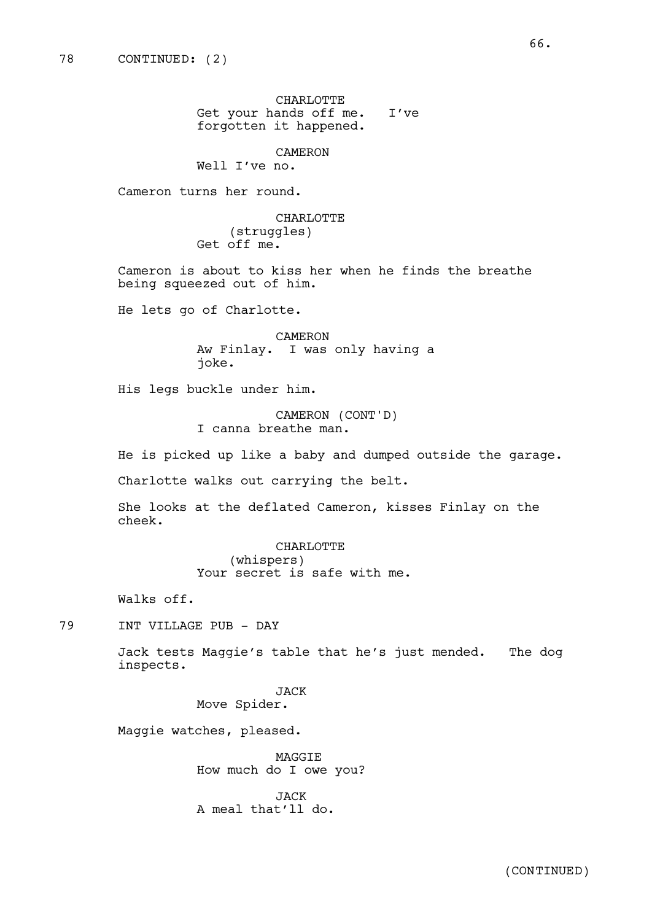78 CONTINUED: (2)

CHARLOTTE
Get your hands off me. I've forgotten it happened.

CAMERON
Well I've no.

Cameron turns her round.

CHARLOTTE
(struggles)
Get off me.

Cameron is about to kiss her when he finds the breathe being squeezed out of him.

He lets go of Charlotte.

CAMERON
Aw Finlay. I was only having a joke.

His legs buckle under him.

CAMERON (CONT'D)
I canna breathe man.

He is picked up like a baby and dumped outside the garage.

Charlotte walks out carrying the belt.

She looks at the deflated Cameron, kisses Finlay on the cheek.

CHARLOTTE
(whispers)
Your secret is safe with me.

Walks off.

79 INT VILLAGE PUB - DAY

Jack tests Maggie's table that he's just mended. The dog inspects.

JACK
Move Spider.

Maggie watches, pleased.

MAGGIE
How much do I owe you?

JACK
A meal that'll do.

(CONTINUED)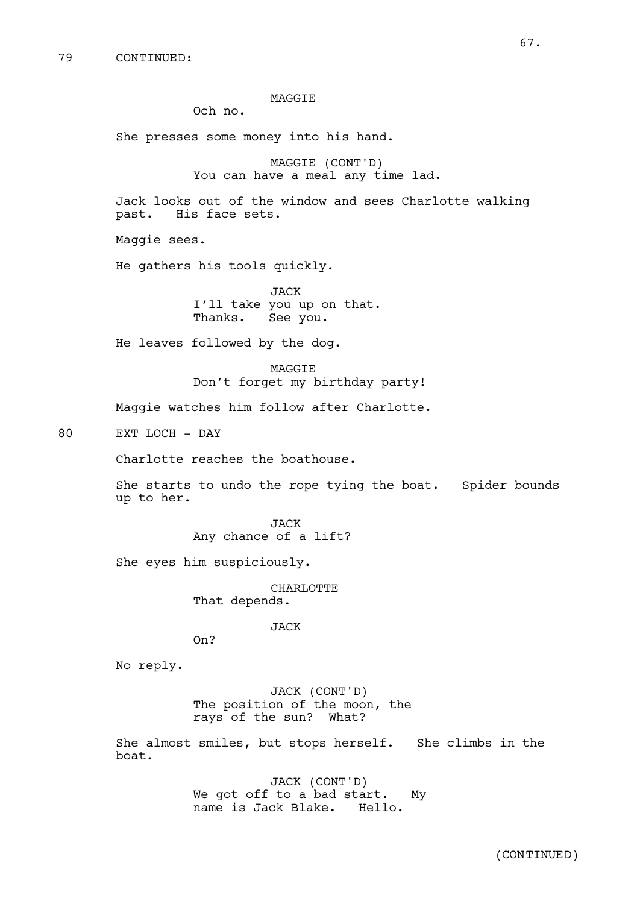79 CONTINUED:

MAGGIE
Och no.

She presses some money into his hand.

MAGGIE (CONT'D)
You can have a meal any time lad.

Jack looks out of the window and sees Charlotte walking past. His face sets.

Maggie sees.

He gathers his tools quickly.

JACK
I'll take you up on that.
Thanks. See you.

He leaves followed by the dog.

MAGGIE
Don't forget my birthday party!

Maggie watches him follow after Charlotte.

80 EXT LOCH - DAY

Charlotte reaches the boathouse.

She starts to undo the rope tying the boat. Spider bounds up to her.

JACK
Any chance of a lift?

She eyes him suspiciously.

CHARLOTTE
That depends.

JACK
On?

No reply.

JACK (CONT'D)
The position of the moon, the rays of the sun? What?

She almost smiles, but stops herself. She climbs in the boat.

JACK (CONT'D)
We got off to a bad start. My name is Jack Blake. Hello.

(CONTINUED)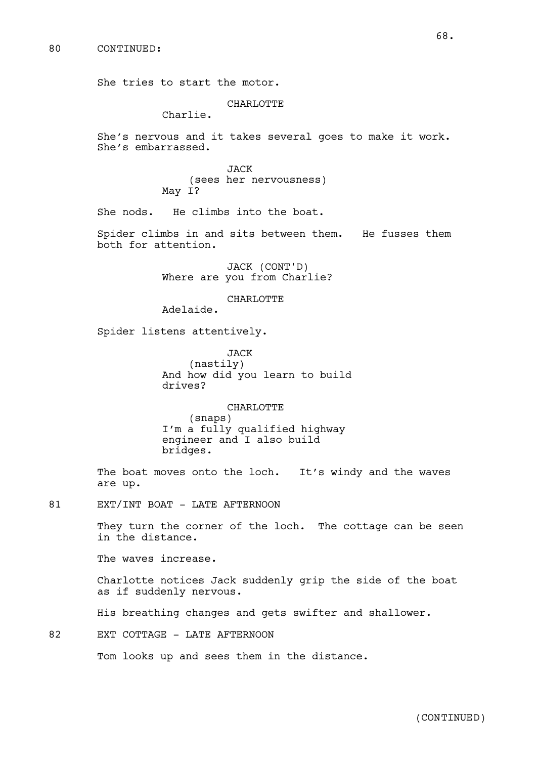80 CONTINUED:

She tries to start the motor.

CHARLOTTE
Charlie.

She's nervous and it takes several goes to make it work. She's embarrassed.

JACK
(sees her nervousness)
May I?

She nods. He climbs into the boat.

Spider climbs in and sits between them. He fusses them both for attention.

JACK (CONT'D)
Where are you from Charlie?

CHARLOTTE
Adelaide.

Spider listens attentively.

JACK
(nastily)
And how did you learn to build drives?

CHARLOTTE
(snaps)
I'm a fully qualified highway engineer and I also build bridges.

The boat moves onto the loch. It's windy and the waves are up.

81 EXT/INT BOAT - LATE AFTERNOON

They turn the corner of the loch. The cottage can be seen in the distance.

The waves increase.

Charlotte notices Jack suddenly grip the side of the boat as if suddenly nervous.

His breathing changes and gets swifter and shallower.

82 EXT COTTAGE - LATE AFTERNOON

Tom looks up and sees them in the distance.

(CONTINUED)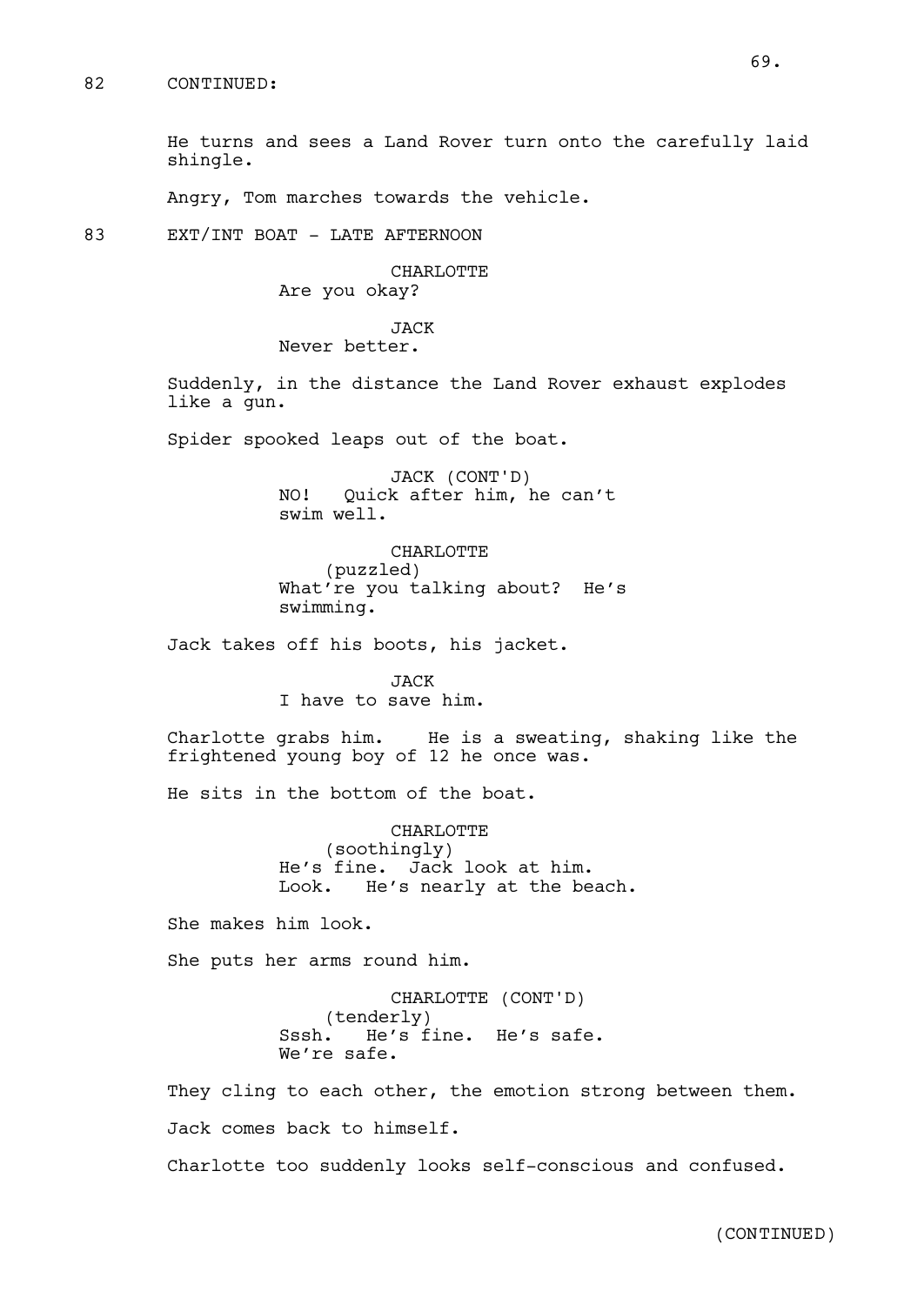82 CONTINUED:

He turns and sees a Land Rover turn onto the carefully laid shingle.

Angry, Tom marches towards the vehicle.

83 EXT/INT BOAT - LATE AFTERNOON

CHARLOTTE
Are you okay?

JACK
Never better.

Suddenly, in the distance the Land Rover exhaust explodes like a gun.

Spider spooked leaps out of the boat.

JACK (CONT'D)
NO! Quick after him, he can't swim well.

CHARLOTTE
(puzzled)
What're you talking about? He's swimming.

Jack takes off his boots, his jacket.

JACK
I have to save him.

Charlotte grabs him. He is a sweating, shaking like the frightened young boy of 12 he once was.

He sits in the bottom of the boat.

CHARLOTTE
(soothingly)
He's fine. Jack look at him. Look. He's nearly at the beach.

She makes him look.

She puts her arms round him.

CHARLOTTE (CONT'D)
(tenderly)
Sssh. He's fine. He's safe. We're safe.

They cling to each other, the emotion strong between them.

Jack comes back to himself.

Charlotte too suddenly looks self-conscious and confused.

(CONTINUED)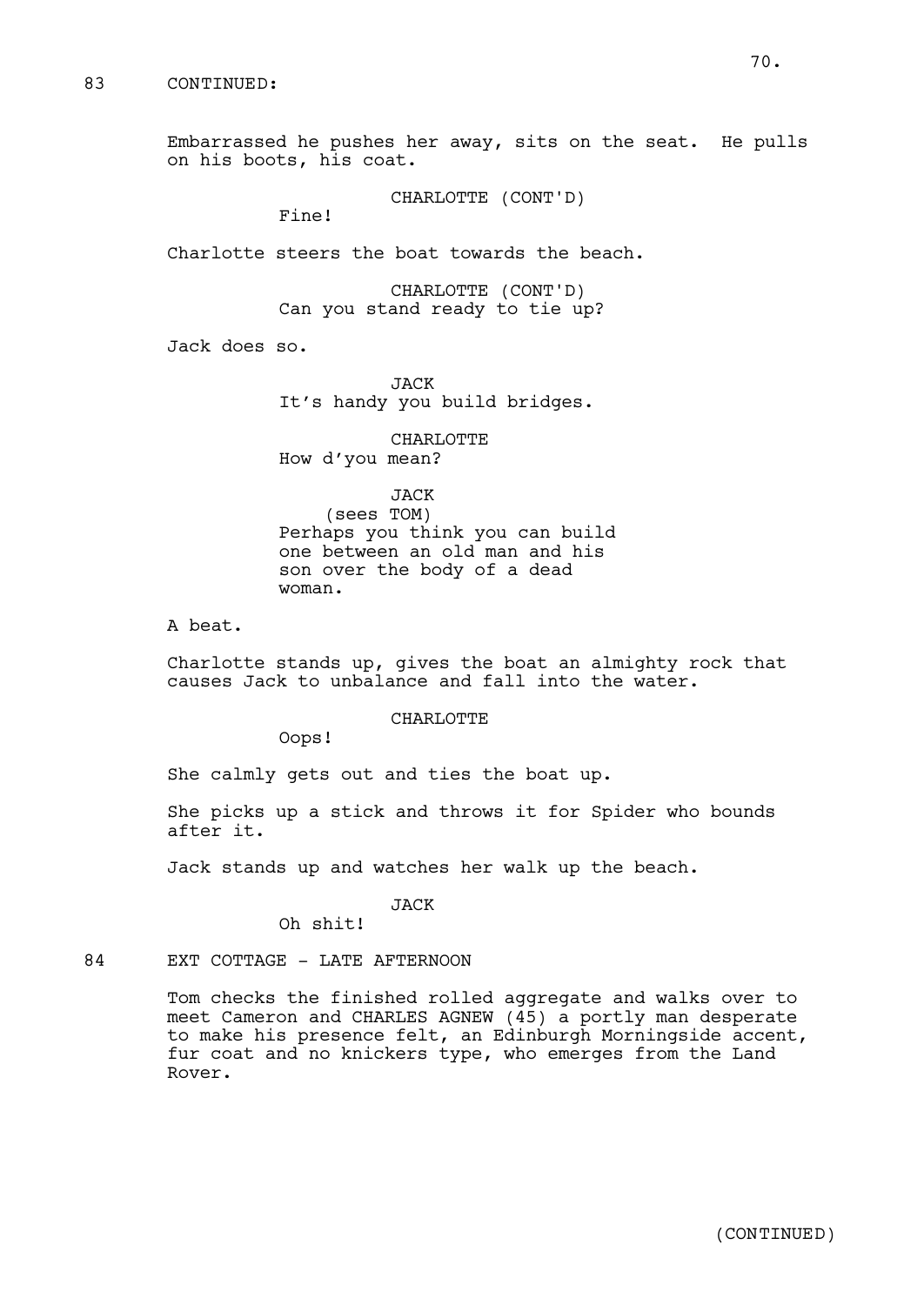83 CONTINUED:

Embarrassed he pushes her away, sits on the seat. He pulls on his boots, his coat.

CHARLOTTE (CONT'D)
Fine!

Charlotte steers the boat towards the beach.

CHARLOTTE (CONT'D)
Can you stand ready to tie up?

Jack does so.

JACK
It's handy you build bridges.

CHARLOTTE
How d'you mean?

JACK
(sees TOM)
Perhaps you think you can build one between an old man and his son over the body of a dead woman.

A beat.

Charlotte stands up, gives the boat an almighty rock that causes Jack to unbalance and fall into the water.

CHARLOTTE
Oops!

She calmly gets out and ties the boat up.

She picks up a stick and throws it for Spider who bounds after it.

Jack stands up and watches her walk up the beach.

JACK
Oh shit!

84 EXT COTTAGE - LATE AFTERNOON

Tom checks the finished rolled aggregate and walks over to meet Cameron and CHARLES AGNEW (45) a portly man desperate to make his presence felt, an Edinburgh Morningside accent, fur coat and no knickers type, who emerges from the Land Rover.

(CONTINUED)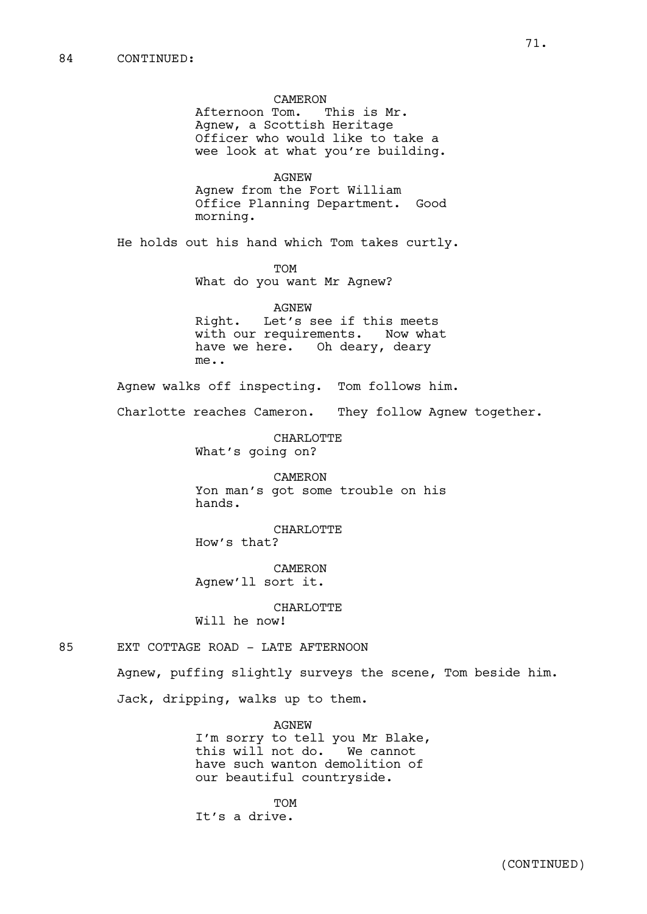84 CONTINUED:

CAMERON
Afternoon Tom. This is Mr. Agnew, a Scottish Heritage Officer who would like to take a wee look at what you're building.

AGNEW
Agnew from the Fort William Office Planning Department. Good morning.

He holds out his hand which Tom takes curtly.

TOM
What do you want Mr Agnew?

AGNEW
Right. Let's see if this meets with our requirements. Now what have we here. Oh deary, deary me..

Agnew walks off inspecting. Tom follows him.

Charlotte reaches Cameron. They follow Agnew together.

CHARLOTTE
What's going on?

CAMERON
Yon man's got some trouble on his hands.

CHARLOTTE
How's that?

CAMERON
Agnew'll sort it.

CHARLOTTE
Will he now!

85 EXT COTTAGE ROAD - LATE AFTERNOON

Agnew, puffing slightly surveys the scene, Tom beside him.

Jack, dripping, walks up to them.

AGNEW
I'm sorry to tell you Mr Blake, this will not do. We cannot have such wanton demolition of our beautiful countryside.

TOM
It's a drive.

(CONTINUED)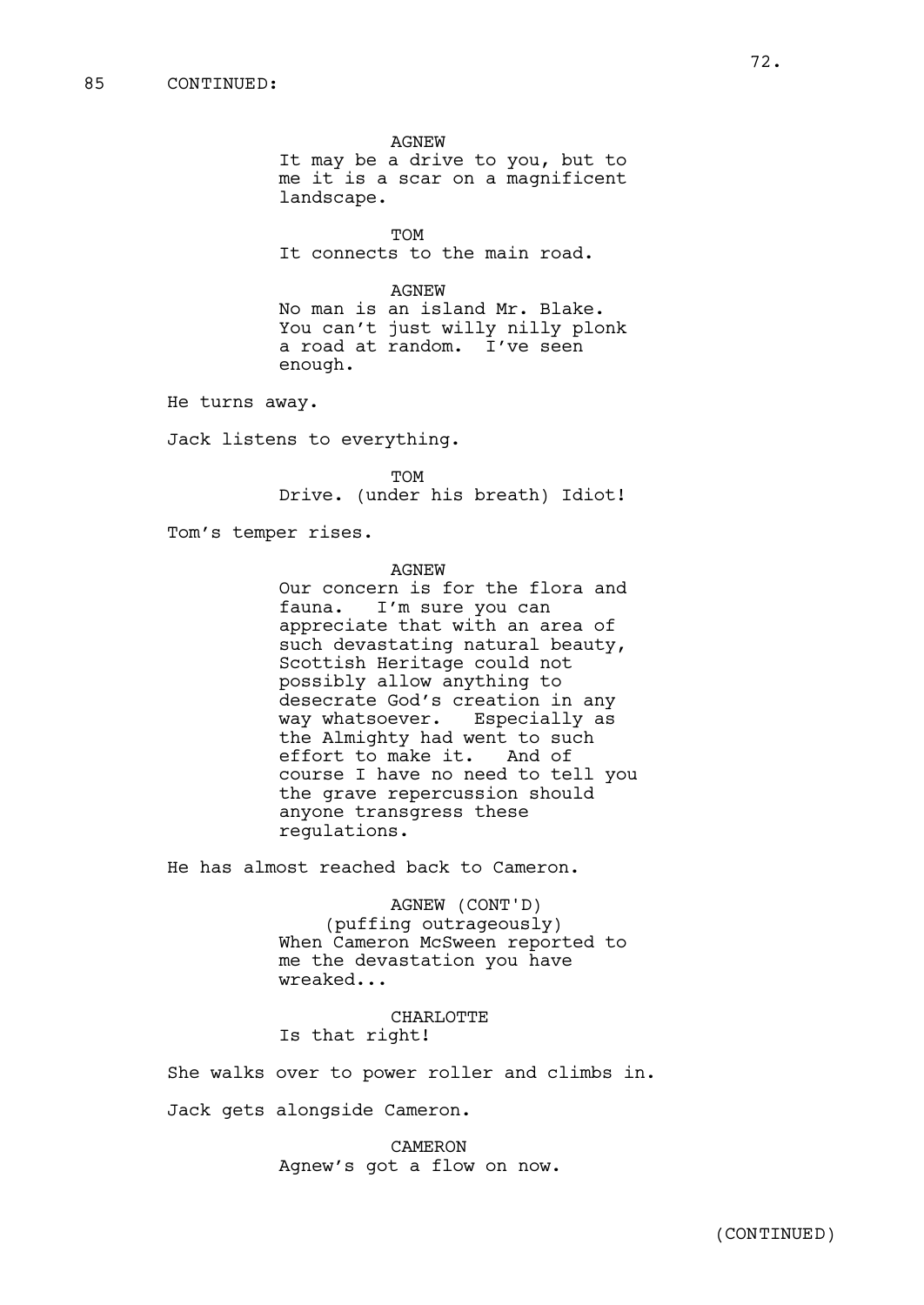85 CONTINUED:

AGNEW
It may be a drive to you, but to me it is a scar on a magnificent landscape.

TOM
It connects to the main road.

AGNEW
No man is an island Mr. Blake. You can't just willy nilly plonk a road at random. I've seen enough.

He turns away.

Jack listens to everything.

TOM
Drive. (under his breath) Idiot!

Tom's temper rises.

AGNEW
Our concern is for the flora and fauna. I'm sure you can appreciate that with an area of such devastating natural beauty, Scottish Heritage could not possibly allow anything to desecrate God's creation in any way whatsoever. Especially as the Almighty had went to such effort to make it. And of course I have no need to tell you the grave repercussion should anyone transgress these regulations.

He has almost reached back to Cameron.

AGNEW (CONT'D)
(puffing outrageously)
When Cameron McSween reported to me the devastation you have wreaked...

CHARLOTTE
Is that right!

She walks over to power roller and climbs in.

Jack gets alongside Cameron.

CAMERON
Agnew's got a flow on now.

(CONTINUED)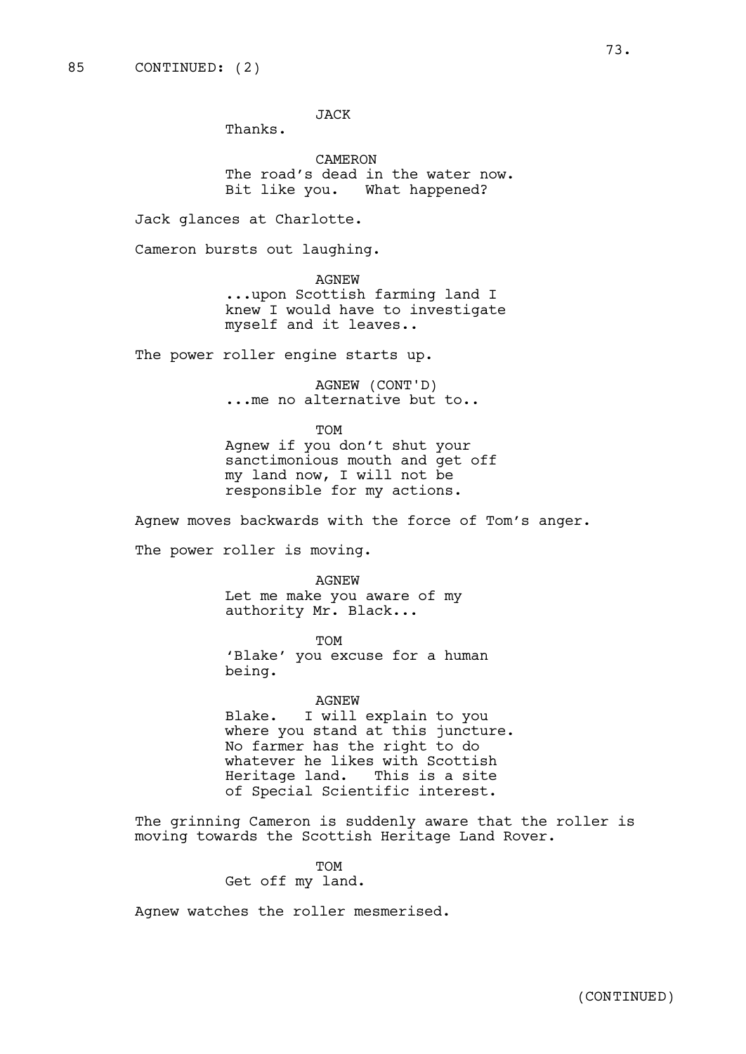85 CONTINUED: (2)

JACK
Thanks.

CAMERON
The road's dead in the water now.
Bit like you.   What happened?

Jack glances at Charlotte.

Cameron bursts out laughing.

AGNEW
...upon Scottish farming land I
knew I would have to investigate
myself and it leaves..

The power roller engine starts up.

AGNEW (CONT'D)
...me no alternative but to..

TOM
Agnew if you don't shut your
sanctimonious mouth and get off
my land now, I will not be
responsible for my actions.

Agnew moves backwards with the force of Tom's anger.

The power roller is moving.

AGNEW
Let me make you aware of my
authority Mr. Black...

TOM
'Blake' you excuse for a human
being.

AGNEW
Blake.   I will explain to you
where you stand at this juncture.
No farmer has the right to do
whatever he likes with Scottish
Heritage land.   This is a site
of Special Scientific interest.

The grinning Cameron is suddenly aware that the roller is
moving towards the Scottish Heritage Land Rover.

TOM
Get off my land.

Agnew watches the roller mesmerised.

(CONTINUED)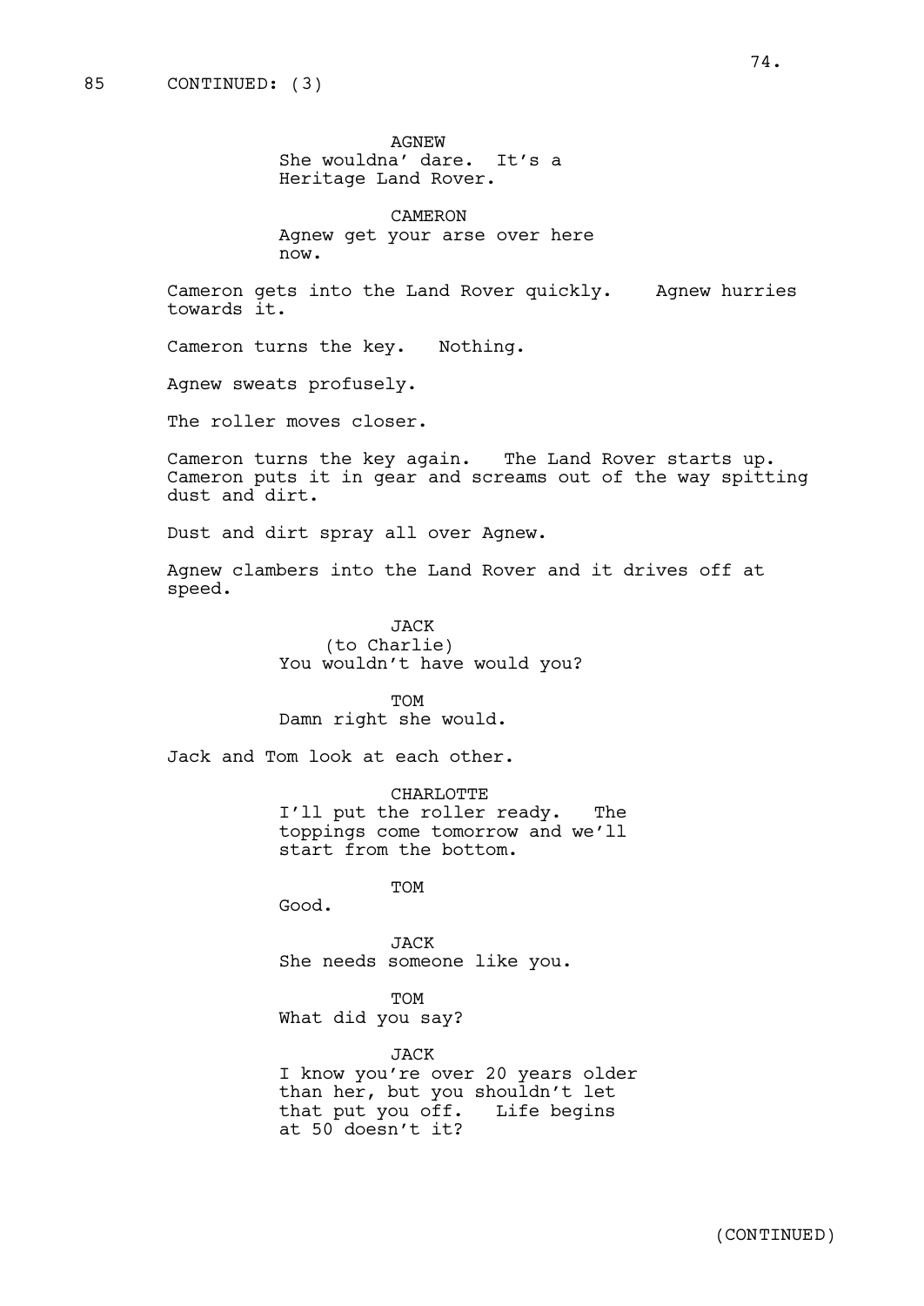85 CONTINUED: (3)

AGNEW
She wouldna' dare. It's a Heritage Land Rover.

CAMERON
Agnew get your arse over here now.

Cameron gets into the Land Rover quickly. Agnew hurries towards it.

Cameron turns the key. Nothing.

Agnew sweats profusely.

The roller moves closer.

Cameron turns the key again. The Land Rover starts up. Cameron puts it in gear and screams out of the way spitting dust and dirt.

Dust and dirt spray all over Agnew.

Agnew clambers into the Land Rover and it drives off at speed.

JACK
(to Charlie)
You wouldn't have would you?

TOM
Damn right she would.

Jack and Tom look at each other.

CHARLOTTE
I'll put the roller ready. The toppings come tomorrow and we'll start from the bottom.

TOM
Good.

JACK
She needs someone like you.

TOM
What did you say?

JACK
I know you're over 20 years older than her, but you shouldn't let that put you off. Life begins at 50 doesn't it?

(CONTINUED)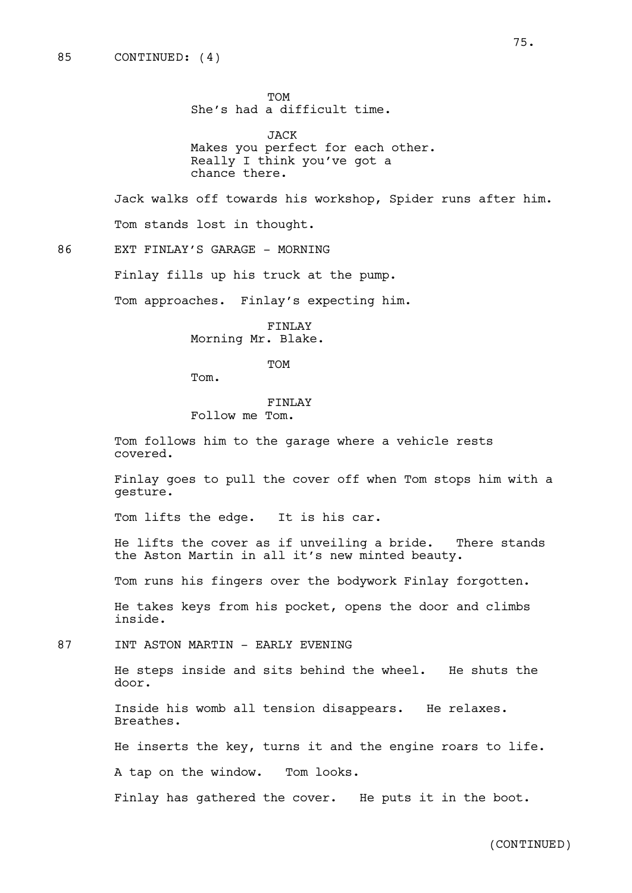85 CONTINUED: (4)

TOM
She's had a difficult time.

JACK
Makes you perfect for each other. Really I think you've got a chance there.

Jack walks off towards his workshop, Spider runs after him.

Tom stands lost in thought.

86 EXT FINLAY'S GARAGE - MORNING

Finlay fills up his truck at the pump.

Tom approaches. Finlay's expecting him.

FINLAY
Morning Mr. Blake.

TOM
Tom.

FINLAY
Follow me Tom.

Tom follows him to the garage where a vehicle rests covered.

Finlay goes to pull the cover off when Tom stops him with a gesture.

Tom lifts the edge. It is his car.

He lifts the cover as if unveiling a bride. There stands the Aston Martin in all it's new minted beauty.

Tom runs his fingers over the bodywork Finlay forgotten.

He takes keys from his pocket, opens the door and climbs inside.

87 INT ASTON MARTIN - EARLY EVENING

He steps inside and sits behind the wheel. He shuts the door.

Inside his womb all tension disappears. He relaxes. Breathes.

He inserts the key, turns it and the engine roars to life.

A tap on the window. Tom looks.

Finlay has gathered the cover. He puts it in the boot.

(CONTINUED)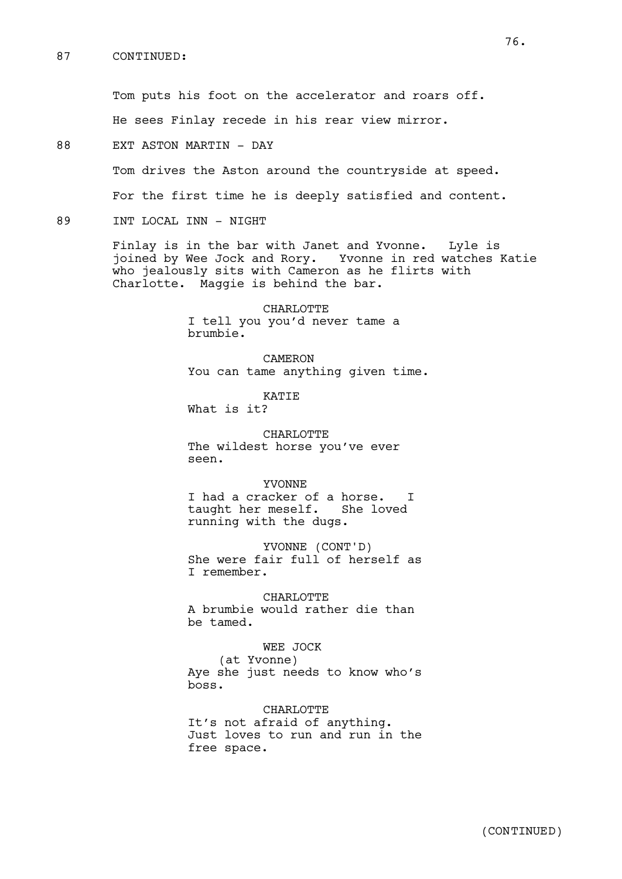87 CONTINUED:

Tom puts his foot on the accelerator and roars off.

He sees Finlay recede in his rear view mirror.

88 EXT ASTON MARTIN - DAY

Tom drives the Aston around the countryside at speed.

For the first time he is deeply satisfied and content.

89 INT LOCAL INN - NIGHT

Finlay is in the bar with Janet and Yvonne. Lyle is joined by Wee Jock and Rory. Yvonne in red watches Katie who jealously sits with Cameron as he flirts with Charlotte. Maggie is behind the bar.

CHARLOTTE
I tell you you'd never tame a brumbie.

CAMERON
You can tame anything given time.

KATIE
What is it?

CHARLOTTE
The wildest horse you've ever seen.

YVONNE
I had a cracker of a horse. I taught her meself. She loved running with the dugs.

YVONNE (CONT'D)
She were fair full of herself as I remember.

CHARLOTTE
A brumbie would rather die than be tamed.

WEE JOCK
(at Yvonne)
Aye she just needs to know who's boss.

CHARLOTTE
It's not afraid of anything. Just loves to run and run in the free space.

(CONTINUED)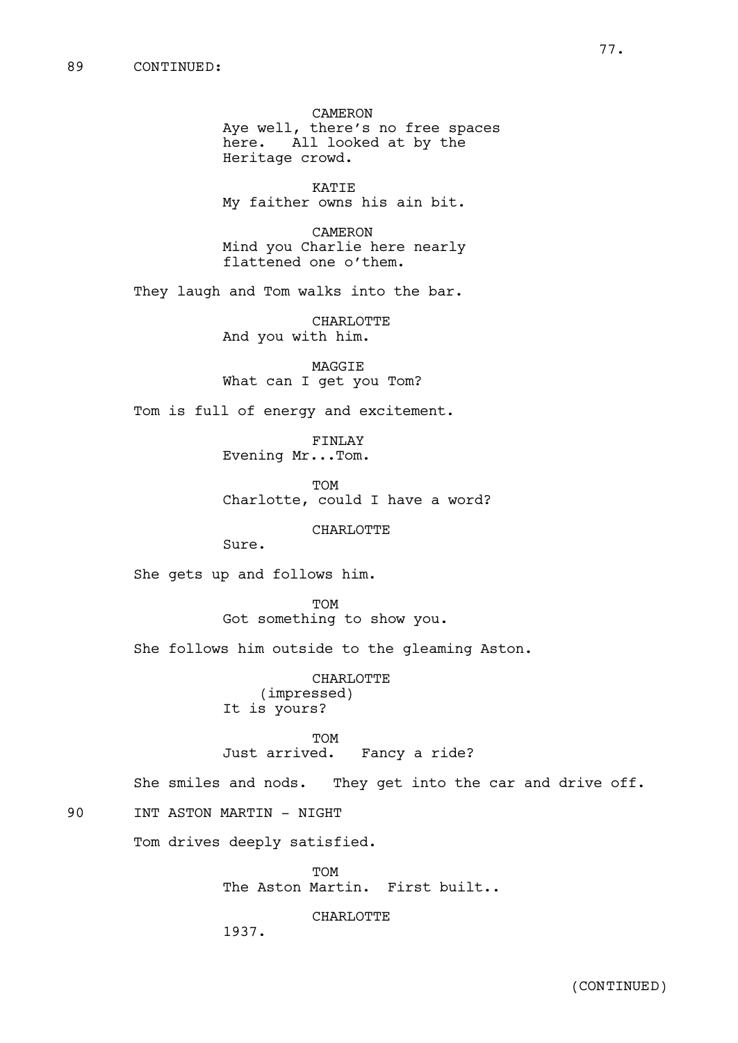89 CONTINUED:

CAMERON
Aye well, there's no free spaces here. All looked at by the Heritage crowd.

KATIE
My faither owns his ain bit.

CAMERON
Mind you Charlie here nearly flattened one o'them.

They laugh and Tom walks into the bar.

CHARLOTTE
And you with him.

MAGGIE
What can I get you Tom?

Tom is full of energy and excitement.

FINLAY
Evening Mr...Tom.

TOM
Charlotte, could I have a word?

CHARLOTTE
Sure.

She gets up and follows him.

TOM
Got something to show you.

She follows him outside to the gleaming Aston.

CHARLOTTE
(impressed)
It is yours?

TOM
Just arrived. Fancy a ride?

She smiles and nods. They get into the car and drive off.

90 INT ASTON MARTIN - NIGHT

Tom drives deeply satisfied.

TOM
The Aston Martin. First built..

CHARLOTTE
1937.

(CONTINUED)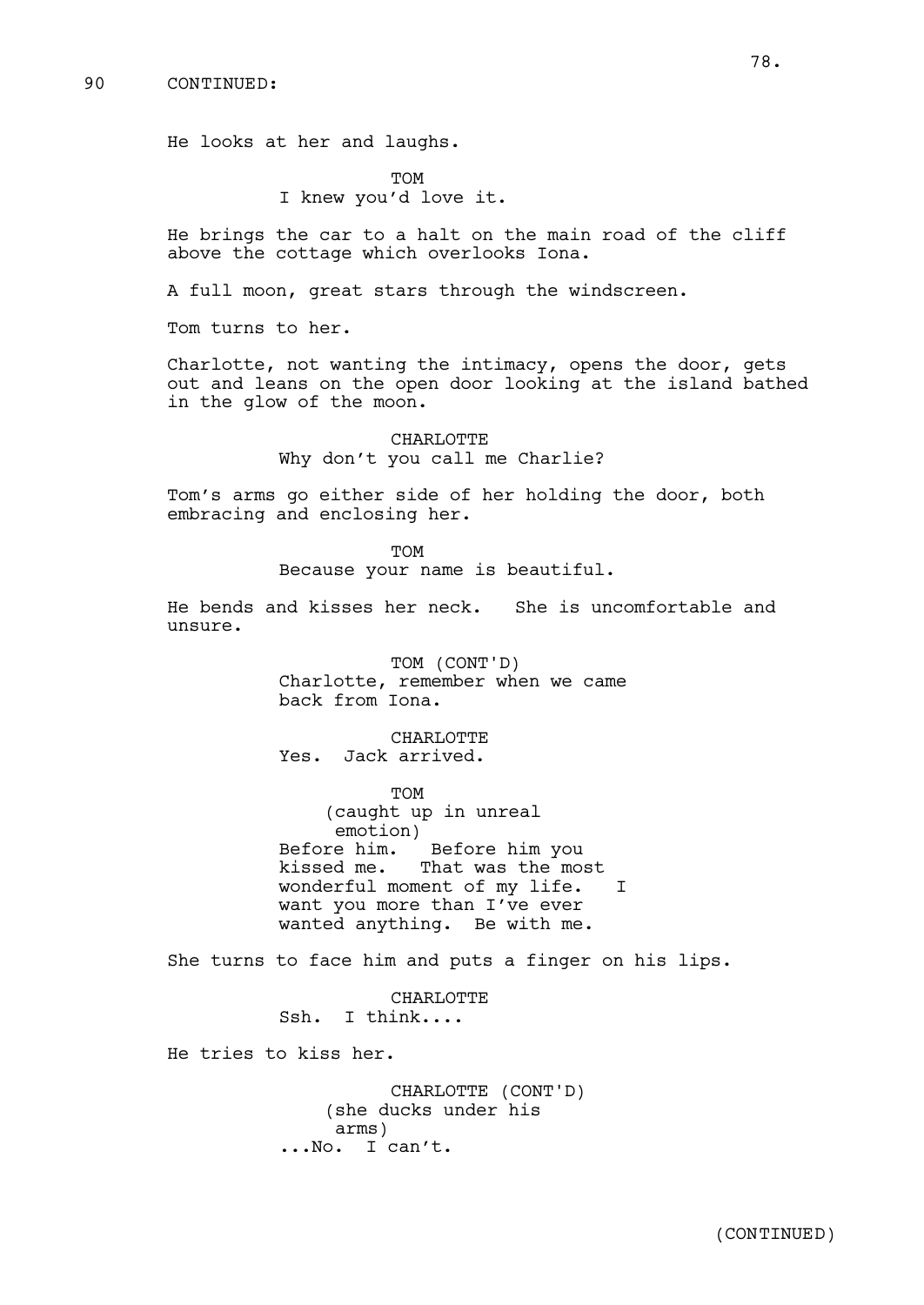90 CONTINUED:

He looks at her and laughs.

TOM
I knew you'd love it.

He brings the car to a halt on the main road of the cliff above the cottage which overlooks Iona.

A full moon, great stars through the windscreen.

Tom turns to her.

Charlotte, not wanting the intimacy, opens the door, gets out and leans on the open door looking at the island bathed in the glow of the moon.

CHARLOTTE
Why don't you call me Charlie?

Tom's arms go either side of her holding the door, both embracing and enclosing her.

TOM
Because your name is beautiful.

He bends and kisses her neck. She is uncomfortable and unsure.

TOM (CONT'D)
Charlotte, remember when we came back from Iona.

CHARLOTTE
Yes. Jack arrived.

TOM
(caught up in unreal emotion)
Before him. Before him you kissed me. That was the most wonderful moment of my life. I want you more than I've ever wanted anything. Be with me.

She turns to face him and puts a finger on his lips.

CHARLOTTE
Ssh. I think....

He tries to kiss her.

CHARLOTTE (CONT'D)
(she ducks under his arms)
...No. I can't.

(CONTINUED)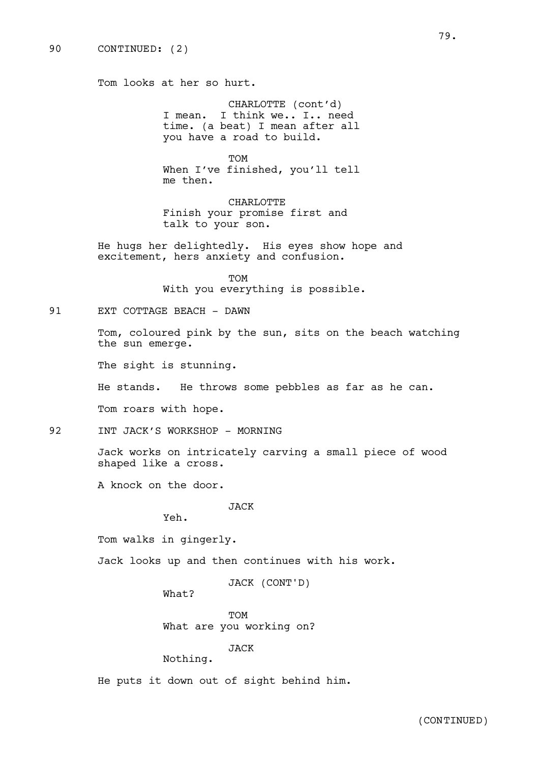90 CONTINUED: (2)

Tom looks at her so hurt.

CHARLOTTE (cont'd)
I mean. I think we.. I.. need time. (a beat) I mean after all you have a road to build.

TOM
When I've finished, you'll tell me then.

CHARLOTTE
Finish your promise first and talk to your son.

He hugs her delightedly. His eyes show hope and excitement, hers anxiety and confusion.

TOM
With you everything is possible.

91 EXT COTTAGE BEACH - DAWN

Tom, coloured pink by the sun, sits on the beach watching the sun emerge.

The sight is stunning.

He stands. He throws some pebbles as far as he can.

Tom roars with hope.

92 INT JACK'S WORKSHOP - MORNING

Jack works on intricately carving a small piece of wood shaped like a cross.

A knock on the door.

JACK
Yeh.

Tom walks in gingerly.

Jack looks up and then continues with his work.

JACK (CONT'D)
What?

TOM
What are you working on?

JACK
Nothing.

He puts it down out of sight behind him.

(CONTINUED)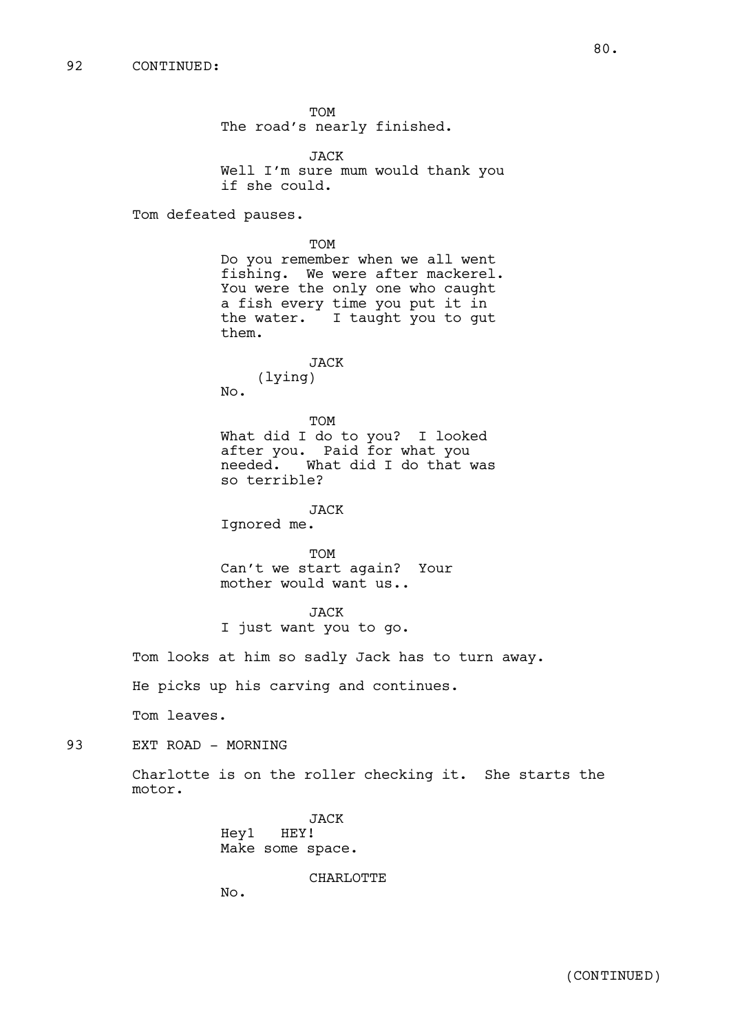92 CONTINUED:

TOM
The road's nearly finished.

JACK
Well I'm sure mum would thank you if she could.

Tom defeated pauses.

TOM
Do you remember when we all went fishing. We were after mackerel. You were the only one who caught a fish every time you put it in the water. I taught you to gut them.

JACK
(lying)
No.

TOM
What did I do to you? I looked after you. Paid for what you needed. What did I do that was so terrible?

JACK
Ignored me.

TOM
Can't we start again? Your mother would want us..

JACK
I just want you to go.

Tom looks at him so sadly Jack has to turn away.

He picks up his carving and continues.

Tom leaves.

93 EXT ROAD - MORNING

Charlotte is on the roller checking it. She starts the motor.

JACK
Hey1 HEY!
Make some space.

CHARLOTTE
No.

(CONTINUED)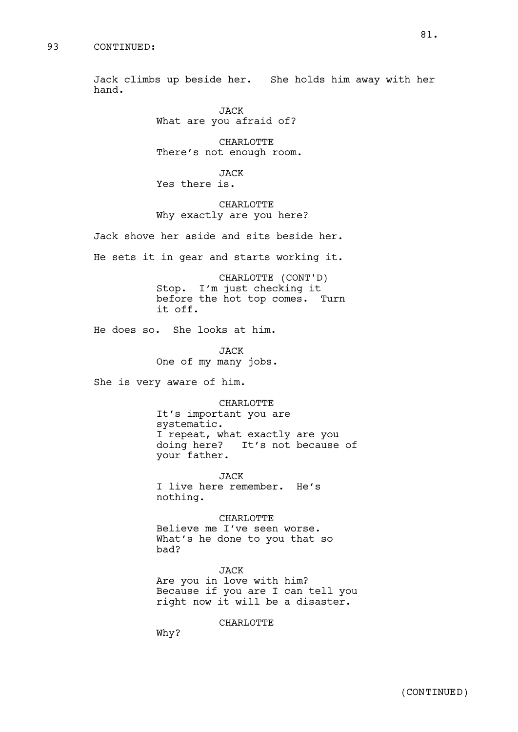93 CONTINUED:

Jack climbs up beside her. She holds him away with her hand.

JACK
What are you afraid of?

CHARLOTTE
There's not enough room.

JACK
Yes there is.

CHARLOTTE
Why exactly are you here?

Jack shove her aside and sits beside her.

He sets it in gear and starts working it.

CHARLOTTE (CONT'D)
Stop. I'm just checking it before the hot top comes. Turn it off.

He does so. She looks at him.

JACK
One of my many jobs.

She is very aware of him.

CHARLOTTE
It's important you are systematic.
I repeat, what exactly are you doing here? It's not because of your father.

JACK
I live here remember. He's nothing.

CHARLOTTE
Believe me I've seen worse.
What's he done to you that so bad?

JACK
Are you in love with him?
Because if you are I can tell you right now it will be a disaster.

CHARLOTTE
Why?

(CONTINUED)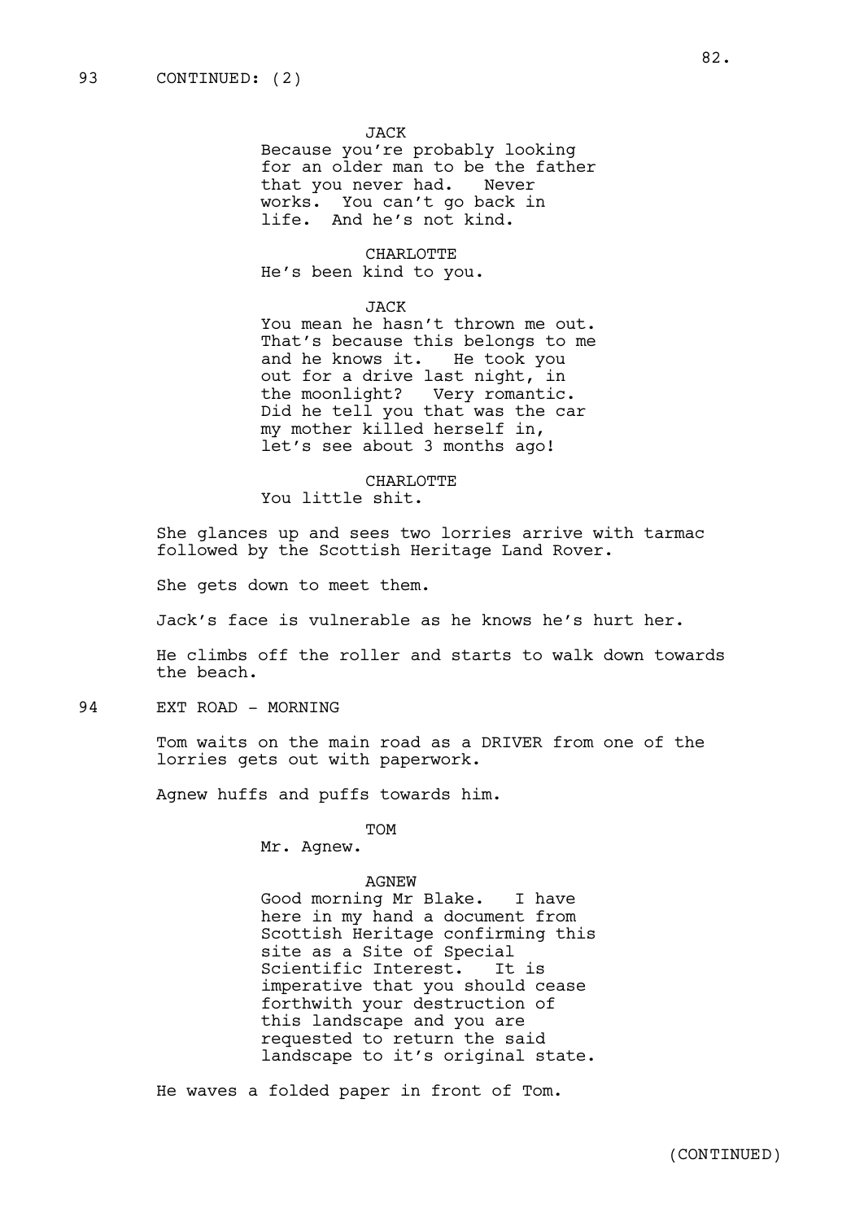93 CONTINUED: (2)

JACK
Because you're probably looking for an older man to be the father that you never had. Never works. You can't go back in life. And he's not kind.

CHARLOTTE
He's been kind to you.

JACK
You mean he hasn't thrown me out. That's because this belongs to me and he knows it. He took you out for a drive last night, in the moonlight? Very romantic. Did he tell you that was the car my mother killed herself in, let's see about 3 months ago!

CHARLOTTE
You little shit.

She glances up and sees two lorries arrive with tarmac followed by the Scottish Heritage Land Rover.

She gets down to meet them.

Jack's face is vulnerable as he knows he's hurt her.

He climbs off the roller and starts to walk down towards the beach.

94 EXT ROAD - MORNING

Tom waits on the main road as a DRIVER from one of the lorries gets out with paperwork.

Agnew huffs and puffs towards him.

TOM
Mr. Agnew.

AGNEW
Good morning Mr Blake. I have here in my hand a document from Scottish Heritage confirming this site as a Site of Special Scientific Interest. It is imperative that you should cease forthwith your destruction of this landscape and you are requested to return the said landscape to it's original state.

He waves a folded paper in front of Tom.

(CONTINUED)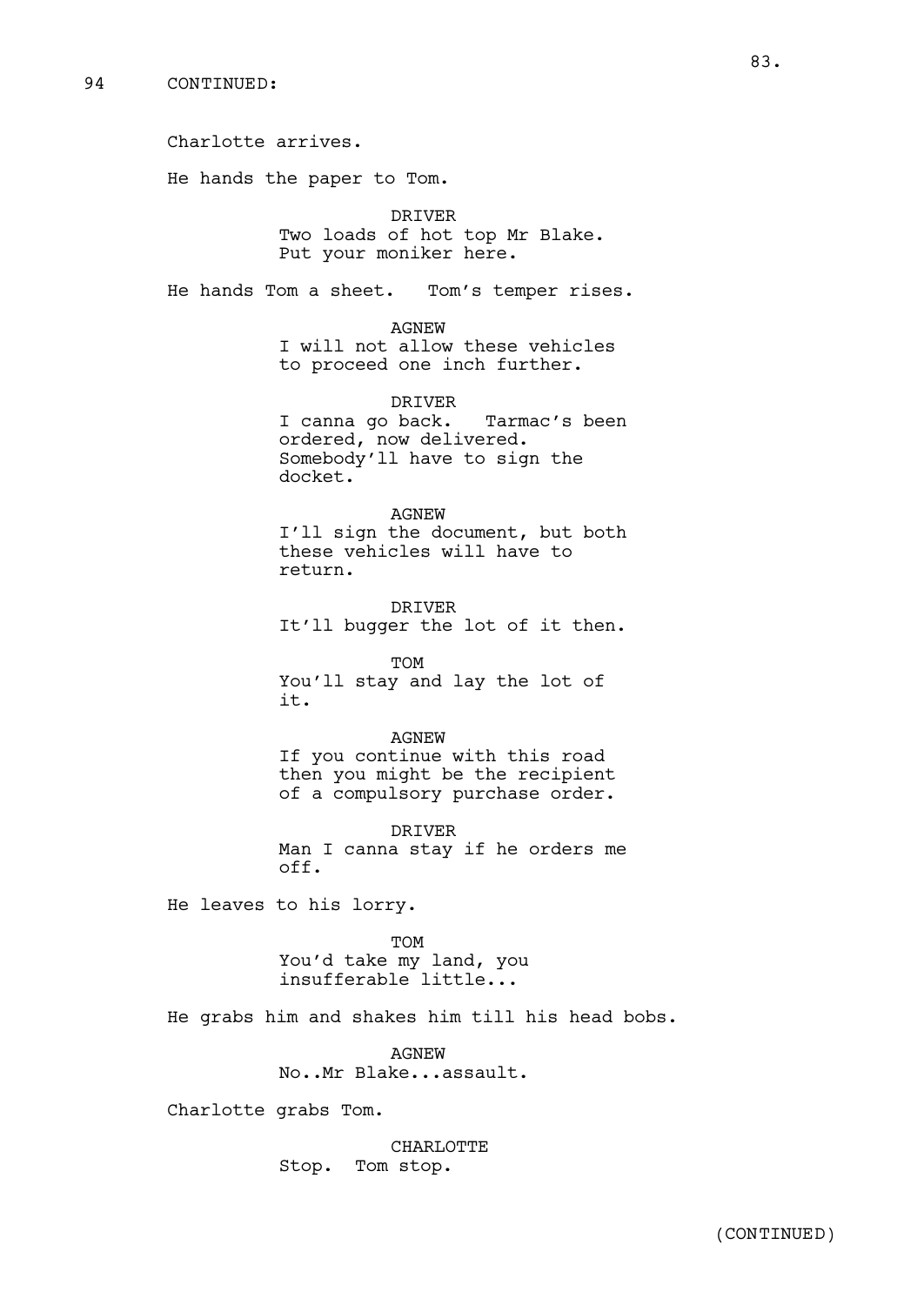94 CONTINUED:

Charlotte arrives.

He hands the paper to Tom.

DRIVER
Two loads of hot top Mr Blake.
Put your moniker here.

He hands Tom a sheet. Tom's temper rises.

AGNEW
I will not allow these vehicles
to proceed one inch further.

DRIVER
I canna go back. Tarmac's been
ordered, now delivered.
Somebody'll have to sign the
docket.

AGNEW
I'll sign the document, but both
these vehicles will have to
return.

DRIVER
It'll bugger the lot of it then.

TOM
You'll stay and lay the lot of
it.

AGNEW
If you continue with this road
then you might be the recipient
of a compulsory purchase order.

DRIVER
Man I canna stay if he orders me
off.

He leaves to his lorry.

TOM
You'd take my land, you
insufferable little...

He grabs him and shakes him till his head bobs.

AGNEW
No..Mr Blake...assault.

Charlotte grabs Tom.

CHARLOTTE
Stop. Tom stop.

(CONTINUED)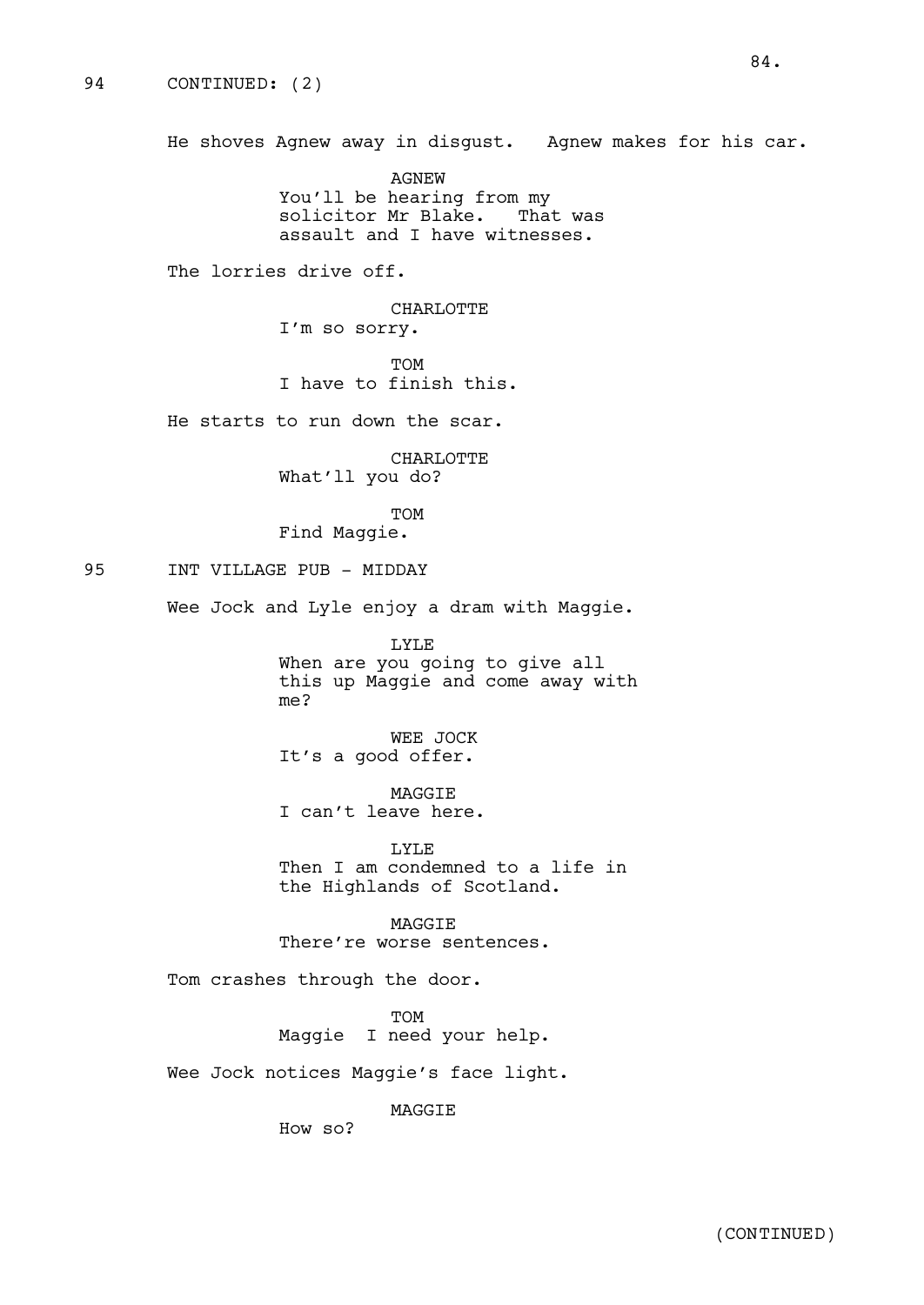94 CONTINUED: (2)

He shoves Agnew away in disgust. Agnew makes for his car.

AGNEW
You'll be hearing from my solicitor Mr Blake. That was assault and I have witnesses.

The lorries drive off.

CHARLOTTE
I'm so sorry.

TOM
I have to finish this.

He starts to run down the scar.

CHARLOTTE
What'll you do?

TOM
Find Maggie.

95 INT VILLAGE PUB - MIDDAY

Wee Jock and Lyle enjoy a dram with Maggie.

LYLE
When are you going to give all this up Maggie and come away with me?

WEE JOCK
It's a good offer.

MAGGIE
I can't leave here.

LYLE
Then I am condemned to a life in the Highlands of Scotland.

MAGGIE
There're worse sentences.

Tom crashes through the door.

TOM
Maggie I need your help.

Wee Jock notices Maggie's face light.

MAGGIE
How so?

(CONTINUED)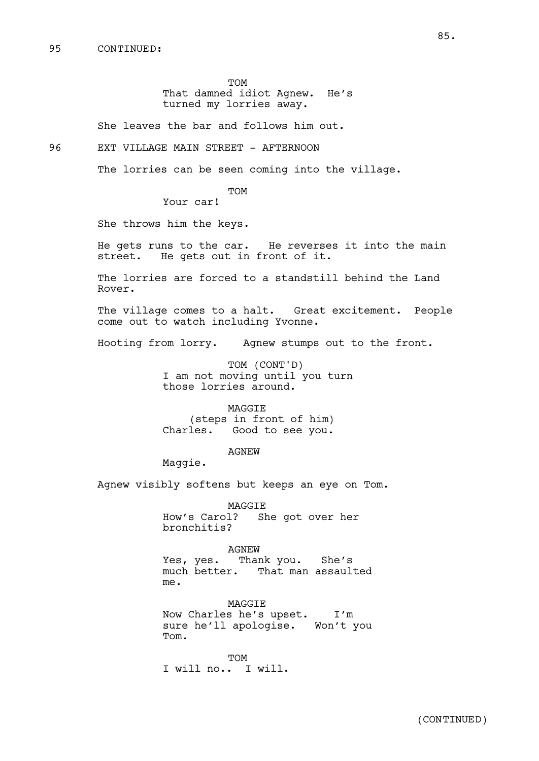95 CONTINUED:

TOM
That damned idiot Agnew. He's turned my lorries away.

She leaves the bar and follows him out.

96 EXT VILLAGE MAIN STREET - AFTERNOON

The lorries can be seen coming into the village.

TOM
Your car!

She throws him the keys.

He gets runs to the car. He reverses it into the main street. He gets out in front of it.

The lorries are forced to a standstill behind the Land Rover.

The village comes to a halt. Great excitement. People come out to watch including Yvonne.

Hooting from lorry. Agnew stumps out to the front.

TOM (CONT'D)
I am not moving until you turn those lorries around.

MAGGIE
(steps in front of him)
Charles. Good to see you.

AGNEW
Maggie.

Agnew visibly softens but keeps an eye on Tom.

MAGGIE
How's Carol? She got over her bronchitis?

AGNEW
Yes, yes. Thank you. She's much better. That man assaulted me.

MAGGIE
Now Charles he's upset. I'm sure he'll apologise. Won't you Tom.

TOM
I will no.. I will.

(CONTINUED)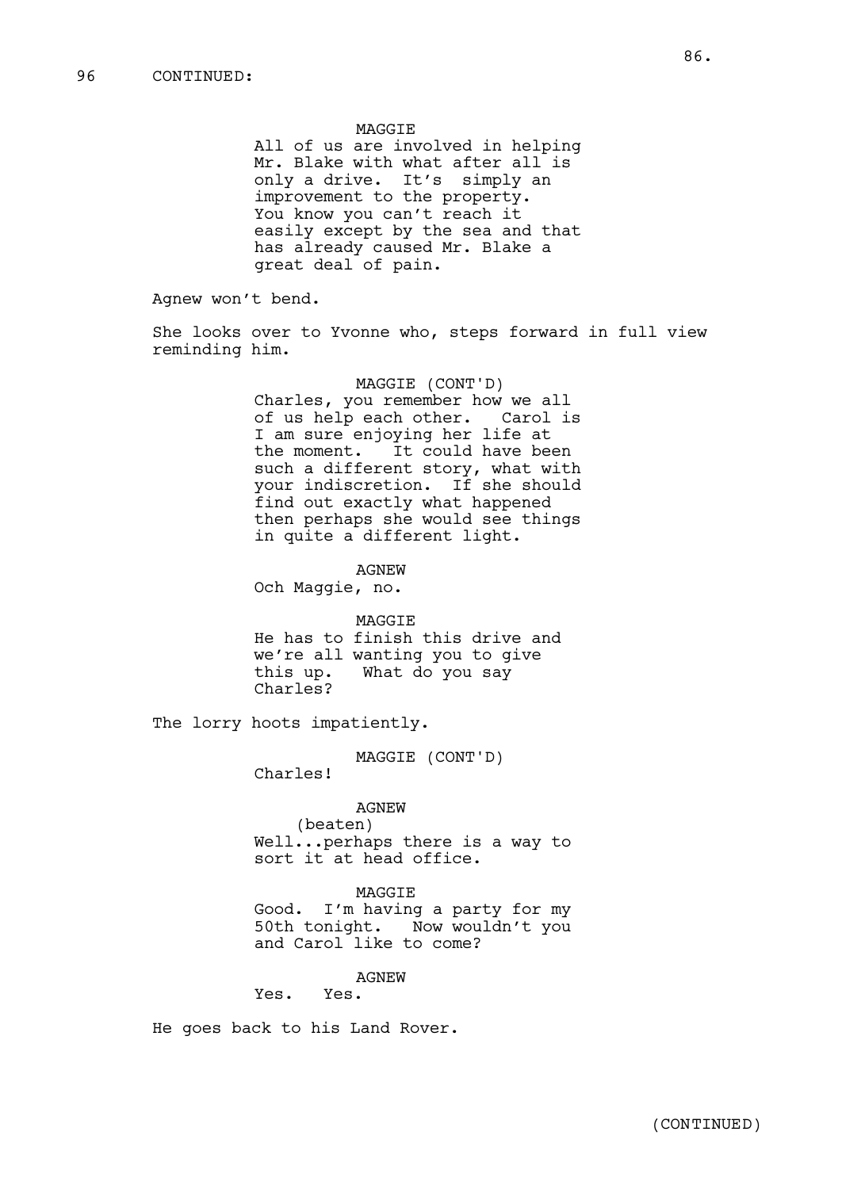96 CONTINUED:

MAGGIE

All of us are involved in helping Mr. Blake with what after all is only a drive. It's simply an improvement to the property. You know you can't reach it easily except by the sea and that has already caused Mr. Blake a great deal of pain.

Agnew won't bend.

She looks over to Yvonne who, steps forward in full view reminding him.

MAGGIE (CONT'D)

Charles, you remember how we all of us help each other. Carol is I am sure enjoying her life at the moment. It could have been such a different story, what with your indiscretion. If she should find out exactly what happened then perhaps she would see things in quite a different light.

AGNEW

Och Maggie, no.

MAGGIE

He has to finish this drive and we're all wanting you to give this up. What do you say Charles?

The lorry hoots impatiently.

MAGGIE (CONT'D)

Charles!

AGNEW

(beaten)

Well...perhaps there is a way to sort it at head office.

MAGGIE

Good. I'm having a party for my 50th tonight. Now wouldn't you and Carol like to come?

AGNEW

Yes. Yes.

He goes back to his Land Rover.

(CONTINUED)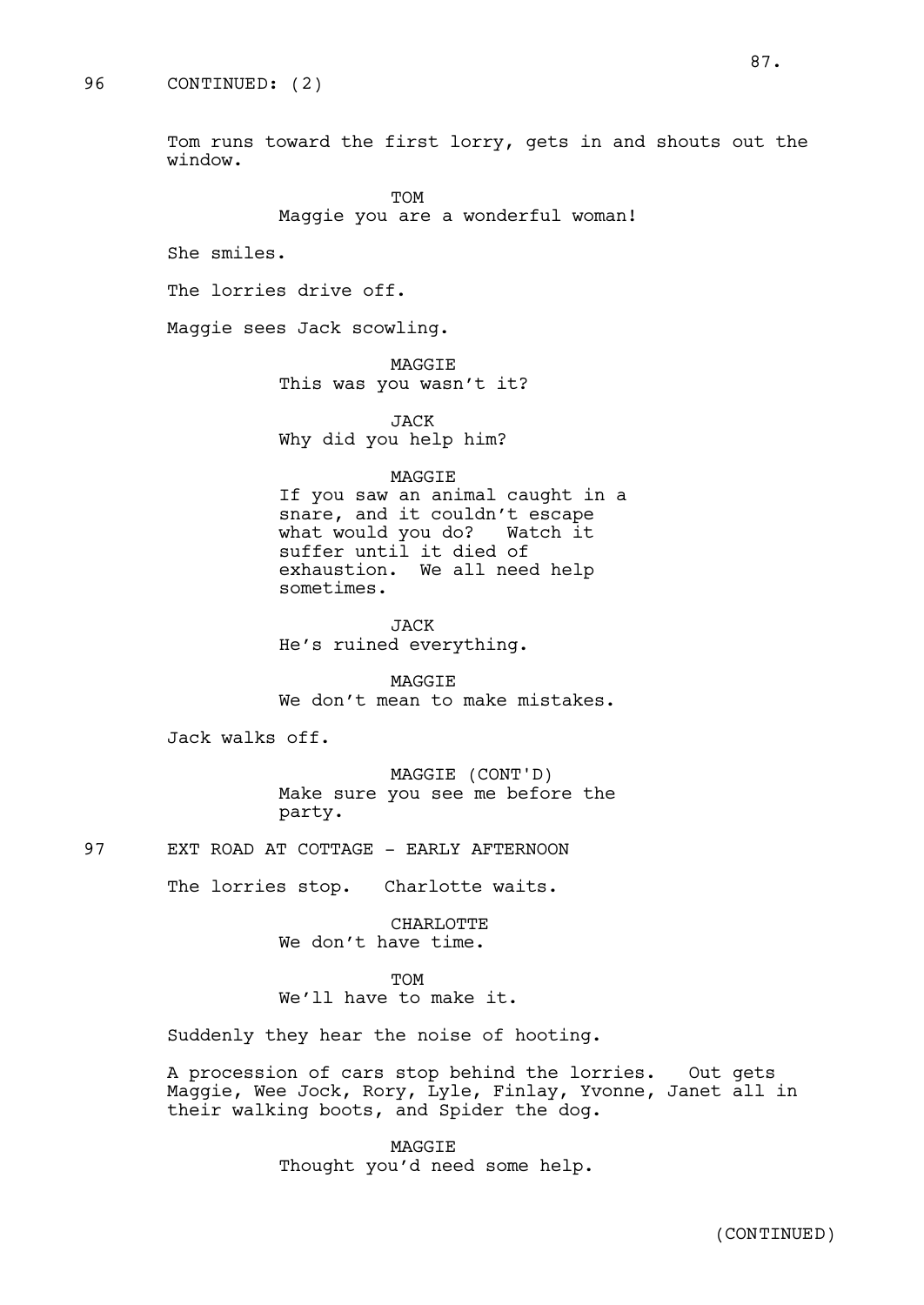96 CONTINUED: (2)

Tom runs toward the first lorry, gets in and shouts out the window.

TOM
Maggie you are a wonderful woman!

She smiles.

The lorries drive off.

Maggie sees Jack scowling.

MAGGIE
This was you wasn't it?

JACK
Why did you help him?

MAGGIE
If you saw an animal caught in a snare, and it couldn't escape what would you do? Watch it suffer until it died of exhaustion. We all need help sometimes.

JACK
He's ruined everything.

MAGGIE
We don't mean to make mistakes.

Jack walks off.

MAGGIE (CONT'D)
Make sure you see me before the party.

97 EXT ROAD AT COTTAGE - EARLY AFTERNOON

The lorries stop. Charlotte waits.

CHARLOTTE
We don't have time.

TOM
We'll have to make it.

Suddenly they hear the noise of hooting.

A procession of cars stop behind the lorries. Out gets Maggie, Wee Jock, Rory, Lyle, Finlay, Yvonne, Janet all in their walking boots, and Spider the dog.

MAGGIE
Thought you'd need some help.

(CONTINUED)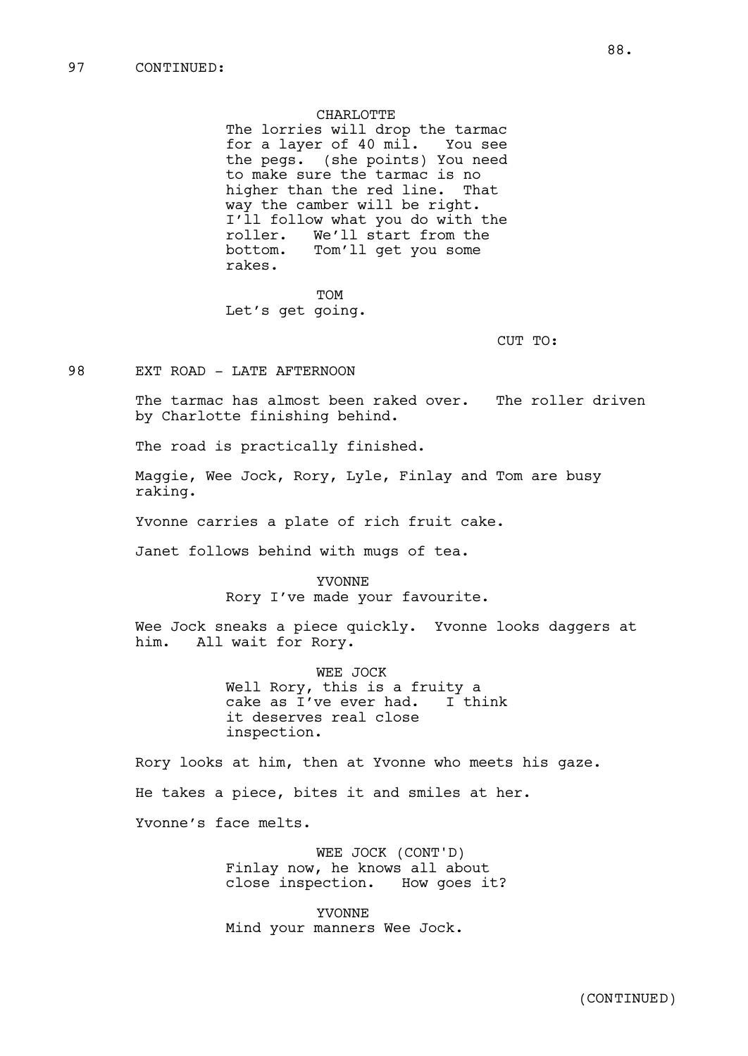97 CONTINUED:

CHARLOTTE
The lorries will drop the tarmac for a layer of 40 mil. You see the pegs. (she points) You need to make sure the tarmac is no higher than the red line. That way the camber will be right. I'll follow what you do with the roller. We'll start from the bottom. Tom'll get you some rakes.

TOM
Let's get going.

CUT TO:

98 EXT ROAD - LATE AFTERNOON

The tarmac has almost been raked over. The roller driven by Charlotte finishing behind.

The road is practically finished.

Maggie, Wee Jock, Rory, Lyle, Finlay and Tom are busy raking.

Yvonne carries a plate of rich fruit cake.

Janet follows behind with mugs of tea.

YVONNE
Rory I've made your favourite.

Wee Jock sneaks a piece quickly. Yvonne looks daggers at him. All wait for Rory.

WEE JOCK
Well Rory, this is a fruity a cake as I've ever had. I think it deserves real close inspection.

Rory looks at him, then at Yvonne who meets his gaze.

He takes a piece, bites it and smiles at her.

Yvonne's face melts.

WEE JOCK (CONT'D)
Finlay now, he knows all about close inspection. How goes it?

YVONNE
Mind your manners Wee Jock.

(CONTINUED)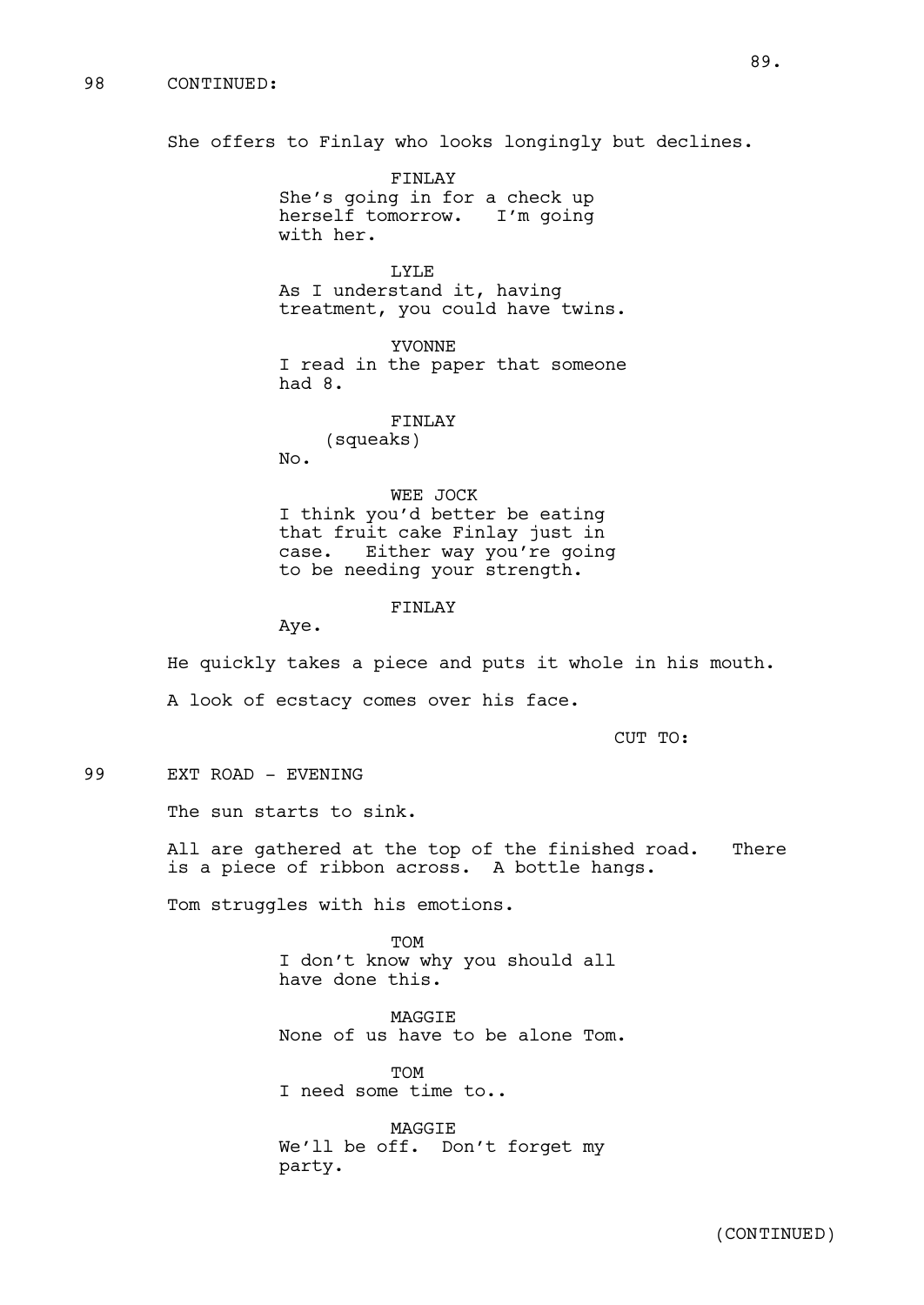98 CONTINUED:

She offers to Finlay who looks longingly but declines.

FINLAY
She's going in for a check up herself tomorrow. I'm going with her.

LYLE
As I understand it, having treatment, you could have twins.

YVONNE
I read in the paper that someone had 8.

FINLAY
(squeaks)
No.

WEE JOCK
I think you'd better be eating that fruit cake Finlay just in case. Either way you're going to be needing your strength.

FINLAY
Aye.

He quickly takes a piece and puts it whole in his mouth.

A look of ecstacy comes over his face.

CUT TO:

99 EXT ROAD - EVENING

The sun starts to sink.

All are gathered at the top of the finished road. There is a piece of ribbon across. A bottle hangs.

Tom struggles with his emotions.

TOM
I don't know why you should all have done this.

MAGGIE
None of us have to be alone Tom.

TOM
I need some time to..

MAGGIE
We'll be off. Don't forget my party.

(CONTINUED)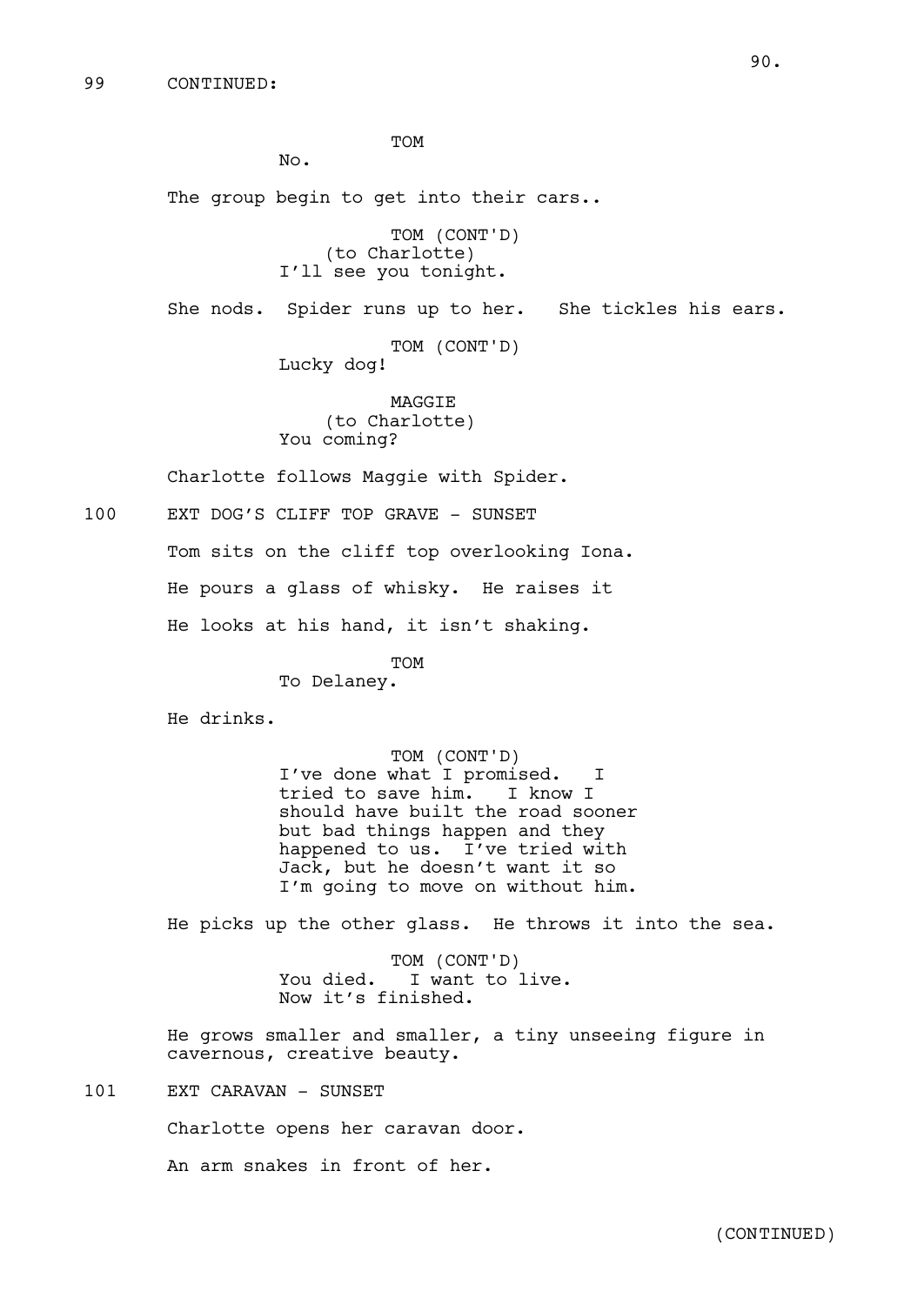99 CONTINUED:

TOM
No.

The group begin to get into their cars..

TOM (CONT'D)
(to Charlotte)
I'll see you tonight.

She nods. Spider runs up to her. She tickles his ears.

TOM (CONT'D)
Lucky dog!

MAGGIE
(to Charlotte)
You coming?

Charlotte follows Maggie with Spider.

100 EXT DOG'S CLIFF TOP GRAVE - SUNSET

Tom sits on the cliff top overlooking Iona.

He pours a glass of whisky. He raises it

He looks at his hand, it isn't shaking.

TOM
To Delaney.

He drinks.

TOM (CONT'D)
I've done what I promised. I tried to save him. I know I should have built the road sooner but bad things happen and they happened to us. I've tried with Jack, but he doesn't want it so I'm going to move on without him.

He picks up the other glass. He throws it into the sea.

TOM (CONT'D)
You died. I want to live. Now it's finished.

He grows smaller and smaller, a tiny unseeing figure in cavernous, creative beauty.

101 EXT CARAVAN - SUNSET

Charlotte opens her caravan door.

An arm snakes in front of her.

(CONTINUED)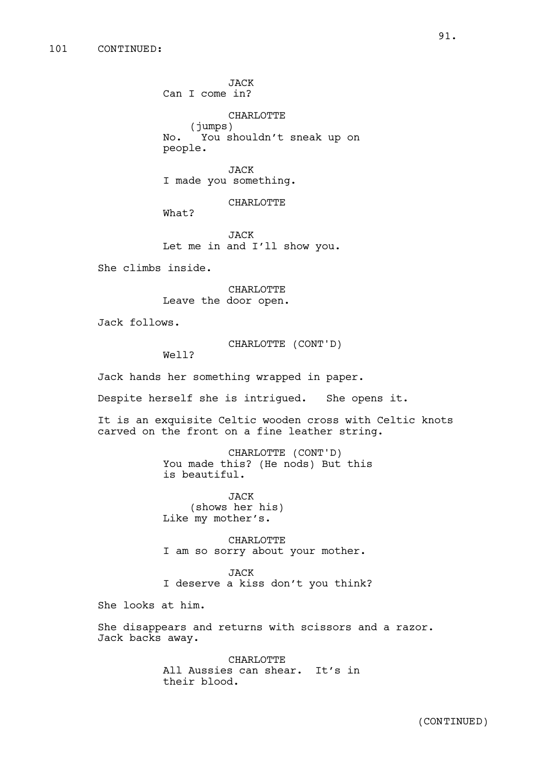101 CONTINUED:

JACK
Can I come in?

CHARLOTTE
(jumps)
No. You shouldn't sneak up on people.

JACK
I made you something.

CHARLOTTE
What?

JACK
Let me in and I'll show you.

She climbs inside.

CHARLOTTE
Leave the door open.

Jack follows.

CHARLOTTE (CONT'D)
Well?

Jack hands her something wrapped in paper.

Despite herself she is intrigued. She opens it.

It is an exquisite Celtic wooden cross with Celtic knots carved on the front on a fine leather string.

CHARLOTTE (CONT'D)
You made this? (He nods) But this is beautiful.

JACK
(shows her his)
Like my mother's.

CHARLOTTE
I am so sorry about your mother.

JACK
I deserve a kiss don't you think?

She looks at him.

She disappears and returns with scissors and a razor. Jack backs away.

CHARLOTTE
All Aussies can shear. It's in their blood.

(CONTINUED)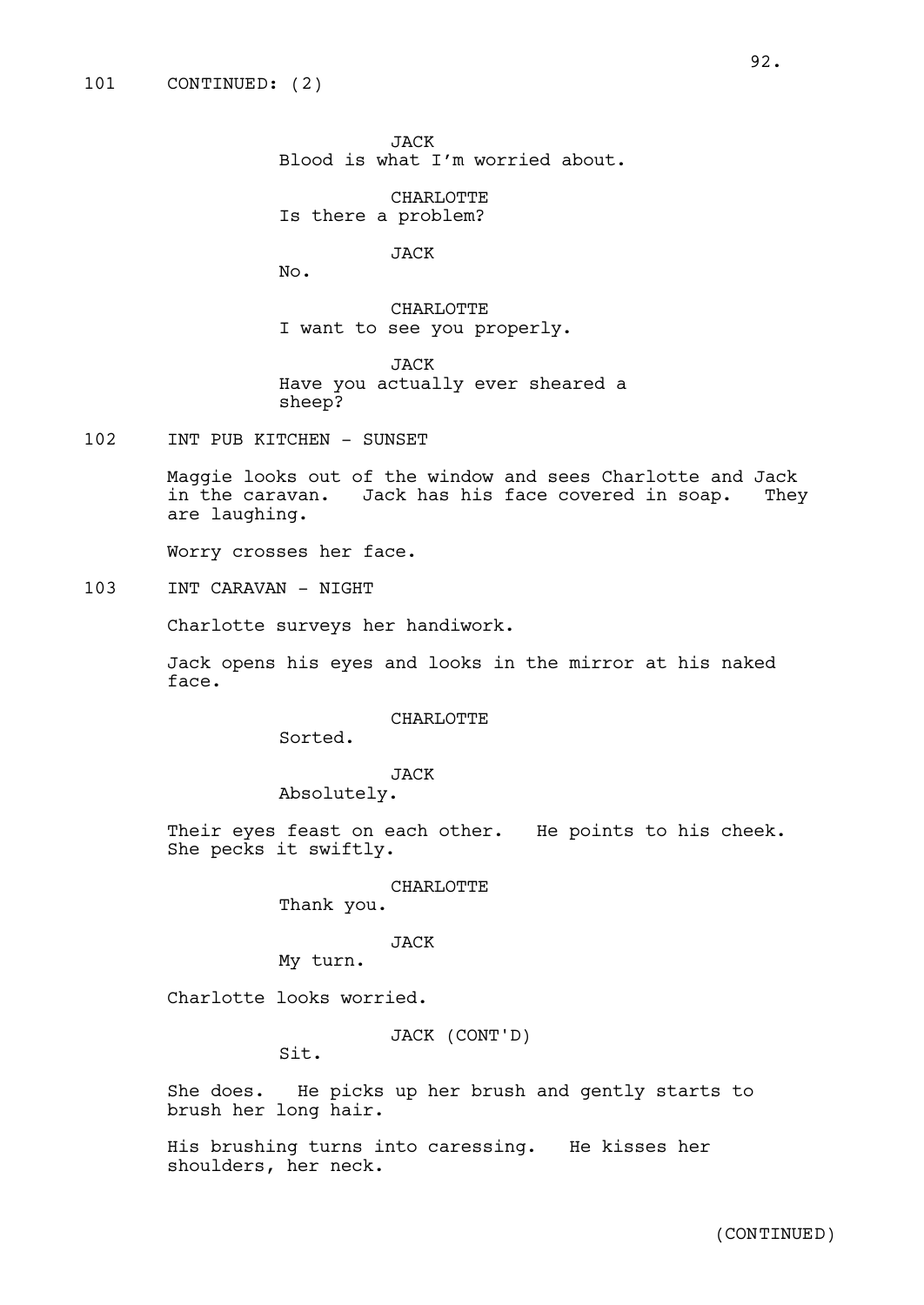101 CONTINUED: (2)

JACK
Blood is what I'm worried about.

CHARLOTTE
Is there a problem?

JACK
No.

CHARLOTTE
I want to see you properly.

JACK
Have you actually ever sheared a sheep?

102 INT PUB KITCHEN - SUNSET

Maggie looks out of the window and sees Charlotte and Jack in the caravan. Jack has his face covered in soap. They are laughing.

Worry crosses her face.

103 INT CARAVAN - NIGHT

Charlotte surveys her handiwork.

Jack opens his eyes and looks in the mirror at his naked face.

CHARLOTTE
Sorted.

JACK
Absolutely.

Their eyes feast on each other. He points to his cheek. She pecks it swiftly.

CHARLOTTE
Thank you.

JACK
My turn.

Charlotte looks worried.

JACK (CONT'D)
Sit.

She does. He picks up her brush and gently starts to brush her long hair.

His brushing turns into caressing. He kisses her shoulders, her neck.

(CONTINUED)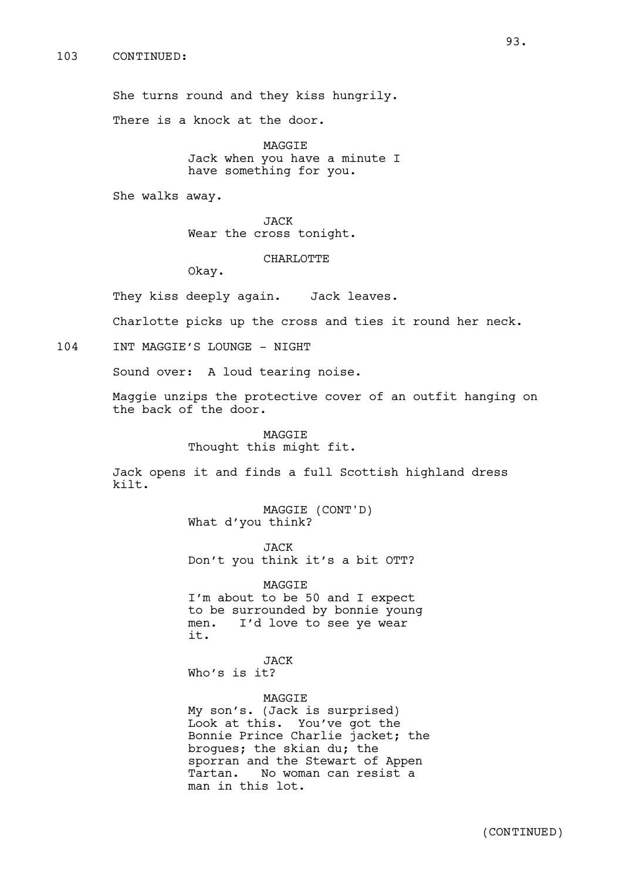103 CONTINUED:

She turns round and they kiss hungrily.

There is a knock at the door.

MAGGIE
Jack when you have a minute I have something for you.

She walks away.

JACK
Wear the cross tonight.

CHARLOTTE
Okay.

They kiss deeply again. Jack leaves.

Charlotte picks up the cross and ties it round her neck.

104 INT MAGGIE'S LOUNGE - NIGHT

Sound over: A loud tearing noise.

Maggie unzips the protective cover of an outfit hanging on the back of the door.

MAGGIE
Thought this might fit.

Jack opens it and finds a full Scottish highland dress kilt.

MAGGIE (CONT'D)
What d'you think?

JACK
Don't you think it's a bit OTT?

MAGGIE
I'm about to be 50 and I expect to be surrounded by bonnie young men. I'd love to see ye wear it.

JACK
Who's is it?

MAGGIE
My son's. (Jack is surprised) Look at this. You've got the Bonnie Prince Charlie jacket; the brogues; the skian du; the sporran and the Stewart of Appen Tartan. No woman can resist a man in this lot.

(CONTINUED)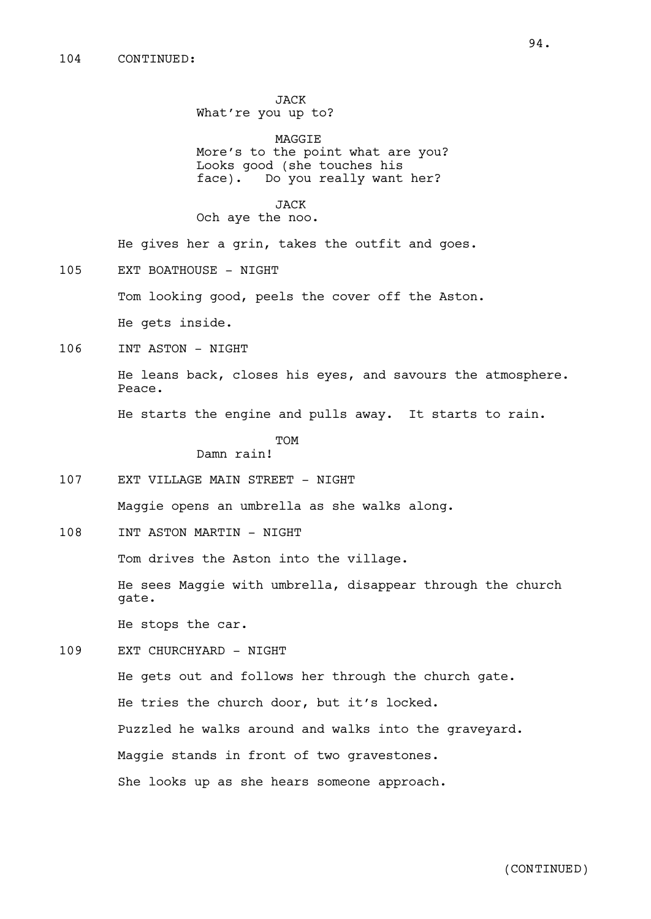104 CONTINUED:

JACK
What're you up to?

MAGGIE
More's to the point what are you?
Looks good (she touches his
face). Do you really want her?

JACK
Och aye the noo.

He gives her a grin, takes the outfit and goes.

105 EXT BOATHOUSE - NIGHT

Tom looking good, peels the cover off the Aston.

He gets inside.

106 INT ASTON - NIGHT

He leans back, closes his eyes, and savours the atmosphere.
Peace.

He starts the engine and pulls away. It starts to rain.

TOM
Damn rain!

107 EXT VILLAGE MAIN STREET - NIGHT

Maggie opens an umbrella as she walks along.

108 INT ASTON MARTIN - NIGHT

Tom drives the Aston into the village.

He sees Maggie with umbrella, disappear through the church
gate.

He stops the car.

109 EXT CHURCHYARD - NIGHT

He gets out and follows her through the church gate.

He tries the church door, but it's locked.

Puzzled he walks around and walks into the graveyard.

Maggie stands in front of two gravestones.

She looks up as she hears someone approach.

(CONTINUED)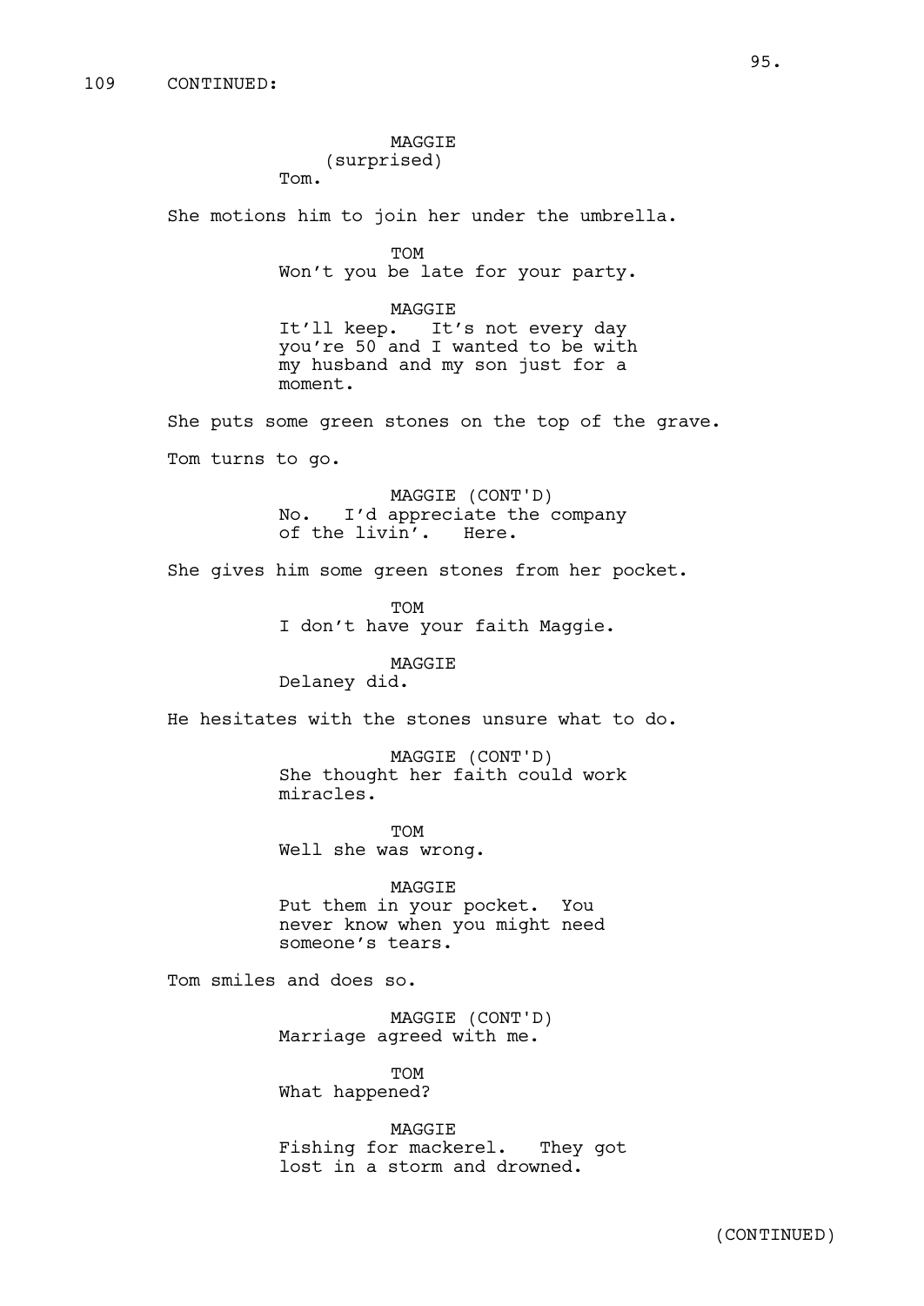109 CONTINUED:

MAGGIE
(surprised)
Tom.

She motions him to join her under the umbrella.

TOM
Won't you be late for your party.

MAGGIE
It'll keep. It's not every day you're 50 and I wanted to be with my husband and my son just for a moment.

She puts some green stones on the top of the grave.

Tom turns to go.

MAGGIE (CONT'D)
No. I'd appreciate the company of the livin'. Here.

She gives him some green stones from her pocket.

TOM
I don't have your faith Maggie.

MAGGIE
Delaney did.

He hesitates with the stones unsure what to do.

MAGGIE (CONT'D)
She thought her faith could work miracles.

TOM
Well she was wrong.

MAGGIE
Put them in your pocket. You never know when you might need someone's tears.

Tom smiles and does so.

MAGGIE (CONT'D)
Marriage agreed with me.

TOM
What happened?

MAGGIE
Fishing for mackerel. They got lost in a storm and drowned.

(CONTINUED)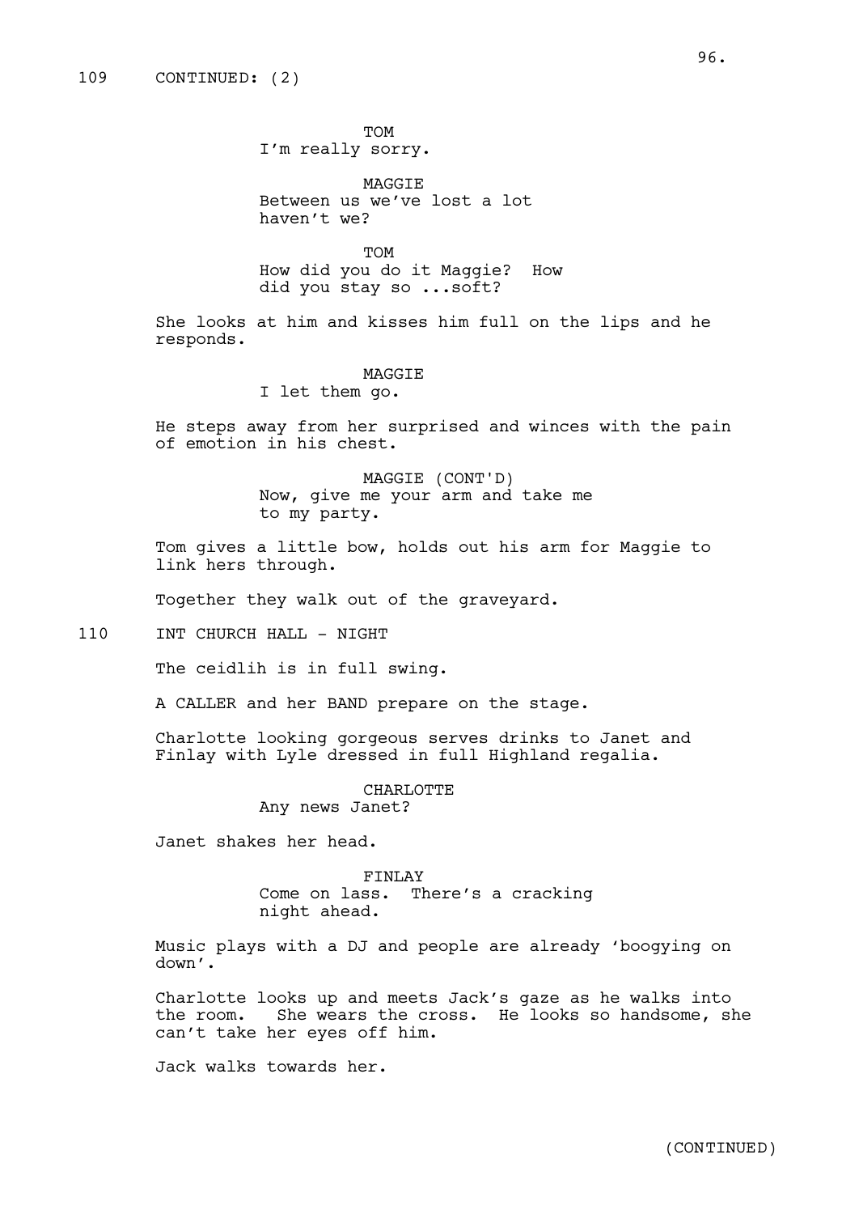109 CONTINUED: (2)

TOM
I'm really sorry.

MAGGIE
Between us we've lost a lot
haven't we?

TOM
How did you do it Maggie? How
did you stay so ...soft?

She looks at him and kisses him full on the lips and he responds.

MAGGIE
I let them go.

He steps away from her surprised and winces with the pain of emotion in his chest.

MAGGIE (CONT'D)
Now, give me your arm and take me
to my party.

Tom gives a little bow, holds out his arm for Maggie to link hers through.

Together they walk out of the graveyard.

110 INT CHURCH HALL - NIGHT

The ceidlih is in full swing.

A CALLER and her BAND prepare on the stage.

Charlotte looking gorgeous serves drinks to Janet and Finlay with Lyle dressed in full Highland regalia.

CHARLOTTE
Any news Janet?

Janet shakes her head.

FINLAY
Come on lass. There's a cracking
night ahead.

Music plays with a DJ and people are already 'boogying on down'.

Charlotte looks up and meets Jack's gaze as he walks into the room. She wears the cross. He looks so handsome, she can't take her eyes off him.

Jack walks towards her.

(CONTINUED)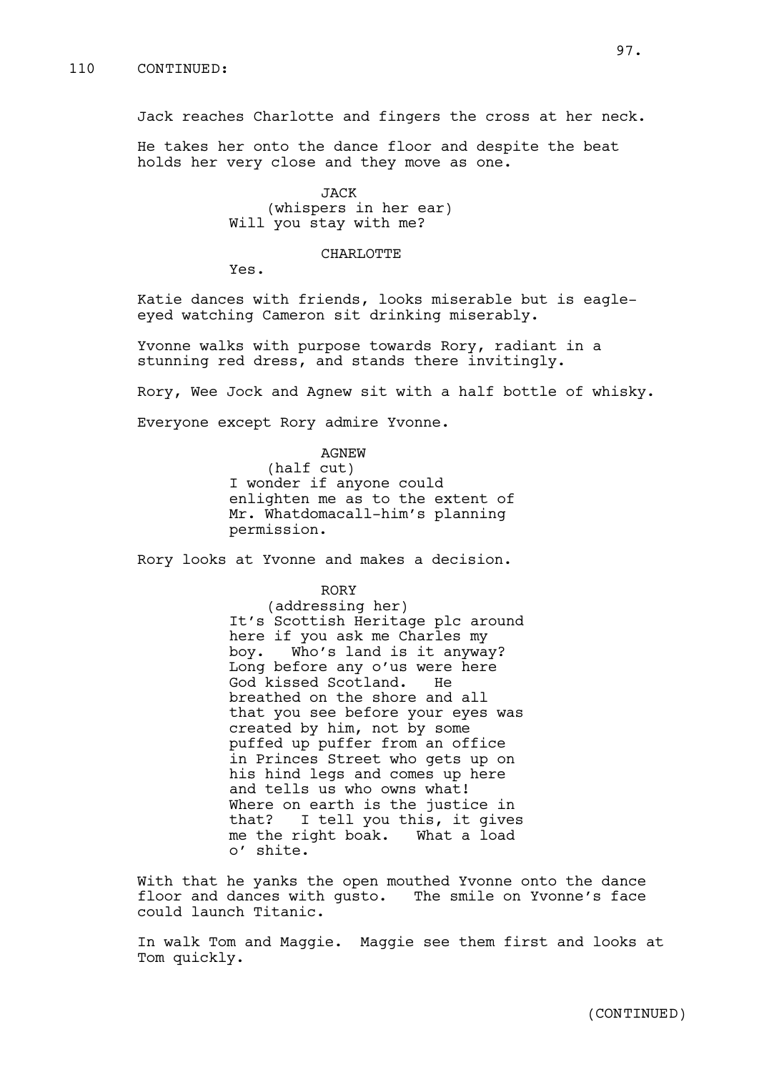110 CONTINUED:

Jack reaches Charlotte and fingers the cross at her neck.

He takes her onto the dance floor and despite the beat holds her very close and they move as one.

JACK
(whispers in her ear)
Will you stay with me?

CHARLOTTE
Yes.

Katie dances with friends, looks miserable but is eagle-eyed watching Cameron sit drinking miserably.

Yvonne walks with purpose towards Rory, radiant in a stunning red dress, and stands there invitingly.

Rory, Wee Jock and Agnew sit with a half bottle of whisky.

Everyone except Rory admire Yvonne.

AGNEW
(half cut)
I wonder if anyone could enlighten me as to the extent of Mr. Whatdomacall-him's planning permission.

Rory looks at Yvonne and makes a decision.

RORY
(addressing her)
It's Scottish Heritage plc around here if you ask me Charles my boy. Who's land is it anyway? Long before any o'us were here God kissed Scotland. He breathed on the shore and all that you see before your eyes was created by him, not by some puffed up puffer from an office in Princes Street who gets up on his hind legs and comes up here and tells us who owns what! Where on earth is the justice in that? I tell you this, it gives me the right boak. What a load o' shite.

With that he yanks the open mouthed Yvonne onto the dance floor and dances with gusto. The smile on Yvonne's face could launch Titanic.

In walk Tom and Maggie. Maggie see them first and looks at Tom quickly.

(CONTINUED)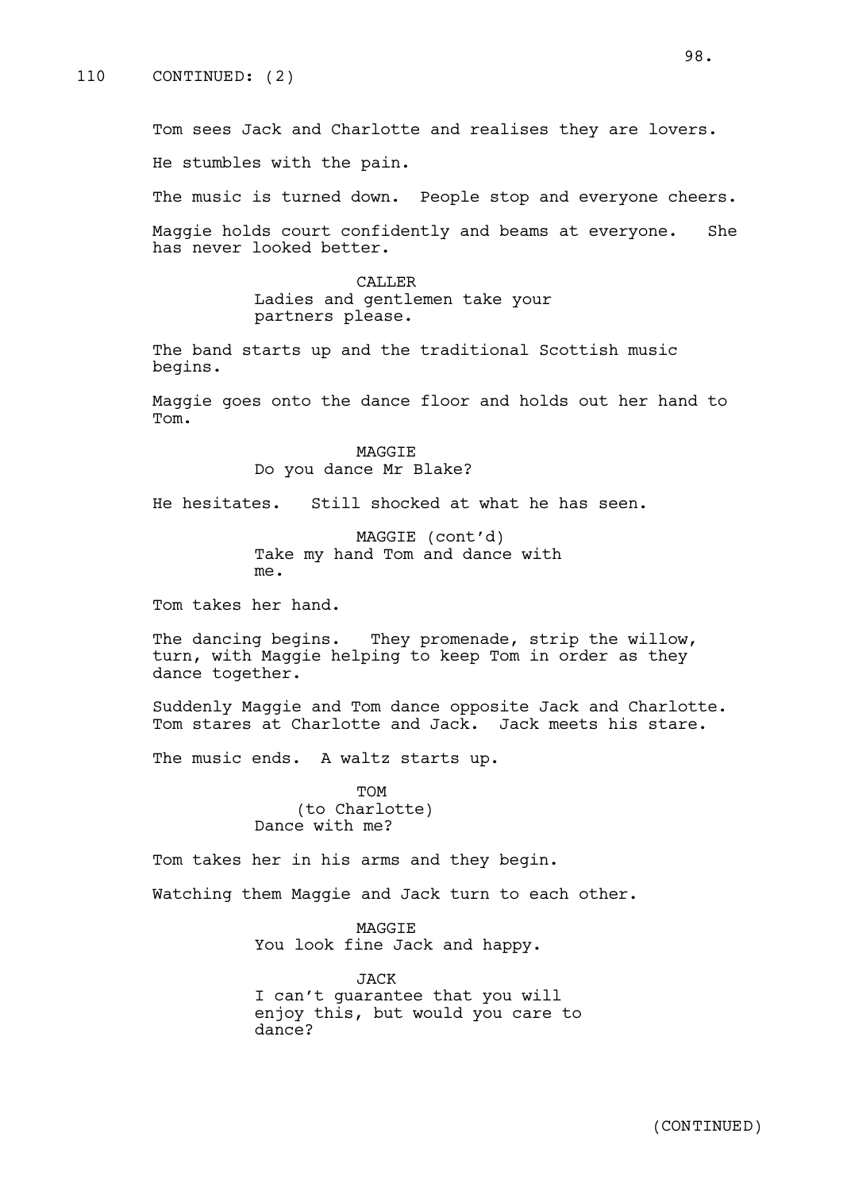110 CONTINUED: (2)

Tom sees Jack and Charlotte and realises they are lovers.

He stumbles with the pain.

The music is turned down. People stop and everyone cheers.

Maggie holds court confidently and beams at everyone. She has never looked better.

CALLER
Ladies and gentlemen take your partners please.

The band starts up and the traditional Scottish music begins.

Maggie goes onto the dance floor and holds out her hand to Tom.

MAGGIE
Do you dance Mr Blake?

He hesitates. Still shocked at what he has seen.

MAGGIE (cont'd)
Take my hand Tom and dance with me.

Tom takes her hand.

The dancing begins. They promenade, strip the willow, turn, with Maggie helping to keep Tom in order as they dance together.

Suddenly Maggie and Tom dance opposite Jack and Charlotte. Tom stares at Charlotte and Jack. Jack meets his stare.

The music ends. A waltz starts up.

TOM
(to Charlotte)
Dance with me?

Tom takes her in his arms and they begin.

Watching them Maggie and Jack turn to each other.

MAGGIE
You look fine Jack and happy.

JACK
I can't guarantee that you will enjoy this, but would you care to dance?

(CONTINUED)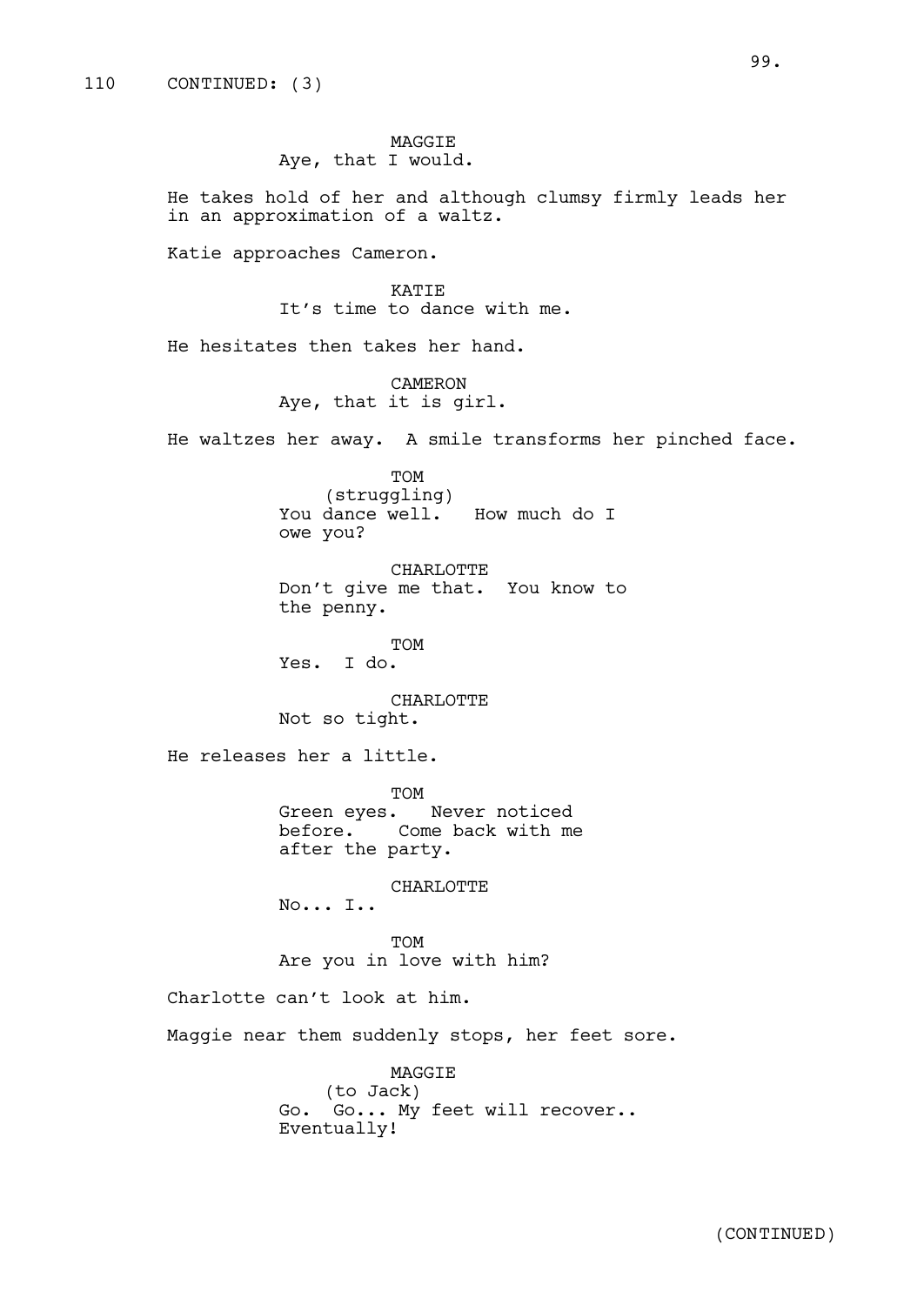110 CONTINUED: (3)

MAGGIE
Aye, that I would.

He takes hold of her and although clumsy firmly leads her in an approximation of a waltz.

Katie approaches Cameron.

KATIE
It's time to dance with me.

He hesitates then takes her hand.

CAMERON
Aye, that it is girl.

He waltzes her away. A smile transforms her pinched face.

TOM
(struggling)
You dance well. How much do I owe you?

CHARLOTTE
Don't give me that. You know to the penny.

TOM
Yes. I do.

CHARLOTTE
Not so tight.

He releases her a little.

TOM
Green eyes. Never noticed before. Come back with me after the party.

CHARLOTTE
No... I..

TOM
Are you in love with him?

Charlotte can't look at him.

Maggie near them suddenly stops, her feet sore.

MAGGIE
(to Jack)
Go. Go... My feet will recover.. Eventually!

(CONTINUED)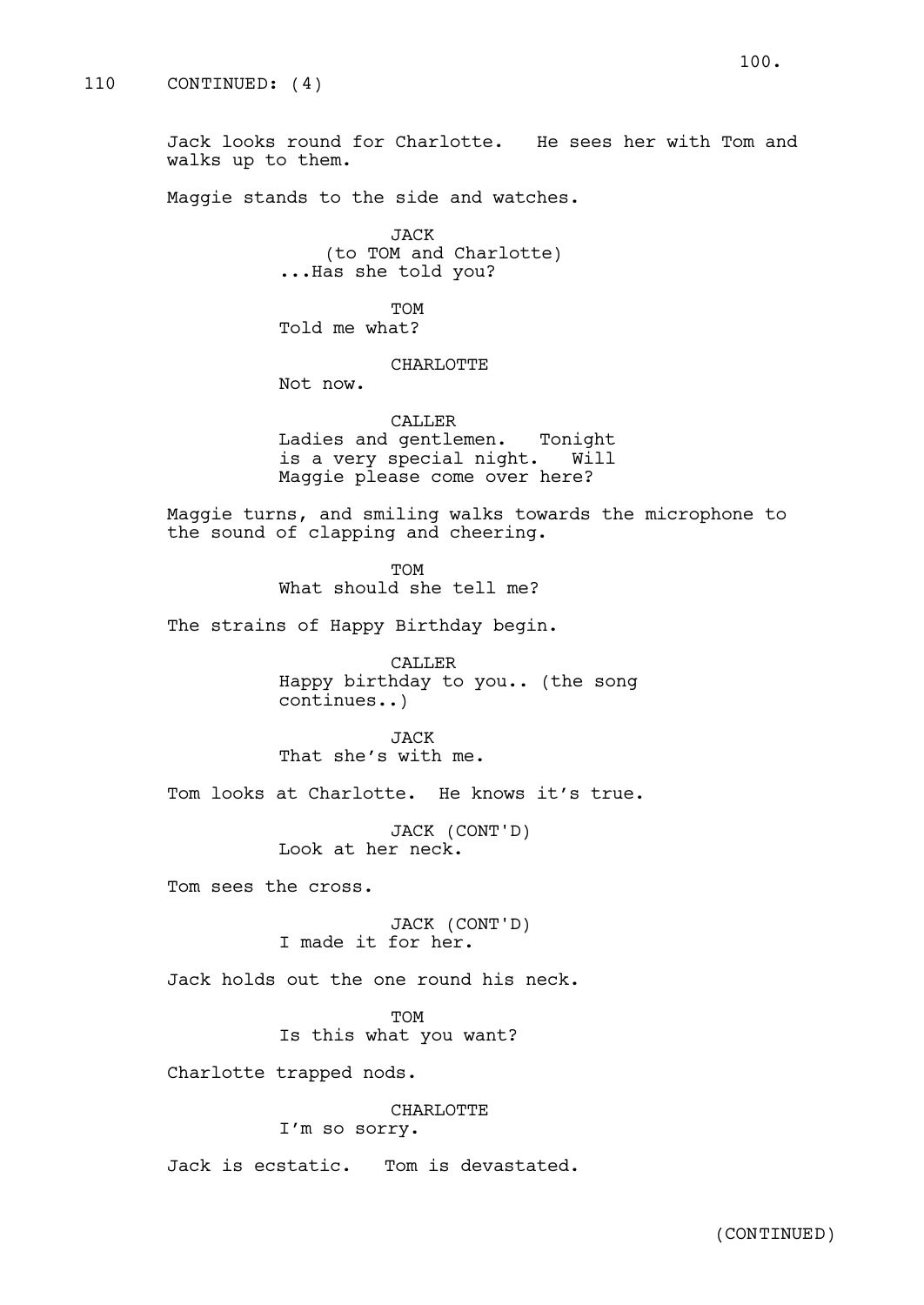110 CONTINUED: (4)

Jack looks round for Charlotte. He sees her with Tom and walks up to them.

Maggie stands to the side and watches.

JACK
(to TOM and Charlotte)
...Has she told you?

TOM
Told me what?

CHARLOTTE
Not now.

CALLER
Ladies and gentlemen. Tonight is a very special night. Will Maggie please come over here?

Maggie turns, and smiling walks towards the microphone to the sound of clapping and cheering.

TOM
What should she tell me?

The strains of Happy Birthday begin.

CALLER
Happy birthday to you.. (the song continues..)

JACK
That she's with me.

Tom looks at Charlotte. He knows it's true.

JACK (CONT'D)
Look at her neck.

Tom sees the cross.

JACK (CONT'D)
I made it for her.

Jack holds out the one round his neck.

TOM
Is this what you want?

Charlotte trapped nods.

CHARLOTTE
I'm so sorry.

Jack is ecstatic. Tom is devastated.

(CONTINUED)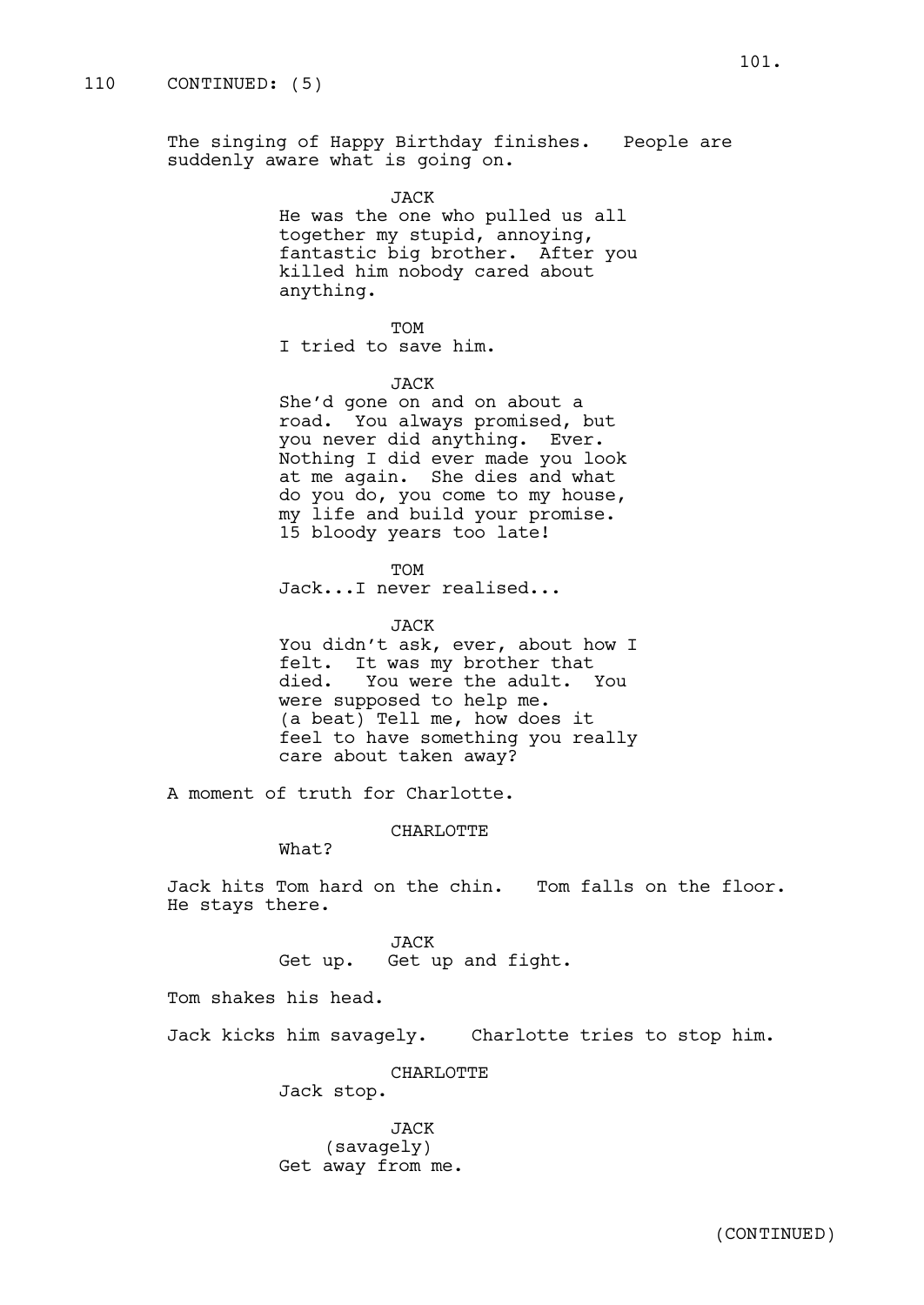110 CONTINUED: (5)

The singing of Happy Birthday finishes. People are suddenly aware what is going on.

JACK
He was the one who pulled us all together my stupid, annoying, fantastic big brother. After you killed him nobody cared about anything.

TOM
I tried to save him.

JACK
She'd gone on and on about a road. You always promised, but you never did anything. Ever. Nothing I did ever made you look at me again. She dies and what do you do, you come to my house, my life and build your promise. 15 bloody years too late!

TOM
Jack...I never realised...

JACK
You didn't ask, ever, about how I felt. It was my brother that died. You were the adult. You were supposed to help me.
(a beat) Tell me, how does it feel to have something you really care about taken away?

A moment of truth for Charlotte.

CHARLOTTE
What?

Jack hits Tom hard on the chin. Tom falls on the floor. He stays there.

JACK
Get up. Get up and fight.

Tom shakes his head.

Jack kicks him savagely. Charlotte tries to stop him.

CHARLOTTE
Jack stop.

JACK
(savagely)
Get away from me.

(CONTINUED)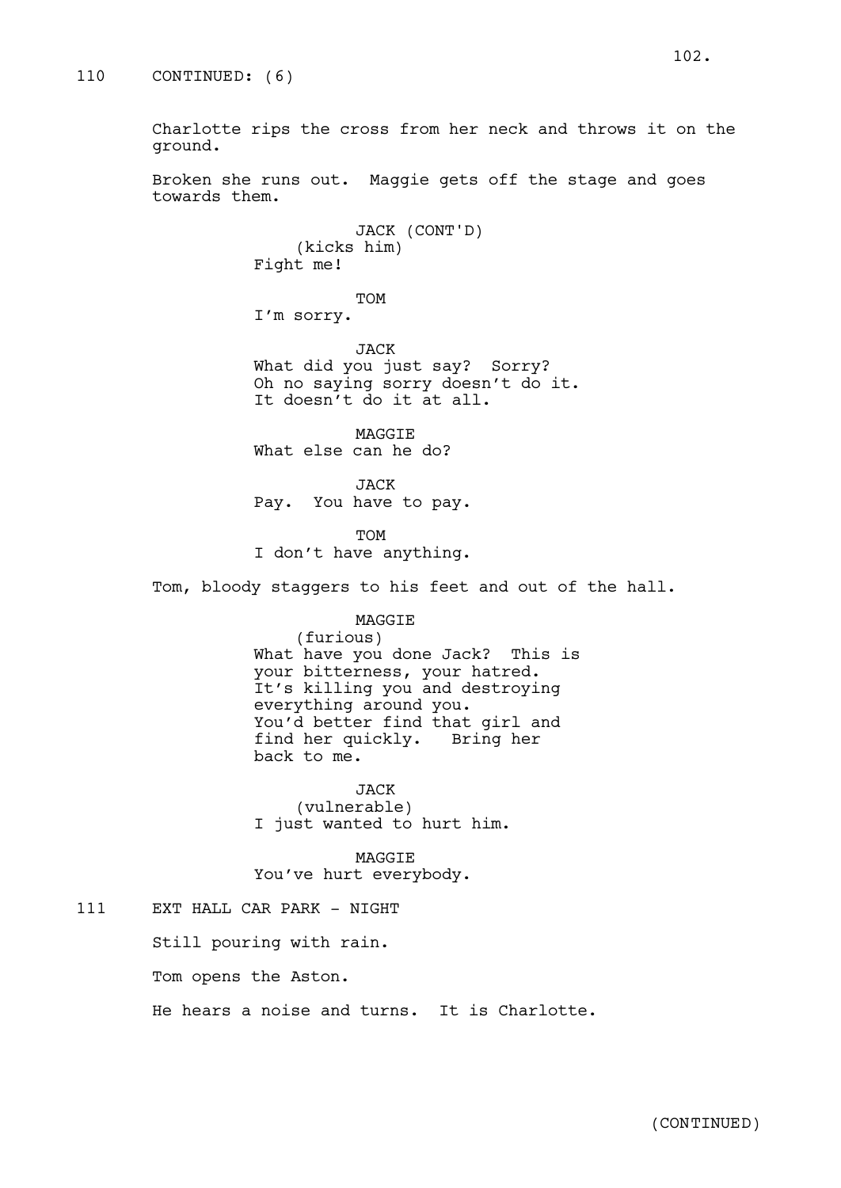110 CONTINUED: (6)

Charlotte rips the cross from her neck and throws it on the ground.

Broken she runs out. Maggie gets off the stage and goes towards them.

JACK (CONT'D)
(kicks him)
Fight me!

TOM
I'm sorry.

JACK
What did you just say? Sorry?
Oh no saying sorry doesn't do it.
It doesn't do it at all.

MAGGIE
What else can he do?

JACK
Pay. You have to pay.

TOM
I don't have anything.

Tom, bloody staggers to his feet and out of the hall.

MAGGIE
(furious)
What have you done Jack? This is your bitterness, your hatred.
It's killing you and destroying everything around you.
You'd better find that girl and find her quickly. Bring her back to me.

JACK
(vulnerable)
I just wanted to hurt him.

MAGGIE
You've hurt everybody.

111 EXT HALL CAR PARK - NIGHT

Still pouring with rain.

Tom opens the Aston.

He hears a noise and turns. It is Charlotte.

(CONTINUED)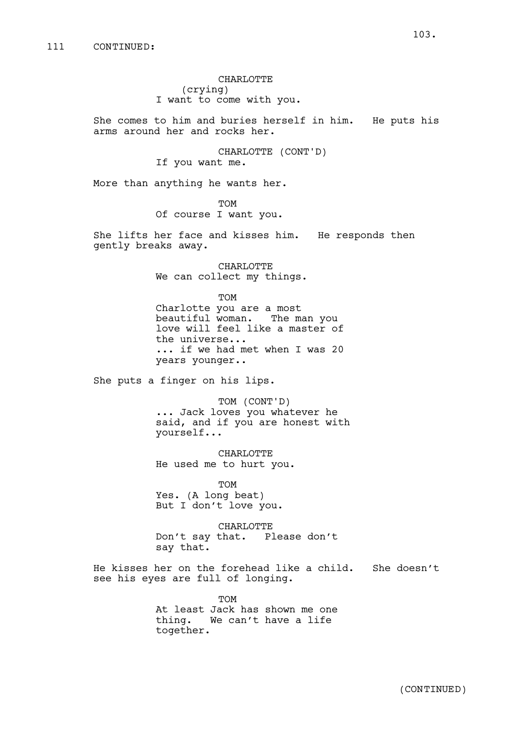111 CONTINUED:

CHARLOTTE
(crying)
I want to come with you.

She comes to him and buries herself in him. He puts his arms around her and rocks her.

CHARLOTTE (CONT'D)
If you want me.

More than anything he wants her.

TOM
Of course I want you.

She lifts her face and kisses him. He responds then gently breaks away.

CHARLOTTE
We can collect my things.

TOM
Charlotte you are a most beautiful woman. The man you love will feel like a master of the universe...
... if we had met when I was 20 years younger..

She puts a finger on his lips.

TOM (CONT'D)
... Jack loves you whatever he said, and if you are honest with yourself...

CHARLOTTE
He used me to hurt you.

TOM
Yes. (A long beat)
But I don't love you.

CHARLOTTE
Don't say that. Please don't say that.

He kisses her on the forehead like a child. She doesn't see his eyes are full of longing.

TOM
At least Jack has shown me one thing. We can't have a life together.

(CONTINUED)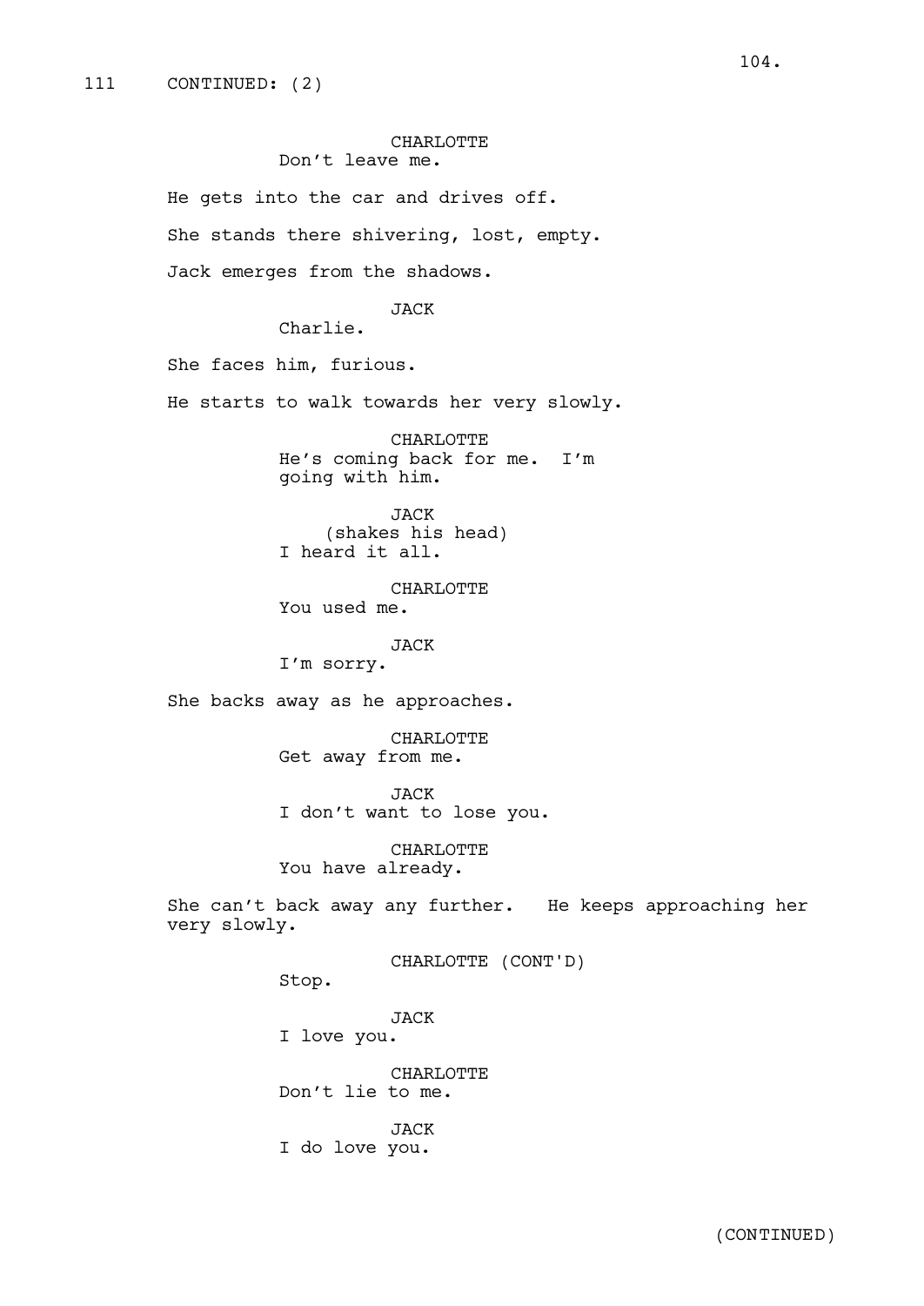111 CONTINUED: (2)

CHARLOTTE
Don't leave me.

He gets into the car and drives off.

She stands there shivering, lost, empty.

Jack emerges from the shadows.

JACK
Charlie.

She faces him, furious.

He starts to walk towards her very slowly.

CHARLOTTE
He's coming back for me. I'm going with him.

JACK
(shakes his head)
I heard it all.

CHARLOTTE
You used me.

JACK
I'm sorry.

She backs away as he approaches.

CHARLOTTE
Get away from me.

JACK
I don't want to lose you.

CHARLOTTE
You have already.

She can't back away any further. He keeps approaching her very slowly.

CHARLOTTE (CONT'D)
Stop.

JACK
I love you.

CHARLOTTE
Don't lie to me.

JACK
I do love you.

(CONTINUED)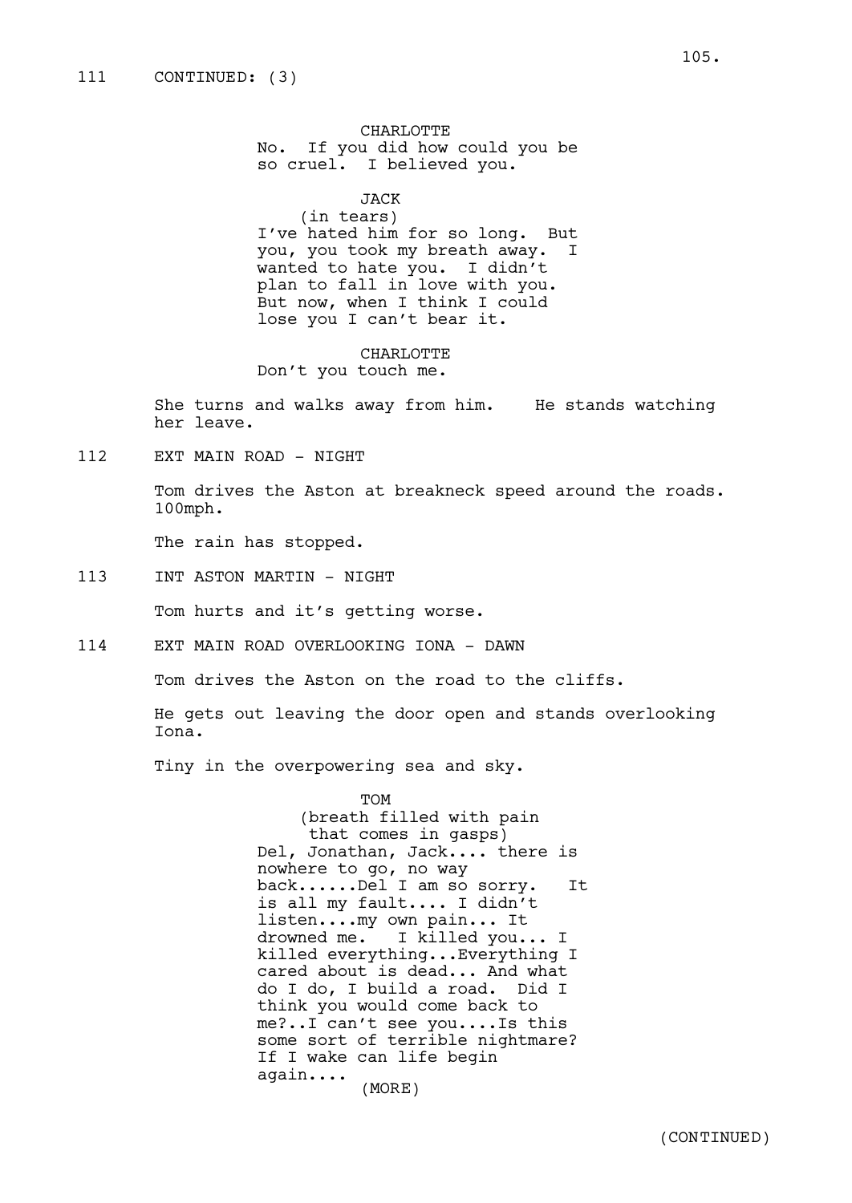111 CONTINUED: (3)

CHARLOTTE
No. If you did how could you be so cruel. I believed you.

JACK
(in tears)
I've hated him for so long. But you, you took my breath away. I wanted to hate you. I didn't plan to fall in love with you. But now, when I think I could lose you I can't bear it.

CHARLOTTE
Don't you touch me.

She turns and walks away from him. He stands watching her leave.

112 EXT MAIN ROAD - NIGHT

Tom drives the Aston at breakneck speed around the roads. 100mph.

The rain has stopped.

113 INT ASTON MARTIN - NIGHT

Tom hurts and it's getting worse.

114 EXT MAIN ROAD OVERLOOKING IONA - DAWN

Tom drives the Aston on the road to the cliffs.

He gets out leaving the door open and stands overlooking Iona.

Tiny in the overpowering sea and sky.

TOM
(breath filled with pain that comes in gasps)
Del, Jonathan, Jack.... there is nowhere to go, no way back......Del I am so sorry. It is all my fault.... I didn't listen....my own pain... It drowned me. I killed you... I killed everything...Everything I cared about is dead... And what do I do, I build a road. Did I think you would come back to me?..I can't see you....Is this some sort of terrible nightmare? If I wake can life begin again....
(MORE)

(CONTINUED)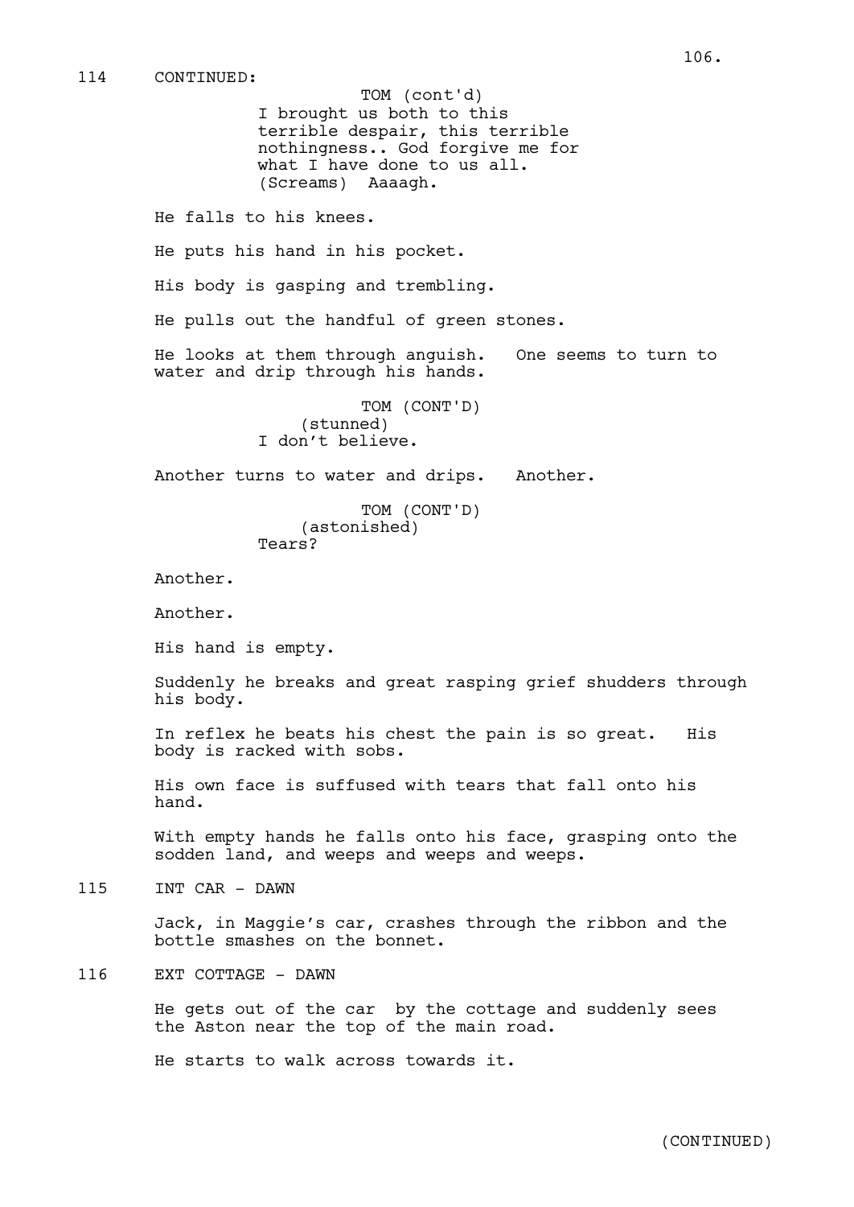114 CONTINUED:

TOM (cont'd)
I brought us both to this terrible despair, this terrible nothingness.. God forgive me for what I have done to us all.
(Screams) Aaaagh.

He falls to his knees.

He puts his hand in his pocket.

His body is gasping and trembling.

He pulls out the handful of green stones.

He looks at them through anguish. One seems to turn to water and drip through his hands.

TOM (CONT'D)
(stunned)
I don't believe.

Another turns to water and drips. Another.

TOM (CONT'D)
(astonished)
Tears?

Another.

Another.

His hand is empty.

Suddenly he breaks and great rasping grief shudders through his body.

In reflex he beats his chest the pain is so great. His body is racked with sobs.

His own face is suffused with tears that fall onto his hand.

With empty hands he falls onto his face, grasping onto the sodden land, and weeps and weeps and weeps.

115 INT CAR - DAWN

Jack, in Maggie's car, crashes through the ribbon and the bottle smashes on the bonnet.

116 EXT COTTAGE - DAWN

He gets out of the car by the cottage and suddenly sees the Aston near the top of the main road.

He starts to walk across towards it.

(CONTINUED)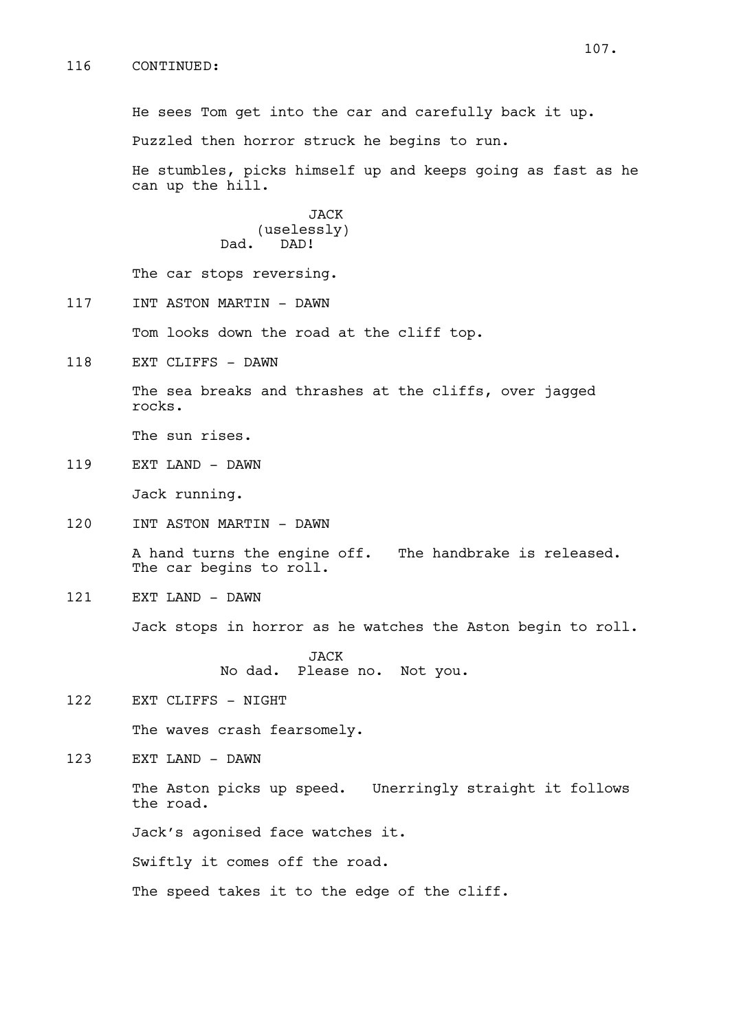116 CONTINUED:

He sees Tom get into the car and carefully back it up.

Puzzled then horror struck he begins to run.

He stumbles, picks himself up and keeps going as fast as he can up the hill.

JACK
(uselessly)
Dad. DAD!

The car stops reversing.

117 INT ASTON MARTIN - DAWN

Tom looks down the road at the cliff top.

118 EXT CLIFFS - DAWN

The sea breaks and thrashes at the cliffs, over jagged rocks.

The sun rises.

119 EXT LAND - DAWN

Jack running.

120 INT ASTON MARTIN - DAWN

A hand turns the engine off. The handbrake is released. The car begins to roll.

121 EXT LAND - DAWN

Jack stops in horror as he watches the Aston begin to roll.

JACK
No dad. Please no. Not you.

122 EXT CLIFFS - NIGHT

The waves crash fearsomely.

123 EXT LAND - DAWN

The Aston picks up speed. Unerringly straight it follows the road.

Jack's agonised face watches it.

Swiftly it comes off the road.

The speed takes it to the edge of the cliff.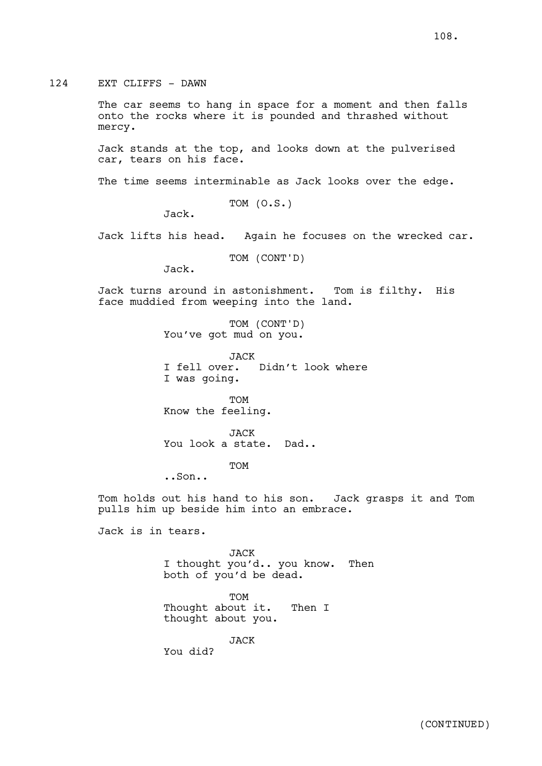124 EXT CLIFFS - DAWN

The car seems to hang in space for a moment and then falls onto the rocks where it is pounded and thrashed without mercy.

Jack stands at the top, and looks down at the pulverised car, tears on his face.

The time seems interminable as Jack looks over the edge.

TOM (O.S.)
Jack.

Jack lifts his head. Again he focuses on the wrecked car.

TOM (CONT'D)
Jack.

Jack turns around in astonishment. Tom is filthy. His face muddied from weeping into the land.

TOM (CONT'D)
You've got mud on you.

JACK
I fell over. Didn't look where I was going.

TOM
Know the feeling.

JACK
You look a state. Dad..

TOM
..Son..

Tom holds out his hand to his son. Jack grasps it and Tom pulls him up beside him into an embrace.

Jack is in tears.

JACK
I thought you'd.. you know. Then both of you'd be dead.

TOM
Thought about it. Then I thought about you.

JACK
You did?

(CONTINUED)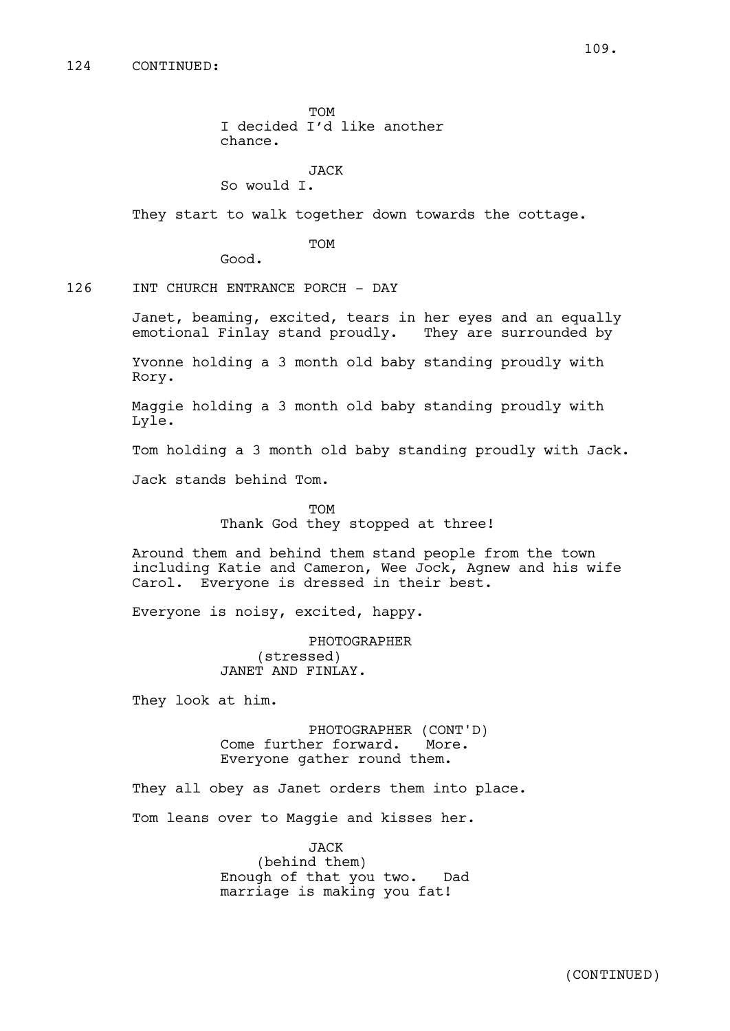124 CONTINUED:

TOM
I decided I'd like another chance.

JACK
So would I.

They start to walk together down towards the cottage.

TOM
Good.

126 INT CHURCH ENTRANCE PORCH - DAY

Janet, beaming, excited, tears in her eyes and an equally emotional Finlay stand proudly. They are surrounded by

Yvonne holding a 3 month old baby standing proudly with Rory.

Maggie holding a 3 month old baby standing proudly with Lyle.

Tom holding a 3 month old baby standing proudly with Jack.

Jack stands behind Tom.

TOM
Thank God they stopped at three!

Around them and behind them stand people from the town including Katie and Cameron, Wee Jock, Agnew and his wife Carol. Everyone is dressed in their best.

Everyone is noisy, excited, happy.

PHOTOGRAPHER
(stressed)
JANET AND FINLAY.

They look at him.

PHOTOGRAPHER (CONT'D)
Come further forward. More.
Everyone gather round them.

They all obey as Janet orders them into place.

Tom leans over to Maggie and kisses her.

JACK
(behind them)
Enough of that you two. Dad marriage is making you fat!

(CONTINUED)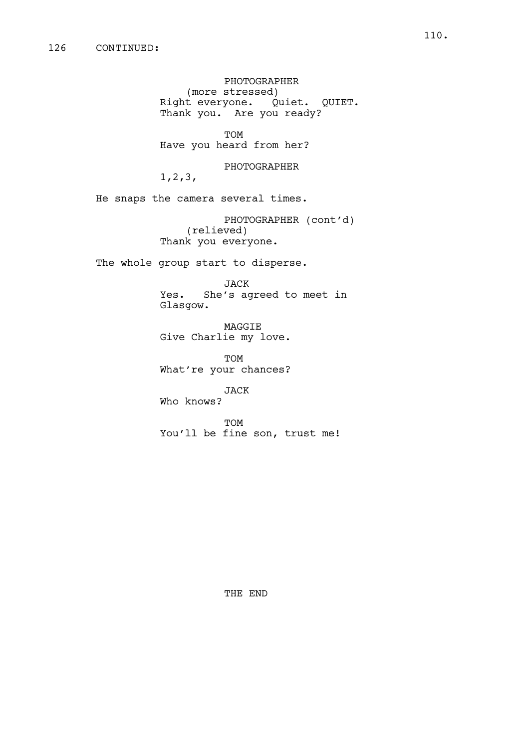126 CONTINUED:

PHOTOGRAPHER
(more stressed)
Right everyone. Quiet. QUIET.
Thank you. Are you ready?

TOM
Have you heard from her?

PHOTOGRAPHER
1,2,3,

He snaps the camera several times.

PHOTOGRAPHER (cont'd)
(relieved)
Thank you everyone.

The whole group start to disperse.

JACK
Yes. She's agreed to meet in
Glasgow.

MAGGIE
Give Charlie my love.

TOM
What're your chances?

JACK
Who knows?

TOM
You'll be fine son, trust me!

THE END